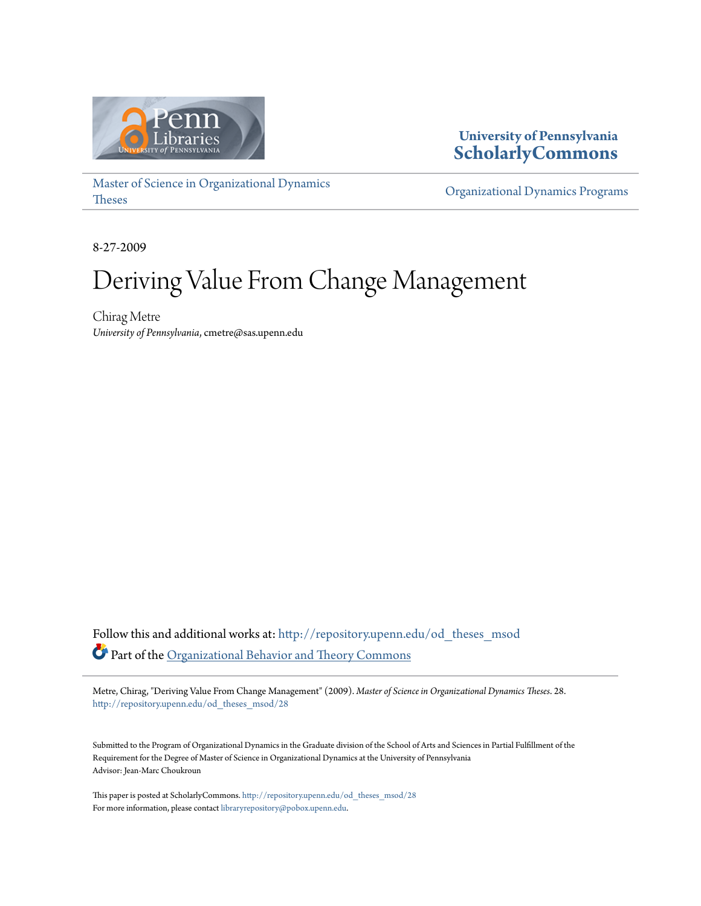University of Pennsylvania
**ScholarlyCommons**

Master of Science in Organizational Dynamics Theses

Organizational Dynamics Programs

8-27-2009

# Deriving Value From Change Management

Chirag Metre
*University of Pennsylvania*, cmetre@sas.upenn.edu

Follow this and additional works at: http://repository.upenn.edu/od_theses_msod

Part of the Organizational Behavior and Theory Commons

Metre, Chirag, "Deriving Value From Change Management" (2009). *Master of Science in Organizational Dynamics Theses*. 28.
http://repository.upenn.edu/od_theses_msod/28

Submitted to the Program of Organizational Dynamics in the Graduate division of the School of Arts and Sciences in Partial Fulfillment of the Requirement for the Degree of Master of Science in Organizational Dynamics at the University of Pennsylvania
Advisor: Jean-Marc Choukroun

This paper is posted at ScholarlyCommons. http://repository.upenn.edu/od_theses_msod/28
For more information, please contact libraryrepository@pobox.upenn.edu.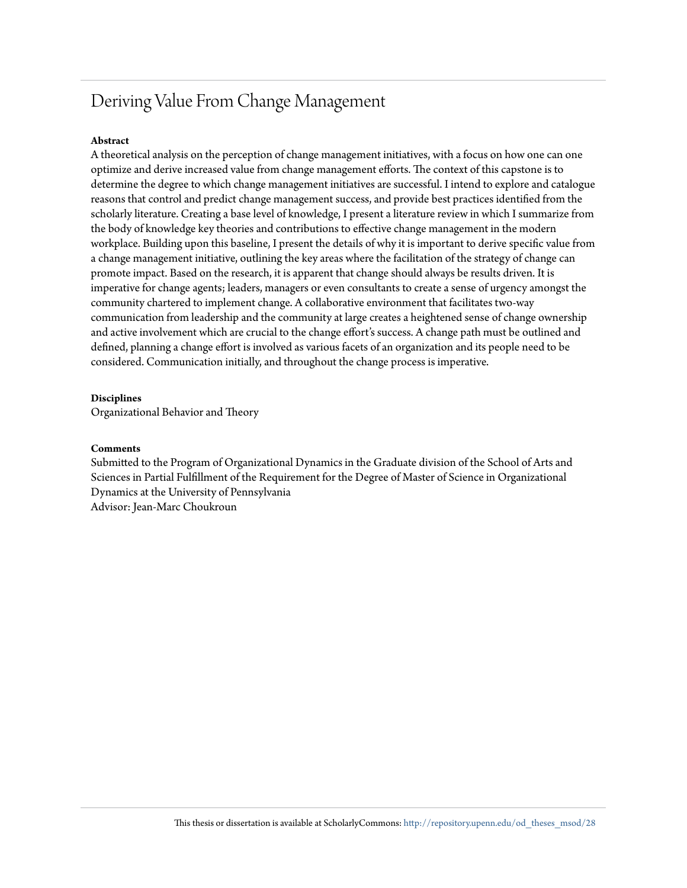# Deriving Value From Change Management

**Abstract**

A theoretical analysis on the perception of change management initiatives, with a focus on how one can one optimize and derive increased value from change management efforts. The context of this capstone is to determine the degree to which change management initiatives are successful. I intend to explore and catalogue reasons that control and predict change management success, and provide best practices identified from the scholarly literature. Creating a base level of knowledge, I present a literature review in which I summarize from the body of knowledge key theories and contributions to effective change management in the modern workplace. Building upon this baseline, I present the details of why it is important to derive specific value from a change management initiative, outlining the key areas where the facilitation of the strategy of change can promote impact. Based on the research, it is apparent that change should always be results driven. It is imperative for change agents; leaders, managers or even consultants to create a sense of urgency amongst the community chartered to implement change. A collaborative environment that facilitates two-way communication from leadership and the community at large creates a heightened sense of change ownership and active involvement which are crucial to the change effort's success. A change path must be outlined and defined, planning a change effort is involved as various facets of an organization and its people need to be considered. Communication initially, and throughout the change process is imperative.

**Disciplines**

Organizational Behavior and Theory

**Comments**

Submitted to the Program of Organizational Dynamics in the Graduate division of the School of Arts and Sciences in Partial Fulfillment of the Requirement for the Degree of Master of Science in Organizational Dynamics at the University of Pennsylvania
Advisor: Jean-Marc Choukroun

This thesis or dissertation is available at ScholarlyCommons: http://repository.upenn.edu/od_theses_msod/28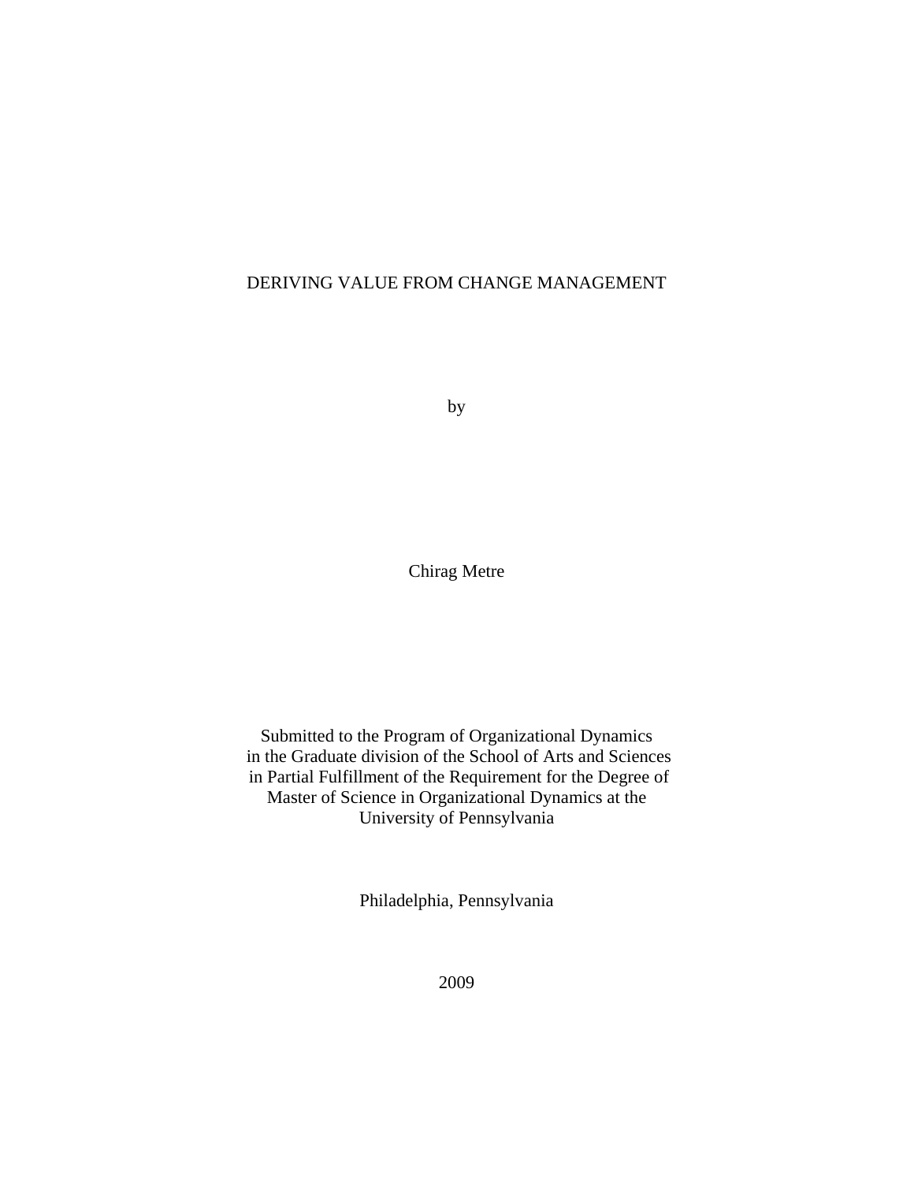# DERIVING VALUE FROM CHANGE MANAGEMENT

by

Chirag Metre

Submitted to the Program of Organizational Dynamics
in the Graduate division of the School of Arts and Sciences
in Partial Fulfillment of the Requirement for the Degree of
Master of Science in Organizational Dynamics at the
University of Pennsylvania

Philadelphia, Pennsylvania

2009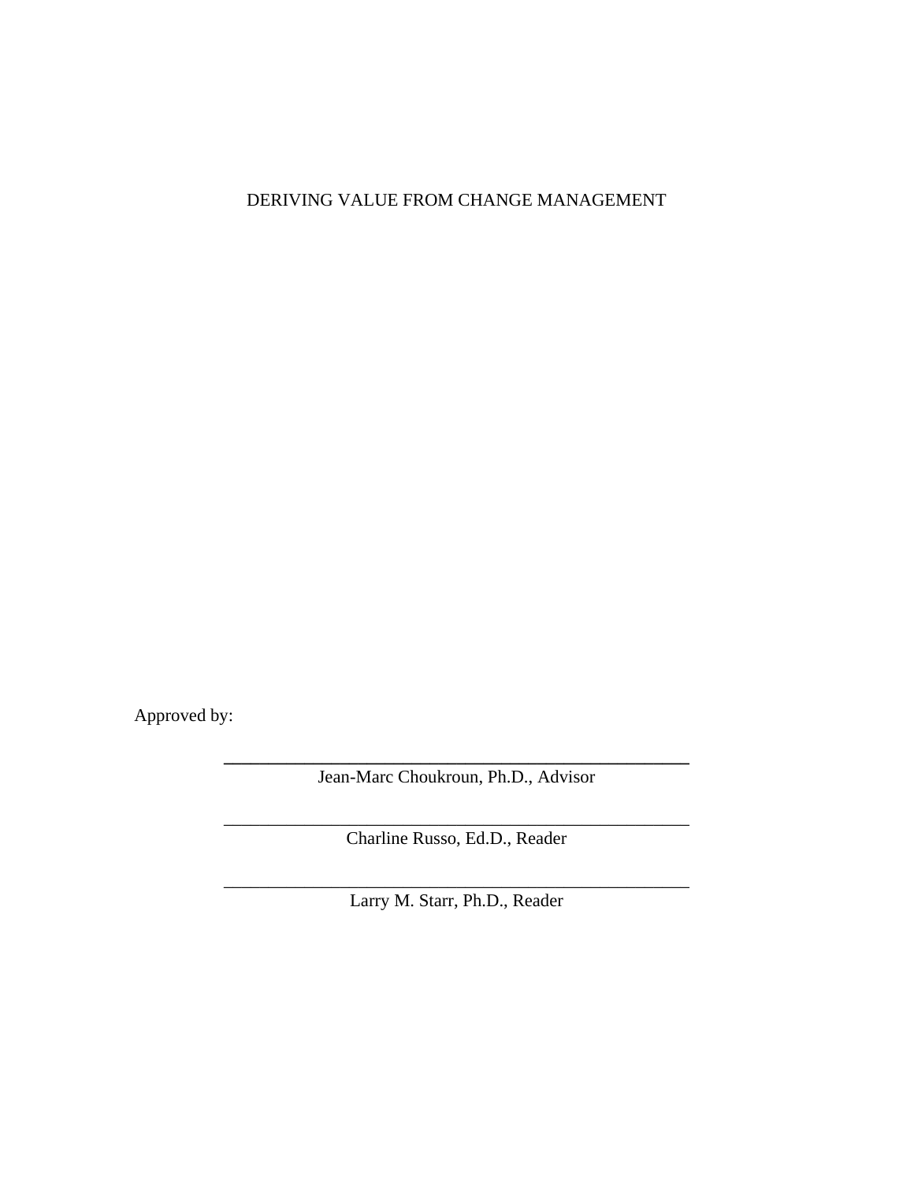DERIVING VALUE FROM CHANGE MANAGEMENT

Approved by:

\_\_\_\_\_\_\_\_\_\_\_\_\_\_\_\_\_\_\_\_\_\_\_\_\_\_\_\_\_\_\_\_\_\_\_\_\_\_\_\_\_\_\_\_\_\_\_\_

Jean-Marc Choukroun, Ph.D., Advisor

\_\_\_\_\_\_\_\_\_\_\_\_\_\_\_\_\_\_\_\_\_\_\_\_\_\_\_\_\_\_\_\_\_\_\_\_\_\_\_\_\_\_\_\_\_\_\_\_

Charline Russo, Ed.D., Reader

\_\_\_\_\_\_\_\_\_\_\_\_\_\_\_\_\_\_\_\_\_\_\_\_\_\_\_\_\_\_\_\_\_\_\_\_\_\_\_\_\_\_\_\_\_\_\_\_

Larry M. Starr, Ph.D., Reader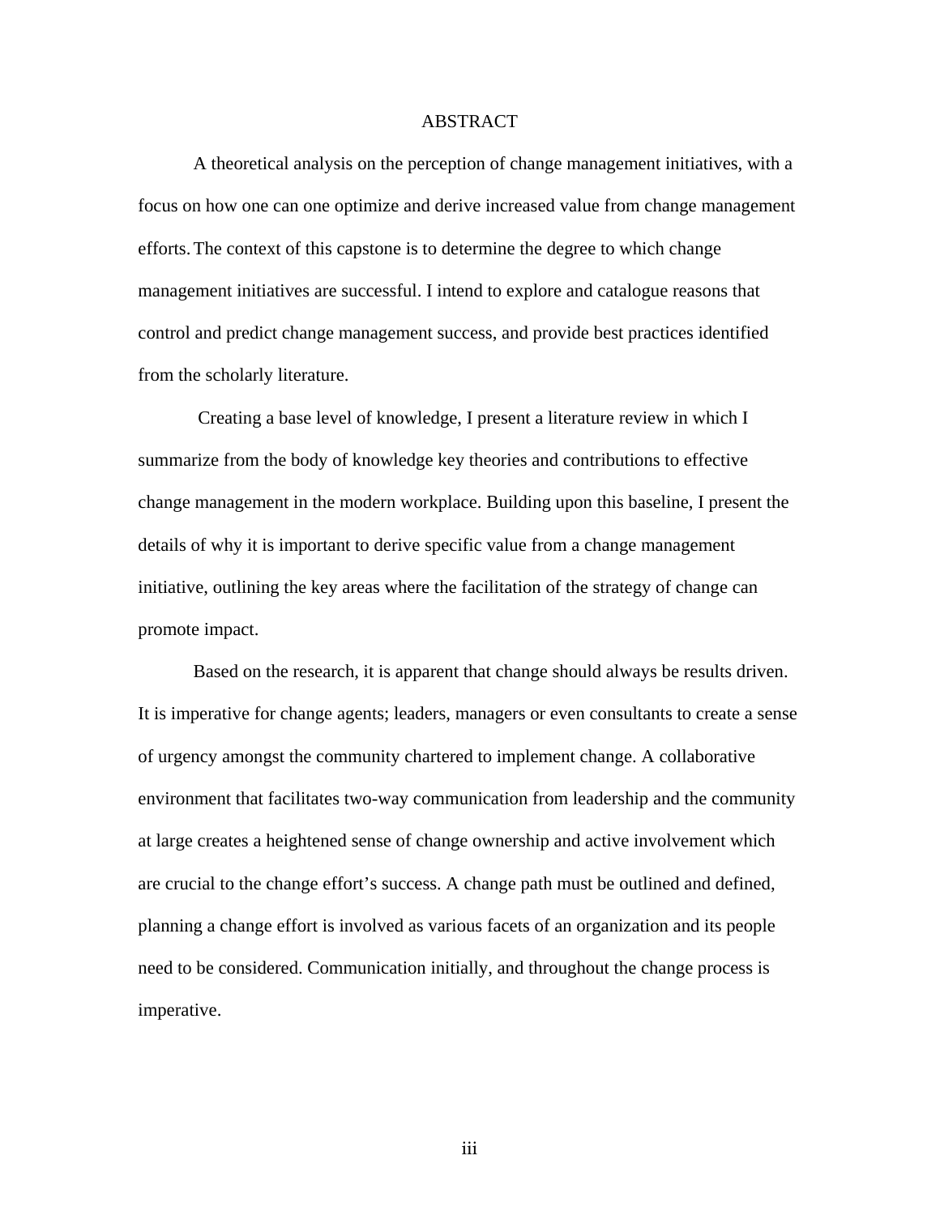# ABSTRACT

A theoretical analysis on the perception of change management initiatives, with a focus on how one can one optimize and derive increased value from change management efforts. The context of this capstone is to determine the degree to which change management initiatives are successful. I intend to explore and catalogue reasons that control and predict change management success, and provide best practices identified from the scholarly literature.

Creating a base level of knowledge, I present a literature review in which I summarize from the body of knowledge key theories and contributions to effective change management in the modern workplace. Building upon this baseline, I present the details of why it is important to derive specific value from a change management initiative, outlining the key areas where the facilitation of the strategy of change can promote impact.

Based on the research, it is apparent that change should always be results driven. It is imperative for change agents; leaders, managers or even consultants to create a sense of urgency amongst the community chartered to implement change. A collaborative environment that facilitates two-way communication from leadership and the community at large creates a heightened sense of change ownership and active involvement which are crucial to the change effort's success. A change path must be outlined and defined, planning a change effort is involved as various facets of an organization and its people need to be considered. Communication initially, and throughout the change process is imperative.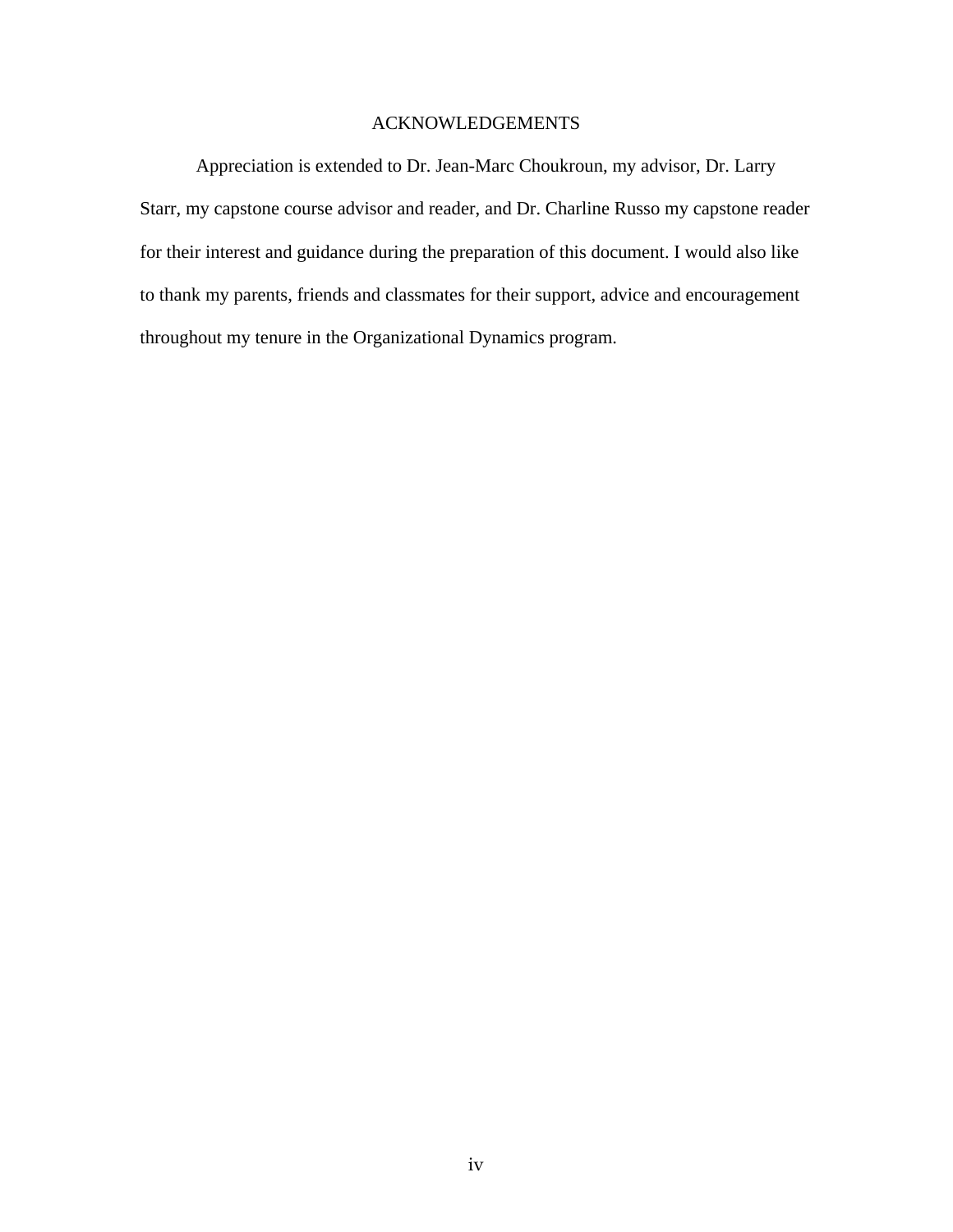# ACKNOWLEDGEMENTS

Appreciation is extended to Dr. Jean-Marc Choukroun, my advisor, Dr. Larry Starr, my capstone course advisor and reader, and Dr. Charline Russo my capstone reader for their interest and guidance during the preparation of this document. I would also like to thank my parents, friends and classmates for their support, advice and encouragement throughout my tenure in the Organizational Dynamics program.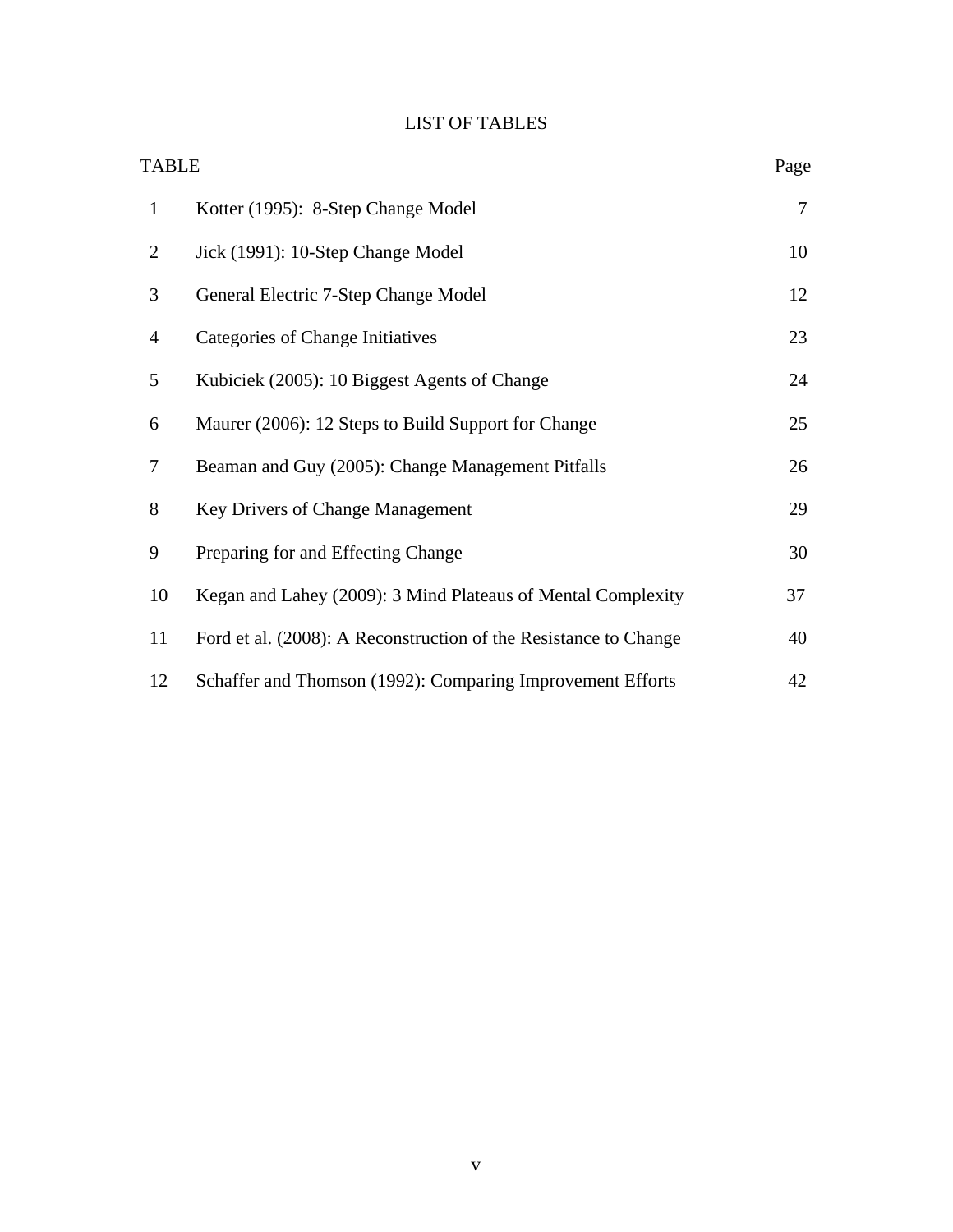# LIST OF TABLES

| TABLE | | Page |
|---|---|---|
| 1 | Kotter (1995): 8-Step Change Model | 7 |
| 2 | Jick (1991): 10-Step Change Model | 10 |
| 3 | General Electric 7-Step Change Model | 12 |
| 4 | Categories of Change Initiatives | 23 |
| 5 | Kubiciek (2005): 10 Biggest Agents of Change | 24 |
| 6 | Maurer (2006): 12 Steps to Build Support for Change | 25 |
| 7 | Beaman and Guy (2005): Change Management Pitfalls | 26 |
| 8 | Key Drivers of Change Management | 29 |
| 9 | Preparing for and Effecting Change | 30 |
| 10 | Kegan and Lahey (2009): 3 Mind Plateaus of Mental Complexity | 37 |
| 11 | Ford et al. (2008): A Reconstruction of the Resistance to Change | 40 |
| 12 | Schaffer and Thomson (1992): Comparing Improvement Efforts | 42 |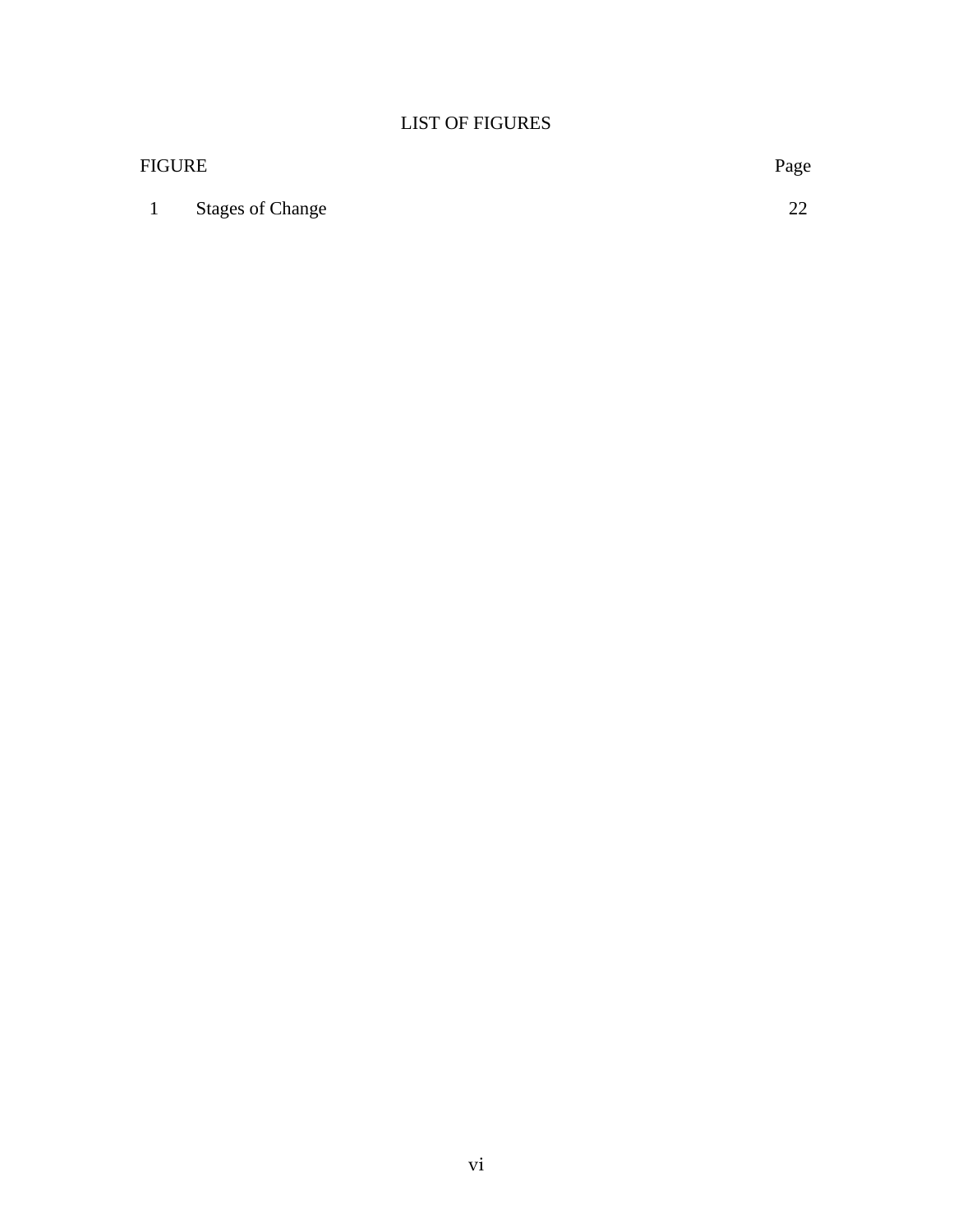# LIST OF FIGURES

| FIGURE | | Page |
|---|---|---|
| 1 | Stages of Change | 22 |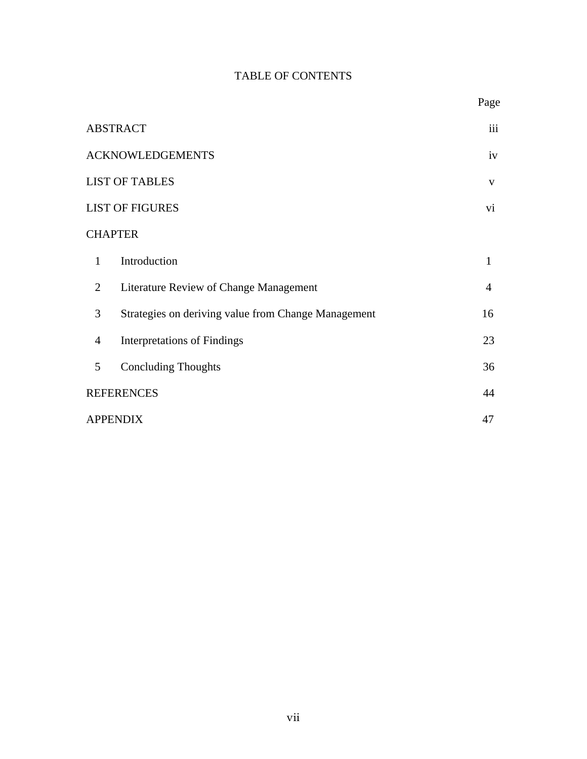# TABLE OF CONTENTS

| | Page |
|---|---|
| ABSTRACT | iii |
| ACKNOWLEDGEMENTS | iv |
| LIST OF TABLES | v |
| LIST OF FIGURES | vi |
| CHAPTER | |
| 1 Introduction | 1 |
| 2 Literature Review of Change Management | 4 |
| 3 Strategies on deriving value from Change Management | 16 |
| 4 Interpretations of Findings | 23 |
| 5 Concluding Thoughts | 36 |
| REFERENCES | 44 |
| APPENDIX | 47 |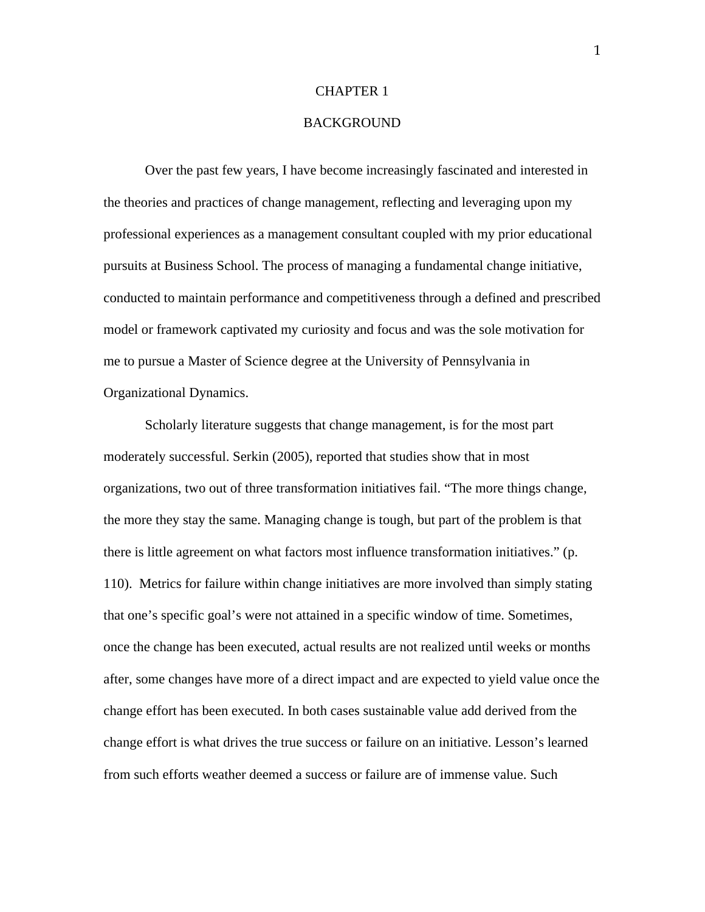# CHAPTER 1

## BACKGROUND

Over the past few years, I have become increasingly fascinated and interested in the theories and practices of change management, reflecting and leveraging upon my professional experiences as a management consultant coupled with my prior educational pursuits at Business School. The process of managing a fundamental change initiative, conducted to maintain performance and competitiveness through a defined and prescribed model or framework captivated my curiosity and focus and was the sole motivation for me to pursue a Master of Science degree at the University of Pennsylvania in Organizational Dynamics.

Scholarly literature suggests that change management, is for the most part moderately successful. Serkin (2005), reported that studies show that in most organizations, two out of three transformation initiatives fail. "The more things change, the more they stay the same. Managing change is tough, but part of the problem is that there is little agreement on what factors most influence transformation initiatives." (p. 110). Metrics for failure within change initiatives are more involved than simply stating that one's specific goal's were not attained in a specific window of time. Sometimes, once the change has been executed, actual results are not realized until weeks or months after, some changes have more of a direct impact and are expected to yield value once the change effort has been executed. In both cases sustainable value add derived from the change effort is what drives the true success or failure on an initiative. Lesson's learned from such efforts weather deemed a success or failure are of immense value. Such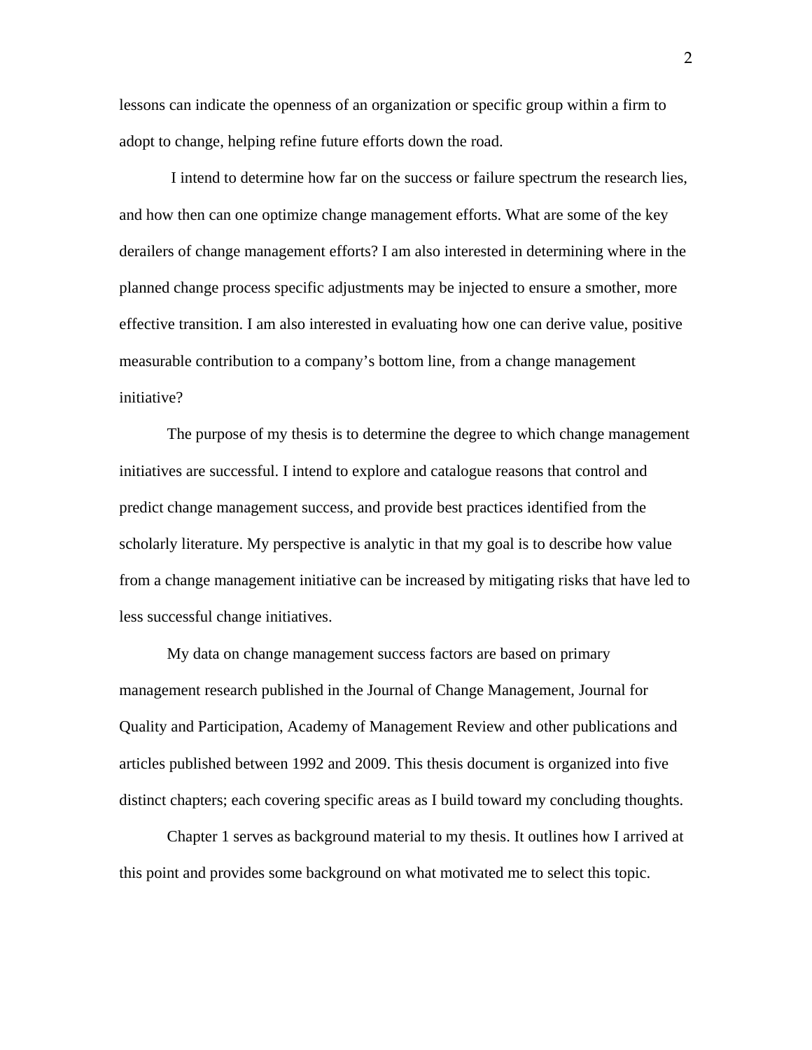lessons can indicate the openness of an organization or specific group within a firm to adopt to change, helping refine future efforts down the road.

I intend to determine how far on the success or failure spectrum the research lies, and how then can one optimize change management efforts. What are some of the key derailers of change management efforts? I am also interested in determining where in the planned change process specific adjustments may be injected to ensure a smother, more effective transition. I am also interested in evaluating how one can derive value, positive measurable contribution to a company's bottom line, from a change management initiative?

The purpose of my thesis is to determine the degree to which change management initiatives are successful. I intend to explore and catalogue reasons that control and predict change management success, and provide best practices identified from the scholarly literature. My perspective is analytic in that my goal is to describe how value from a change management initiative can be increased by mitigating risks that have led to less successful change initiatives.

My data on change management success factors are based on primary management research published in the Journal of Change Management, Journal for Quality and Participation, Academy of Management Review and other publications and articles published between 1992 and 2009. This thesis document is organized into five distinct chapters; each covering specific areas as I build toward my concluding thoughts.

Chapter 1 serves as background material to my thesis. It outlines how I arrived at this point and provides some background on what motivated me to select this topic.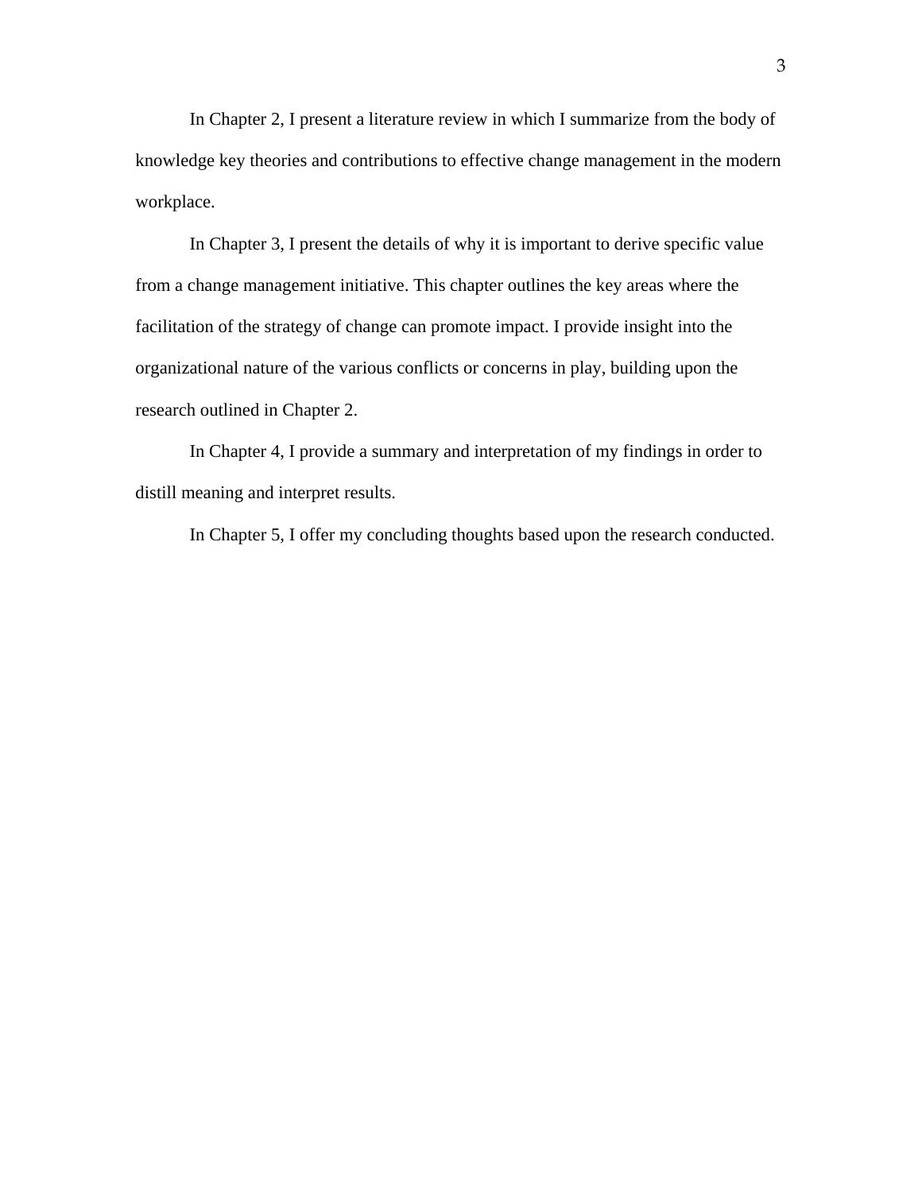In Chapter 2, I present a literature review in which I summarize from the body of knowledge key theories and contributions to effective change management in the modern workplace.

In Chapter 3, I present the details of why it is important to derive specific value from a change management initiative. This chapter outlines the key areas where the facilitation of the strategy of change can promote impact. I provide insight into the organizational nature of the various conflicts or concerns in play, building upon the research outlined in Chapter 2.

In Chapter 4, I provide a summary and interpretation of my findings in order to distill meaning and interpret results.

In Chapter 5, I offer my concluding thoughts based upon the research conducted.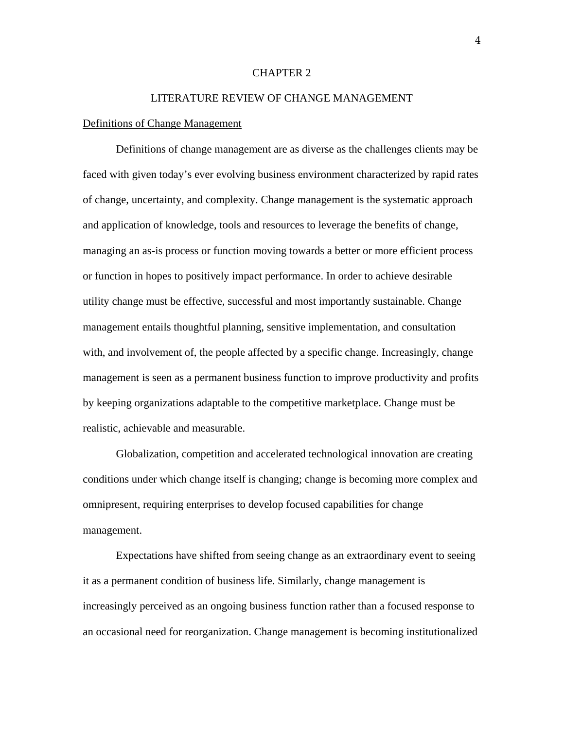# CHAPTER 2

## LITERATURE REVIEW OF CHANGE MANAGEMENT

### Definitions of Change Management

Definitions of change management are as diverse as the challenges clients may be faced with given today's ever evolving business environment characterized by rapid rates of change, uncertainty, and complexity. Change management is the systematic approach and application of knowledge, tools and resources to leverage the benefits of change, managing an as-is process or function moving towards a better or more efficient process or function in hopes to positively impact performance. In order to achieve desirable utility change must be effective, successful and most importantly sustainable. Change management entails thoughtful planning, sensitive implementation, and consultation with, and involvement of, the people affected by a specific change. Increasingly, change management is seen as a permanent business function to improve productivity and profits by keeping organizations adaptable to the competitive marketplace. Change must be realistic, achievable and measurable.

Globalization, competition and accelerated technological innovation are creating conditions under which change itself is changing; change is becoming more complex and omnipresent, requiring enterprises to develop focused capabilities for change management.

Expectations have shifted from seeing change as an extraordinary event to seeing it as a permanent condition of business life. Similarly, change management is increasingly perceived as an ongoing business function rather than a focused response to an occasional need for reorganization. Change management is becoming institutionalized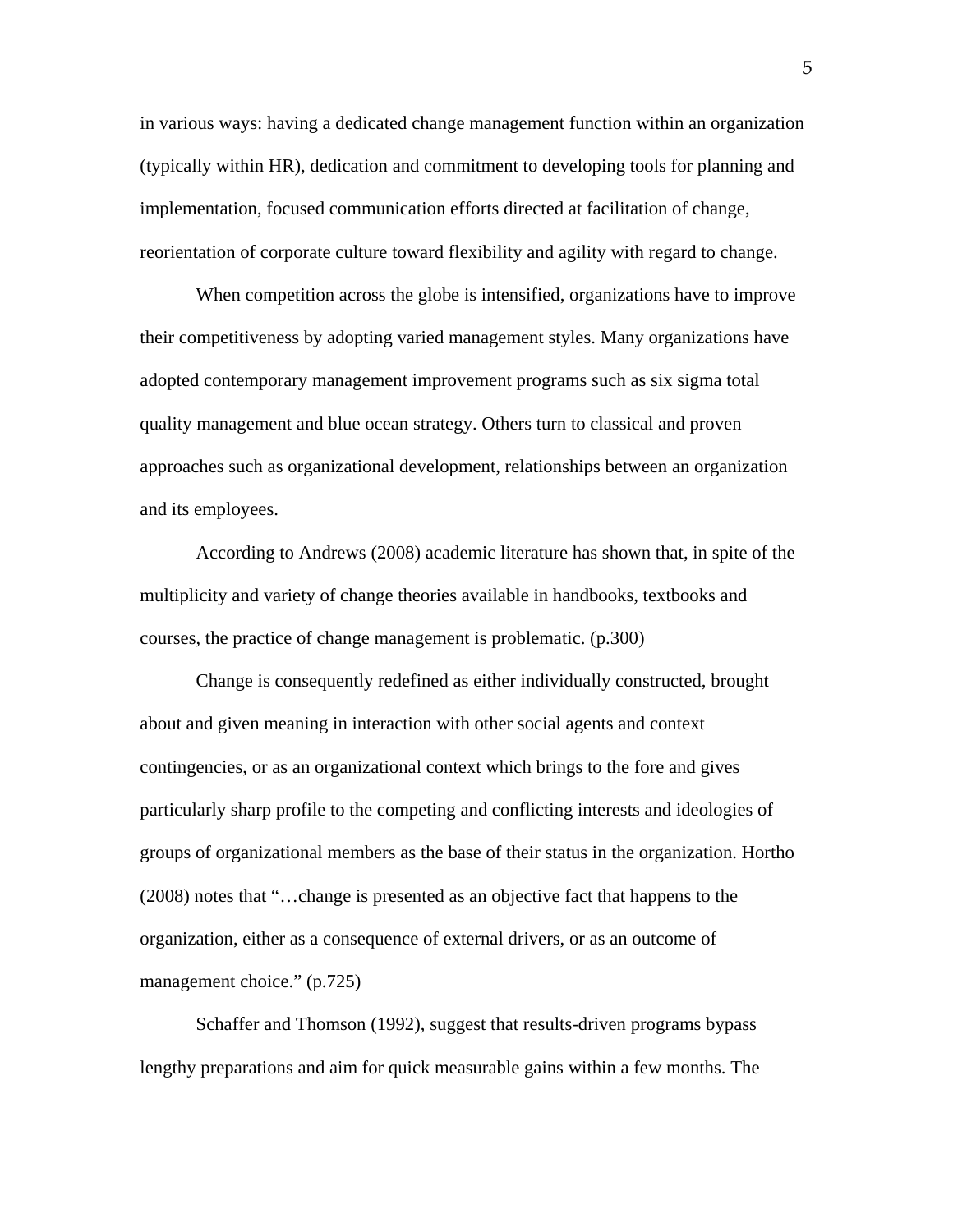in various ways: having a dedicated change management function within an organization (typically within HR), dedication and commitment to developing tools for planning and implementation, focused communication efforts directed at facilitation of change, reorientation of corporate culture toward flexibility and agility with regard to change.

When competition across the globe is intensified, organizations have to improve their competitiveness by adopting varied management styles. Many organizations have adopted contemporary management improvement programs such as six sigma total quality management and blue ocean strategy. Others turn to classical and proven approaches such as organizational development, relationships between an organization and its employees.

According to Andrews (2008) academic literature has shown that, in spite of the multiplicity and variety of change theories available in handbooks, textbooks and courses, the practice of change management is problematic. (p.300)

Change is consequently redefined as either individually constructed, brought about and given meaning in interaction with other social agents and context contingencies, or as an organizational context which brings to the fore and gives particularly sharp profile to the competing and conflicting interests and ideologies of groups of organizational members as the base of their status in the organization. Hortho (2008) notes that "…change is presented as an objective fact that happens to the organization, either as a consequence of external drivers, or as an outcome of management choice." (p.725)

Schaffer and Thomson (1992), suggest that results-driven programs bypass lengthy preparations and aim for quick measurable gains within a few months. The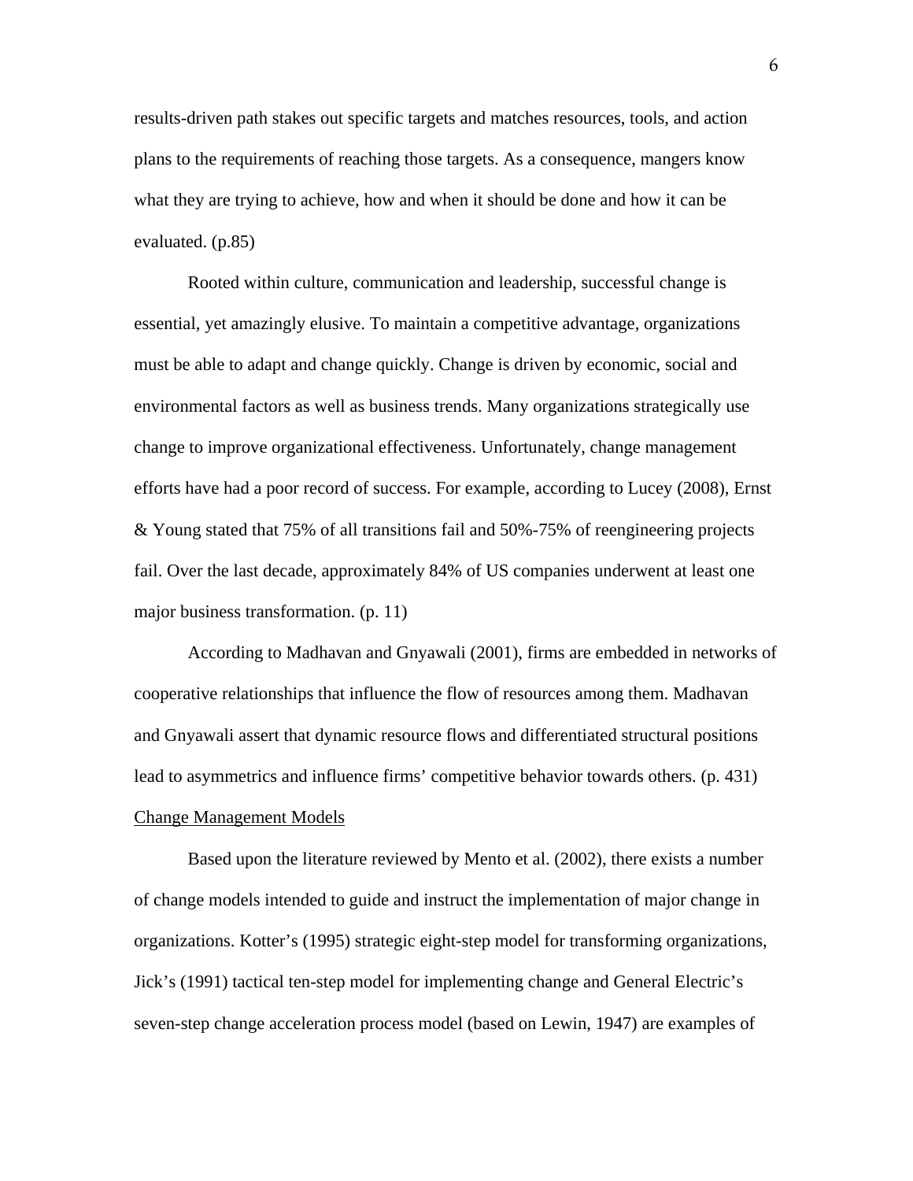results-driven path stakes out specific targets and matches resources, tools, and action plans to the requirements of reaching those targets. As a consequence, mangers know what they are trying to achieve, how and when it should be done and how it can be evaluated. (p.85)

Rooted within culture, communication and leadership, successful change is essential, yet amazingly elusive. To maintain a competitive advantage, organizations must be able to adapt and change quickly. Change is driven by economic, social and environmental factors as well as business trends. Many organizations strategically use change to improve organizational effectiveness. Unfortunately, change management efforts have had a poor record of success. For example, according to Lucey (2008), Ernst & Young stated that 75% of all transitions fail and 50%-75% of reengineering projects fail. Over the last decade, approximately 84% of US companies underwent at least one major business transformation. (p. 11)

According to Madhavan and Gnyawali (2001), firms are embedded in networks of cooperative relationships that influence the flow of resources among them. Madhavan and Gnyawali assert that dynamic resource flows and differentiated structural positions lead to asymmetrics and influence firms' competitive behavior towards others. (p. 431)

<u>Change Management Models</u>

Based upon the literature reviewed by Mento et al. (2002), there exists a number of change models intended to guide and instruct the implementation of major change in organizations. Kotter's (1995) strategic eight-step model for transforming organizations, Jick's (1991) tactical ten-step model for implementing change and General Electric's seven-step change acceleration process model (based on Lewin, 1947) are examples of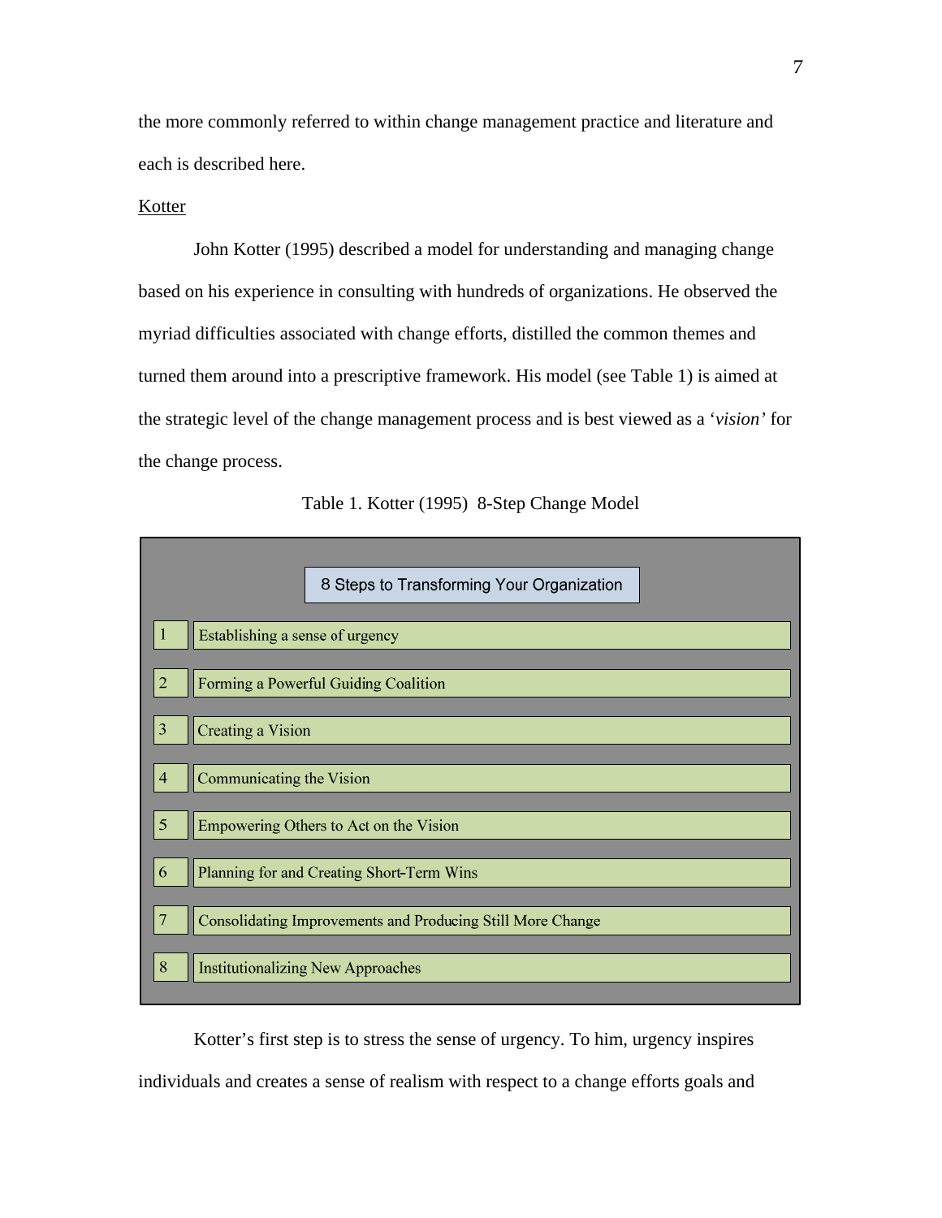the more commonly referred to within change management practice and literature and each is described here.

Kotter

John Kotter (1995) described a model for understanding and managing change based on his experience in consulting with hundreds of organizations. He observed the myriad difficulties associated with change efforts, distilled the common themes and turned them around into a prescriptive framework. His model (see Table 1) is aimed at the strategic level of the change management process and is best viewed as a '*vision*' for the change process.

Table 1. Kotter (1995) 8-Step Change Model

| 8 Steps to Transforming Your Organization | |
|---|---|
| 1 | Establishing a sense of urgency |
| 2 | Forming a Powerful Guiding Coalition |
| 3 | Creating a Vision |
| 4 | Communicating the Vision |
| 5 | Empowering Others to Act on the Vision |
| 6 | Planning for and Creating Short-Term Wins |
| 7 | Consolidating Improvements and Producing Still More Change |
| 8 | Institutionalizing New Approaches |

Kotter's first step is to stress the sense of urgency. To him, urgency inspires individuals and creates a sense of realism with respect to a change efforts goals and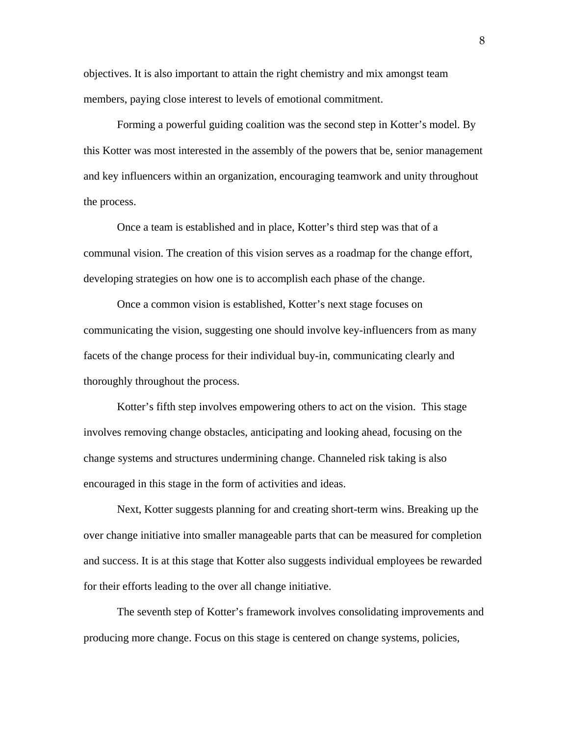objectives. It is also important to attain the right chemistry and mix amongst team members, paying close interest to levels of emotional commitment.

Forming a powerful guiding coalition was the second step in Kotter's model. By this Kotter was most interested in the assembly of the powers that be, senior management and key influencers within an organization, encouraging teamwork and unity throughout the process.

Once a team is established and in place, Kotter's third step was that of a communal vision. The creation of this vision serves as a roadmap for the change effort, developing strategies on how one is to accomplish each phase of the change.

Once a common vision is established, Kotter's next stage focuses on communicating the vision, suggesting one should involve key-influencers from as many facets of the change process for their individual buy-in, communicating clearly and thoroughly throughout the process.

Kotter's fifth step involves empowering others to act on the vision. This stage involves removing change obstacles, anticipating and looking ahead, focusing on the change systems and structures undermining change. Channeled risk taking is also encouraged in this stage in the form of activities and ideas.

Next, Kotter suggests planning for and creating short-term wins. Breaking up the over change initiative into smaller manageable parts that can be measured for completion and success. It is at this stage that Kotter also suggests individual employees be rewarded for their efforts leading to the over all change initiative.

The seventh step of Kotter's framework involves consolidating improvements and producing more change. Focus on this stage is centered on change systems, policies,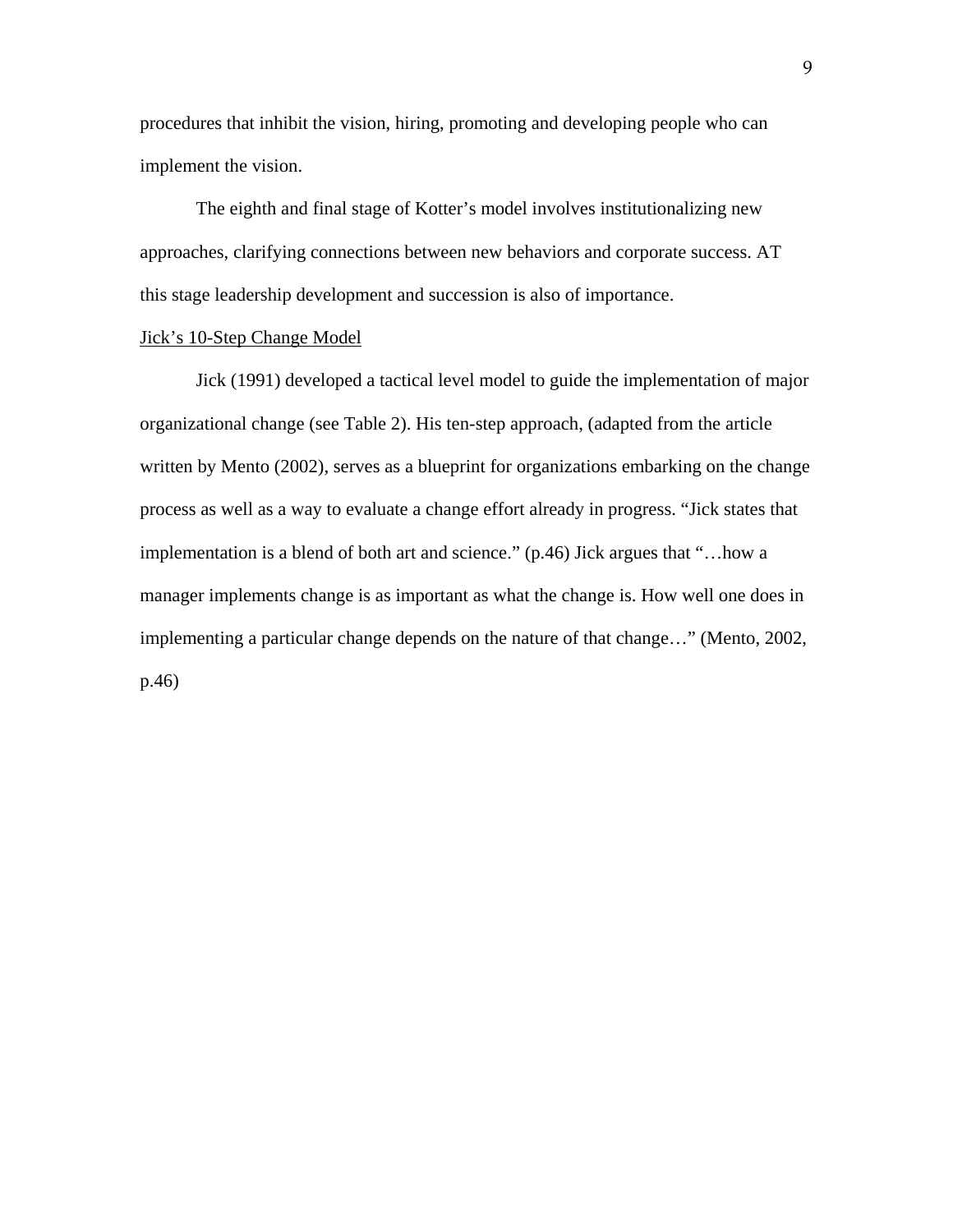procedures that inhibit the vision, hiring, promoting and developing people who can implement the vision.

The eighth and final stage of Kotter's model involves institutionalizing new approaches, clarifying connections between new behaviors and corporate success. AT this stage leadership development and succession is also of importance.

<u>Jick's 10-Step Change Model</u>

Jick (1991) developed a tactical level model to guide the implementation of major organizational change (see Table 2). His ten-step approach, (adapted from the article written by Mento (2002), serves as a blueprint for organizations embarking on the change process as well as a way to evaluate a change effort already in progress. "Jick states that implementation is a blend of both art and science." (p.46) Jick argues that "…how a manager implements change is as important as what the change is. How well one does in implementing a particular change depends on the nature of that change…" (Mento, 2002, p.46)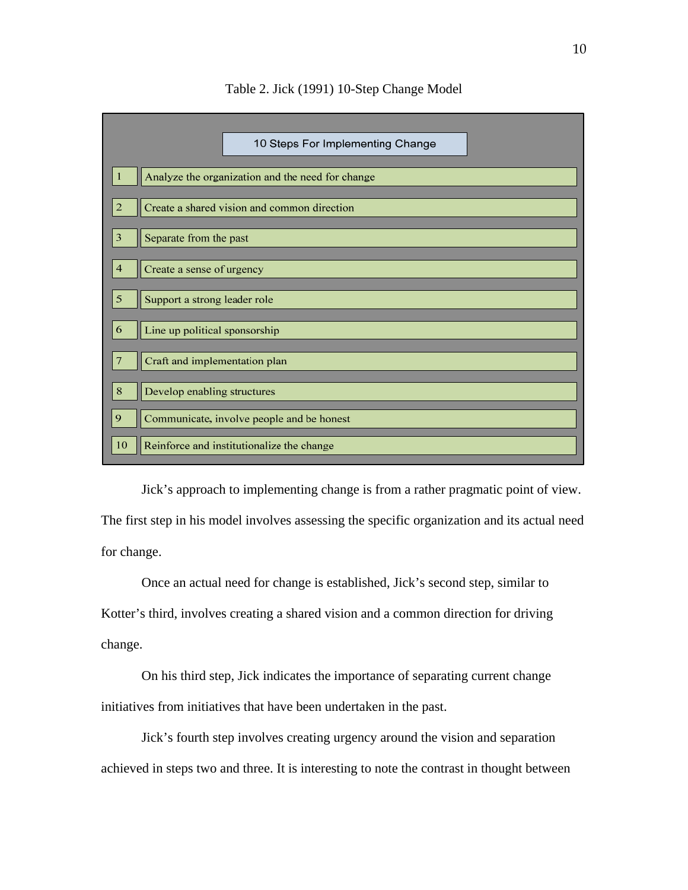Table 2. Jick (1991) 10-Step Change Model

| 10 Steps For Implementing Change | |
|---|---|
| 1 | Analyze the organization and the need for change |
| 2 | Create a shared vision and common direction |
| 3 | Separate from the past |
| 4 | Create a sense of urgency |
| 5 | Support a strong leader role |
| 6 | Line up political sponsorship |
| 7 | Craft and implementation plan |
| 8 | Develop enabling structures |
| 9 | Communicate, involve people and be honest |
| 10 | Reinforce and institutionalize the change |

Jick's approach to implementing change is from a rather pragmatic point of view. The first step in his model involves assessing the specific organization and its actual need for change.

Once an actual need for change is established, Jick's second step, similar to Kotter's third, involves creating a shared vision and a common direction for driving change.

On his third step, Jick indicates the importance of separating current change initiatives from initiatives that have been undertaken in the past.

Jick's fourth step involves creating urgency around the vision and separation achieved in steps two and three. It is interesting to note the contrast in thought between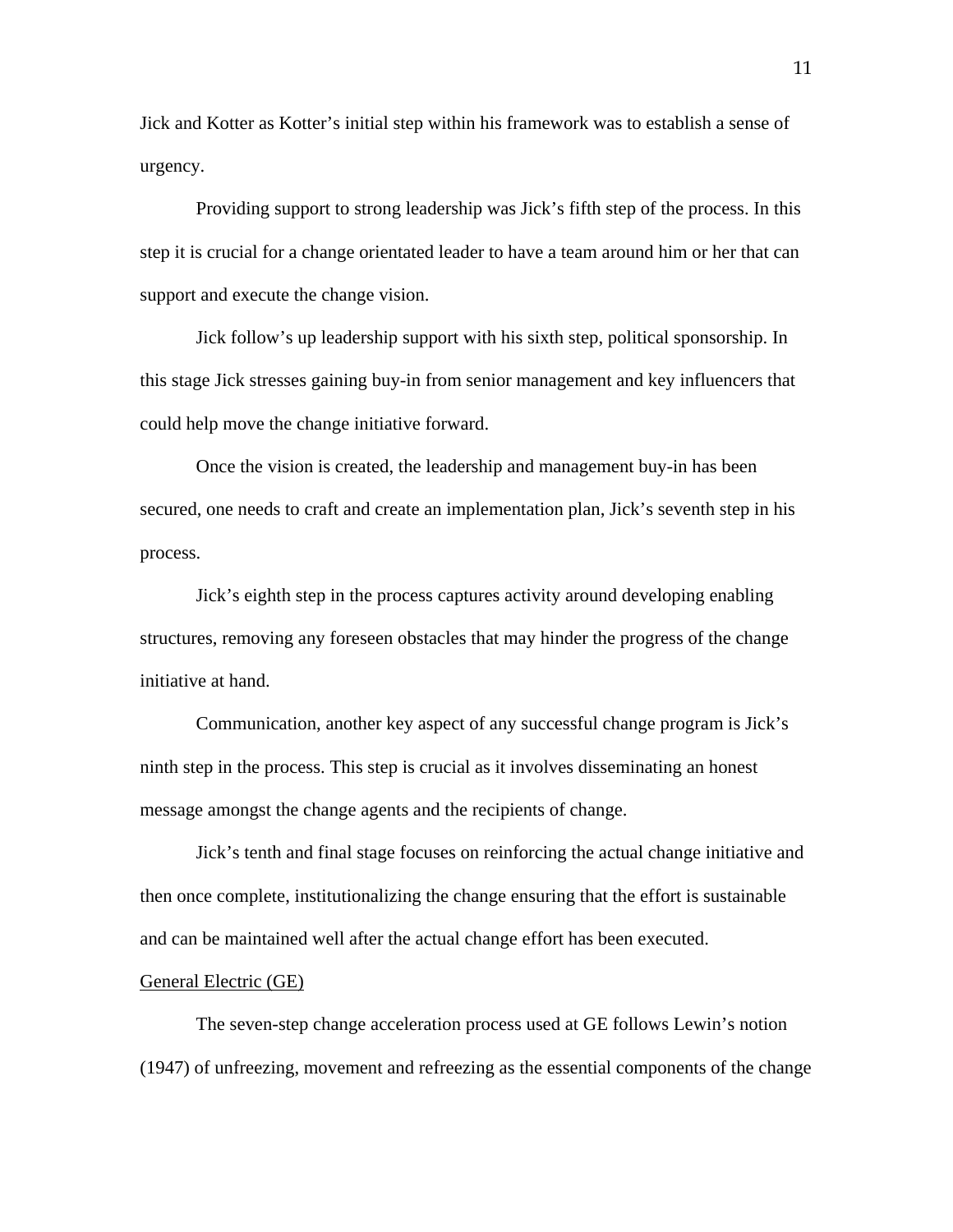Jick and Kotter as Kotter's initial step within his framework was to establish a sense of urgency.

Providing support to strong leadership was Jick's fifth step of the process. In this step it is crucial for a change orientated leader to have a team around him or her that can support and execute the change vision.

Jick follow's up leadership support with his sixth step, political sponsorship. In this stage Jick stresses gaining buy-in from senior management and key influencers that could help move the change initiative forward.

Once the vision is created, the leadership and management buy-in has been secured, one needs to craft and create an implementation plan, Jick's seventh step in his process.

Jick's eighth step in the process captures activity around developing enabling structures, removing any foreseen obstacles that may hinder the progress of the change initiative at hand.

Communication, another key aspect of any successful change program is Jick's ninth step in the process. This step is crucial as it involves disseminating an honest message amongst the change agents and the recipients of change.

Jick's tenth and final stage focuses on reinforcing the actual change initiative and then once complete, institutionalizing the change ensuring that the effort is sustainable and can be maintained well after the actual change effort has been executed.

<u>General Electric (GE)</u>

The seven-step change acceleration process used at GE follows Lewin's notion (1947) of unfreezing, movement and refreezing as the essential components of the change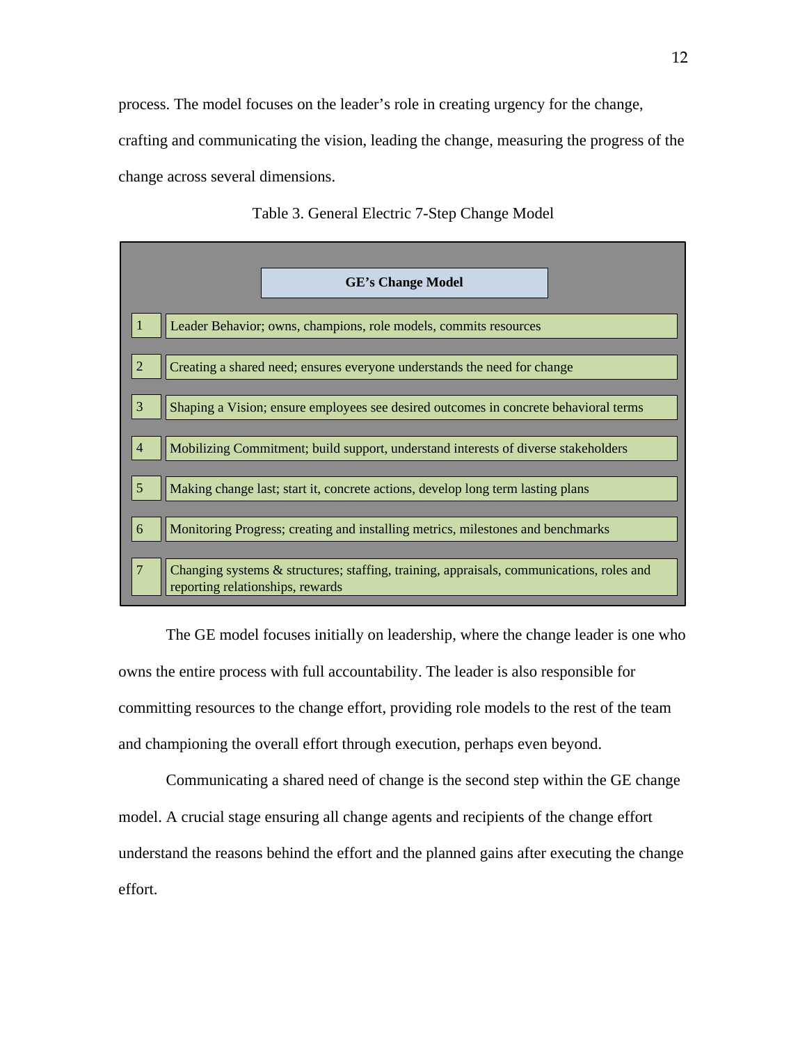process. The model focuses on the leader's role in creating urgency for the change, crafting and communicating the vision, leading the change, measuring the progress of the change across several dimensions.

Table 3. General Electric 7-Step Change Model

| | **GE's Change Model** |
|---|---|
| 1 | Leader Behavior; owns, champions, role models, commits resources |
| 2 | Creating a shared need; ensures everyone understands the need for change |
| 3 | Shaping a Vision; ensure employees see desired outcomes in concrete behavioral terms |
| 4 | Mobilizing Commitment; build support, understand interests of diverse stakeholders |
| 5 | Making change last; start it, concrete actions, develop long term lasting plans |
| 6 | Monitoring Progress; creating and installing metrics, milestones and benchmarks |
| 7 | Changing systems & structures; staffing, training, appraisals, communications, roles and reporting relationships, rewards |

The GE model focuses initially on leadership, where the change leader is one who owns the entire process with full accountability. The leader is also responsible for committing resources to the change effort, providing role models to the rest of the team and championing the overall effort through execution, perhaps even beyond.

Communicating a shared need of change is the second step within the GE change model. A crucial stage ensuring all change agents and recipients of the change effort understand the reasons behind the effort and the planned gains after executing the change effort.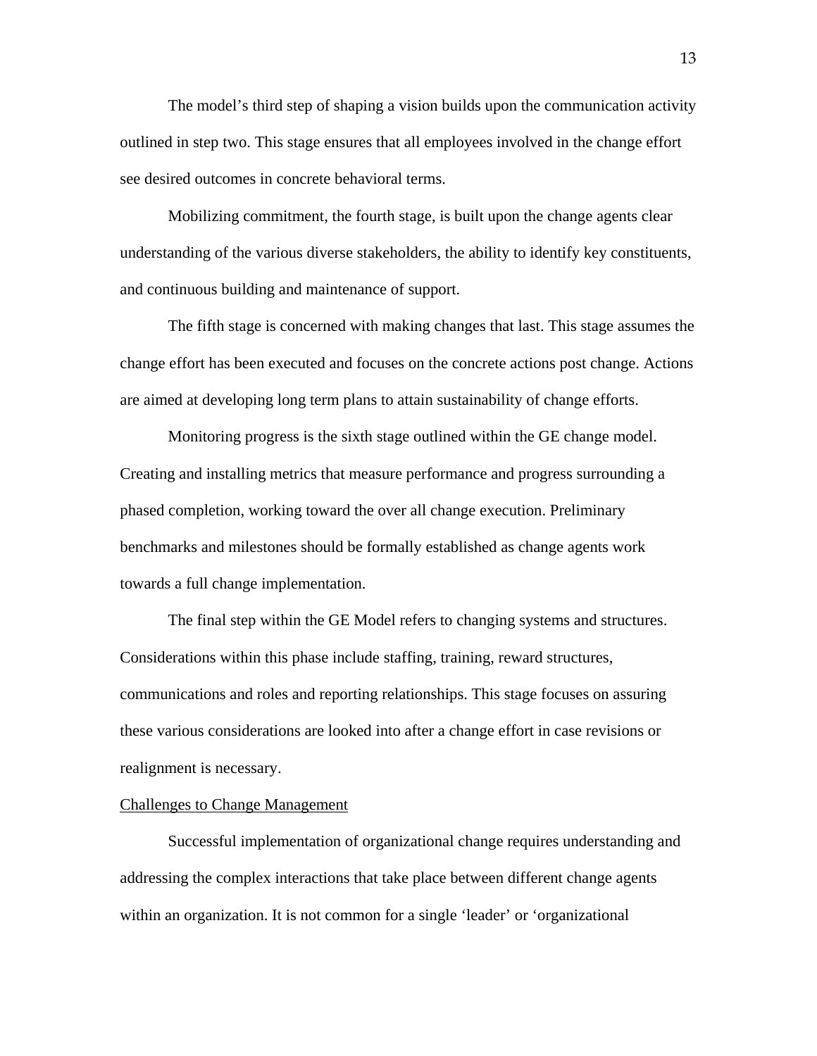The model's third step of shaping a vision builds upon the communication activity outlined in step two. This stage ensures that all employees involved in the change effort see desired outcomes in concrete behavioral terms.

Mobilizing commitment, the fourth stage, is built upon the change agents clear understanding of the various diverse stakeholders, the ability to identify key constituents, and continuous building and maintenance of support.

The fifth stage is concerned with making changes that last. This stage assumes the change effort has been executed and focuses on the concrete actions post change. Actions are aimed at developing long term plans to attain sustainability of change efforts.

Monitoring progress is the sixth stage outlined within the GE change model. Creating and installing metrics that measure performance and progress surrounding a phased completion, working toward the over all change execution. Preliminary benchmarks and milestones should be formally established as change agents work towards a full change implementation.

The final step within the GE Model refers to changing systems and structures. Considerations within this phase include staffing, training, reward structures, communications and roles and reporting relationships. This stage focuses on assuring these various considerations are looked into after a change effort in case revisions or realignment is necessary.

## Challenges to Change Management

Successful implementation of organizational change requires understanding and addressing the complex interactions that take place between different change agents within an organization. It is not common for a single 'leader' or 'organizational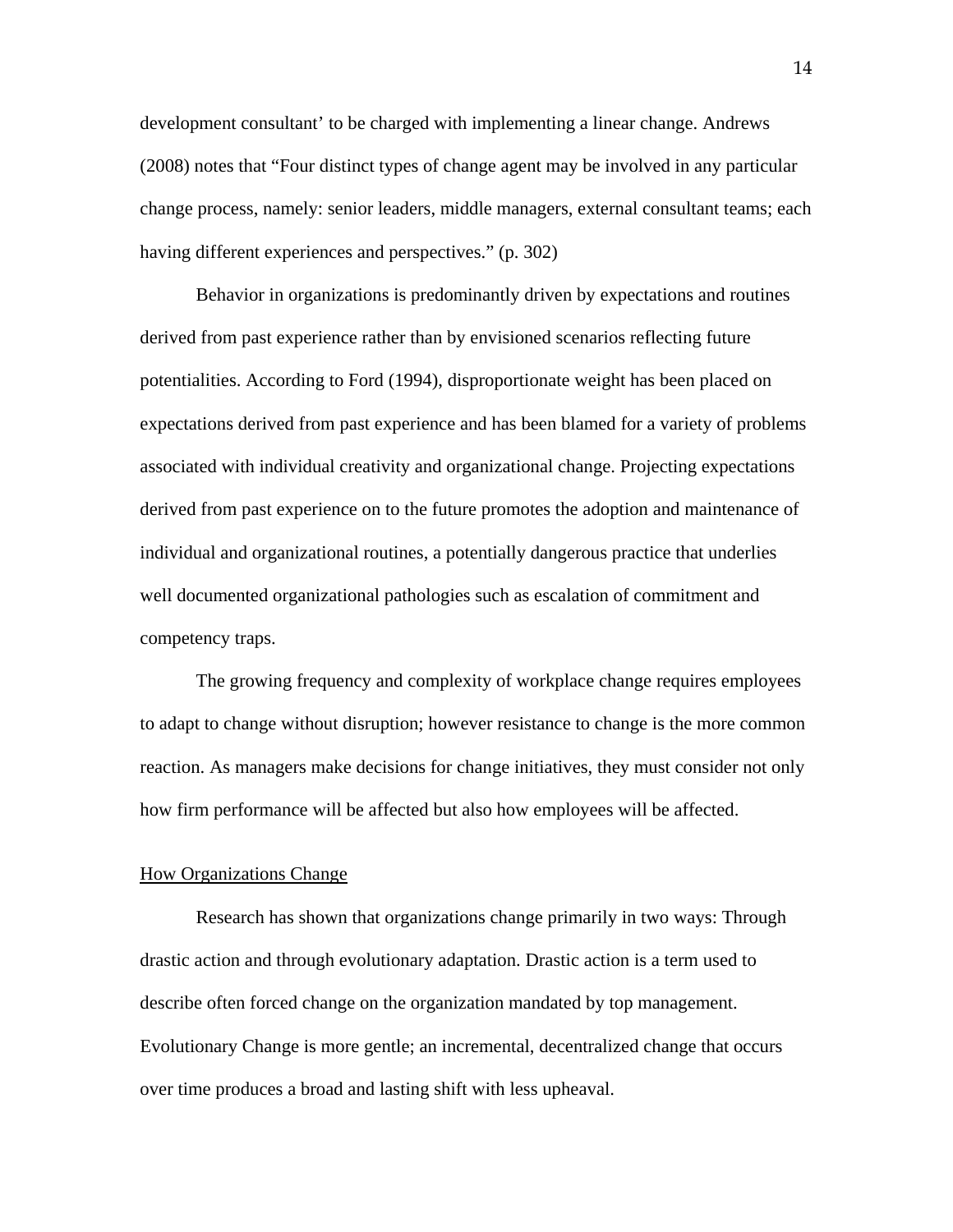development consultant' to be charged with implementing a linear change. Andrews (2008) notes that "Four distinct types of change agent may be involved in any particular change process, namely: senior leaders, middle managers, external consultant teams; each having different experiences and perspectives." (p. 302)

Behavior in organizations is predominantly driven by expectations and routines derived from past experience rather than by envisioned scenarios reflecting future potentialities. According to Ford (1994), disproportionate weight has been placed on expectations derived from past experience and has been blamed for a variety of problems associated with individual creativity and organizational change. Projecting expectations derived from past experience on to the future promotes the adoption and maintenance of individual and organizational routines, a potentially dangerous practice that underlies well documented organizational pathologies such as escalation of commitment and competency traps.

The growing frequency and complexity of workplace change requires employees to adapt to change without disruption; however resistance to change is the more common reaction. As managers make decisions for change initiatives, they must consider not only how firm performance will be affected but also how employees will be affected.

## How Organizations Change

Research has shown that organizations change primarily in two ways: Through drastic action and through evolutionary adaptation. Drastic action is a term used to describe often forced change on the organization mandated by top management. Evolutionary Change is more gentle; an incremental, decentralized change that occurs over time produces a broad and lasting shift with less upheaval.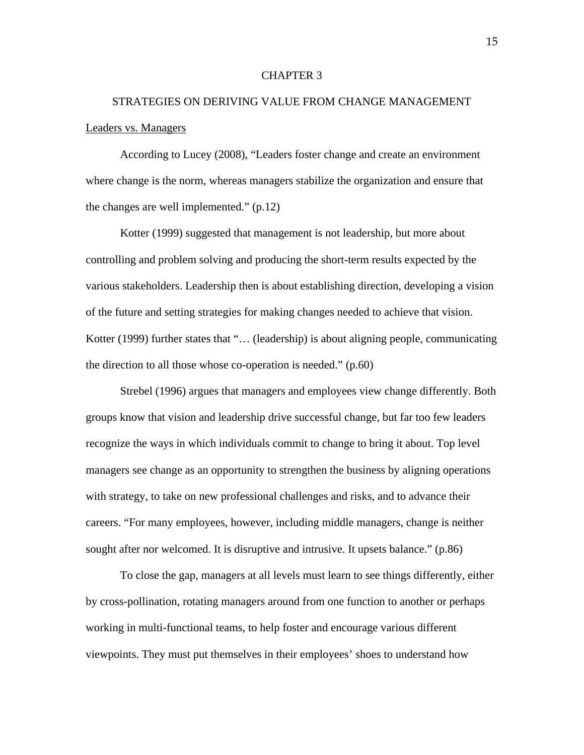# CHAPTER 3

## STRATEGIES ON DERIVING VALUE FROM CHANGE MANAGEMENT

### Leaders vs. Managers

According to Lucey (2008), “Leaders foster change and create an environment where change is the norm, whereas managers stabilize the organization and ensure that the changes are well implemented.” (p.12)

Kotter (1999) suggested that management is not leadership, but more about controlling and problem solving and producing the short-term results expected by the various stakeholders. Leadership then is about establishing direction, developing a vision of the future and setting strategies for making changes needed to achieve that vision. Kotter (1999) further states that “… (leadership) is about aligning people, communicating the direction to all those whose co-operation is needed.” (p.60)

Strebel (1996) argues that managers and employees view change differently. Both groups know that vision and leadership drive successful change, but far too few leaders recognize the ways in which individuals commit to change to bring it about. Top level managers see change as an opportunity to strengthen the business by aligning operations with strategy, to take on new professional challenges and risks, and to advance their careers. “For many employees, however, including middle managers, change is neither sought after nor welcomed. It is disruptive and intrusive. It upsets balance.” (p.86)

To close the gap, managers at all levels must learn to see things differently, either by cross-pollination, rotating managers around from one function to another or perhaps working in multi-functional teams, to help foster and encourage various different viewpoints. They must put themselves in their employees’ shoes to understand how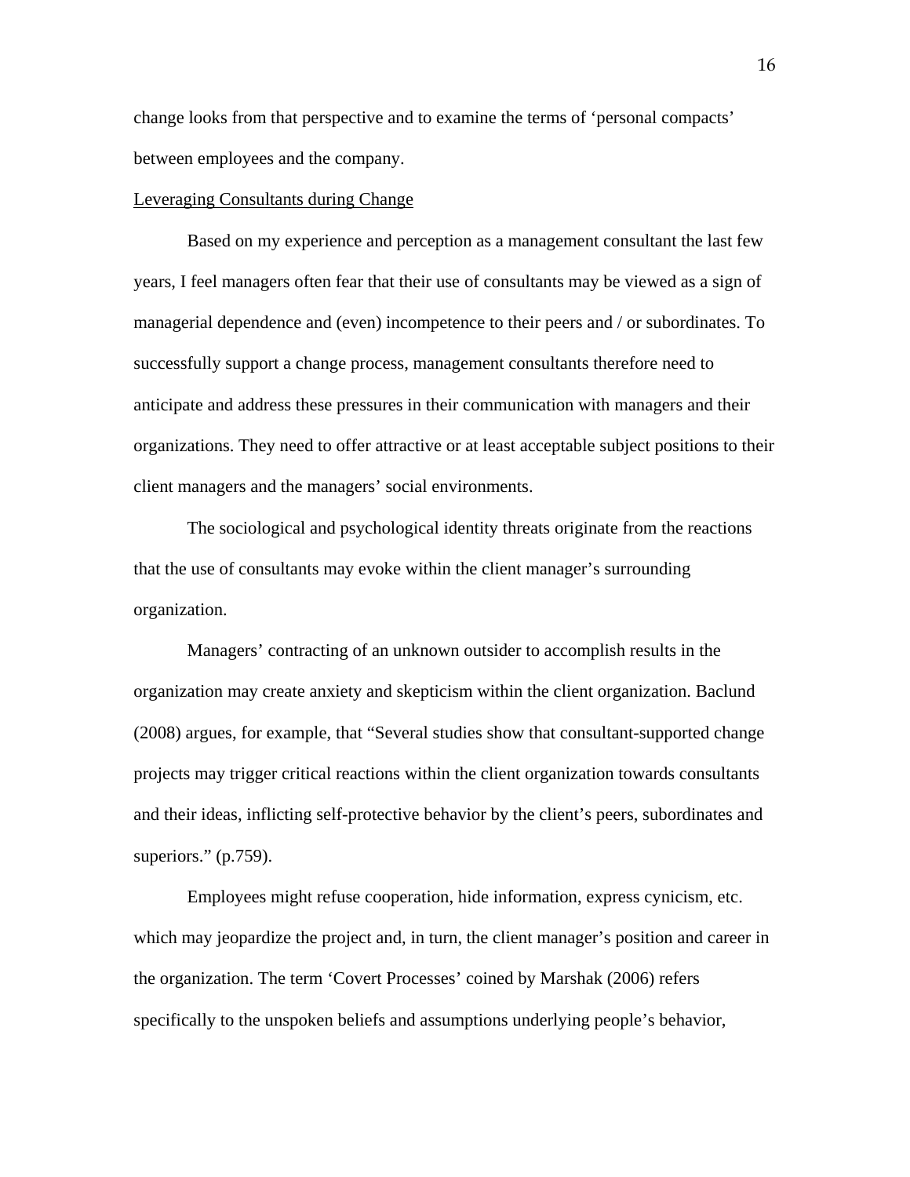change looks from that perspective and to examine the terms of 'personal compacts' between employees and the company.

<u>Leveraging Consultants during Change</u>

Based on my experience and perception as a management consultant the last few years, I feel managers often fear that their use of consultants may be viewed as a sign of managerial dependence and (even) incompetence to their peers and / or subordinates. To successfully support a change process, management consultants therefore need to anticipate and address these pressures in their communication with managers and their organizations. They need to offer attractive or at least acceptable subject positions to their client managers and the managers' social environments.

The sociological and psychological identity threats originate from the reactions that the use of consultants may evoke within the client manager's surrounding organization.

Managers' contracting of an unknown outsider to accomplish results in the organization may create anxiety and skepticism within the client organization. Baclund (2008) argues, for example, that "Several studies show that consultant-supported change projects may trigger critical reactions within the client organization towards consultants and their ideas, inflicting self-protective behavior by the client's peers, subordinates and superiors." (p.759).

Employees might refuse cooperation, hide information, express cynicism, etc. which may jeopardize the project and, in turn, the client manager's position and career in the organization. The term 'Covert Processes' coined by Marshak (2006) refers specifically to the unspoken beliefs and assumptions underlying people's behavior,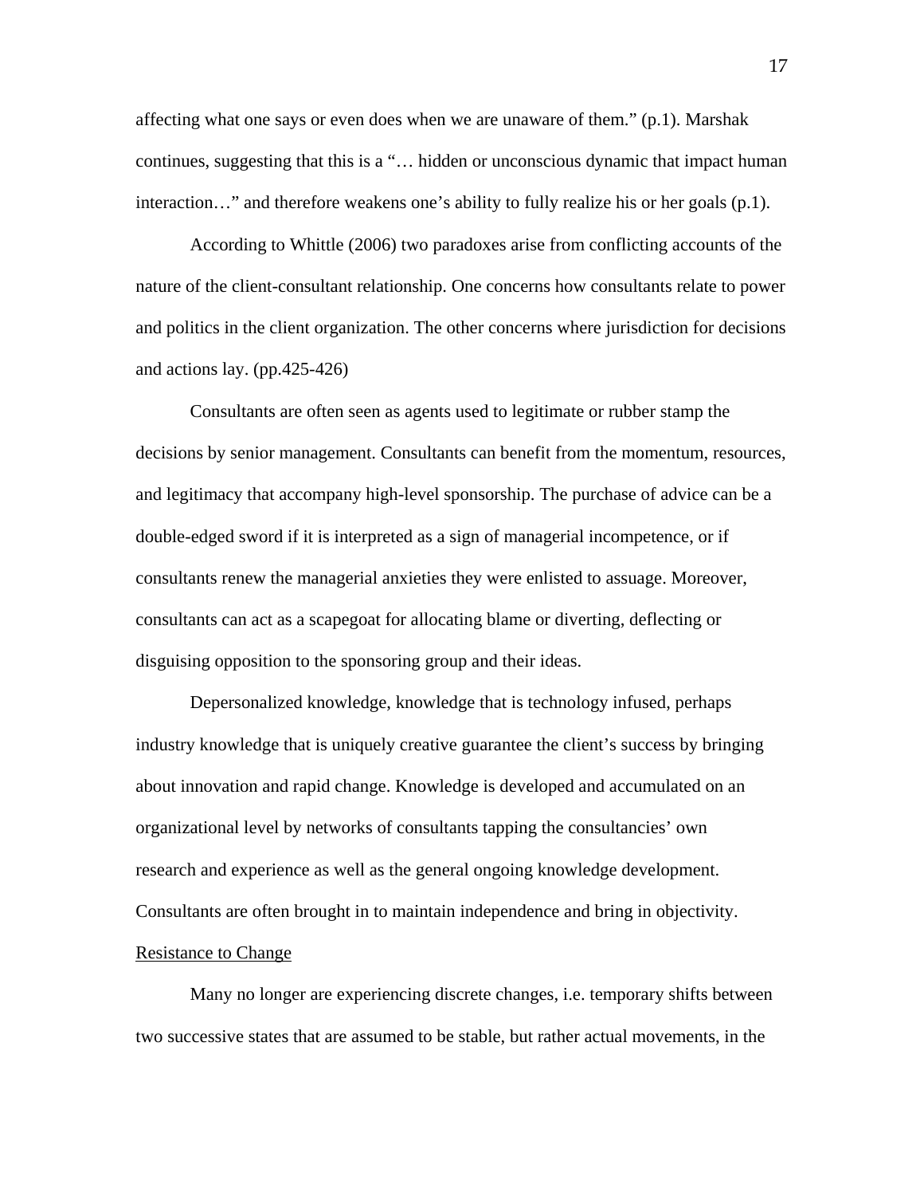affecting what one says or even does when we are unaware of them." (p.1). Marshak continues, suggesting that this is a "… hidden or unconscious dynamic that impact human interaction…" and therefore weakens one's ability to fully realize his or her goals (p.1).

According to Whittle (2006) two paradoxes arise from conflicting accounts of the nature of the client-consultant relationship. One concerns how consultants relate to power and politics in the client organization. The other concerns where jurisdiction for decisions and actions lay. (pp.425-426)

Consultants are often seen as agents used to legitimate or rubber stamp the decisions by senior management. Consultants can benefit from the momentum, resources, and legitimacy that accompany high-level sponsorship. The purchase of advice can be a double-edged sword if it is interpreted as a sign of managerial incompetence, or if consultants renew the managerial anxieties they were enlisted to assuage. Moreover, consultants can act as a scapegoat for allocating blame or diverting, deflecting or disguising opposition to the sponsoring group and their ideas.

Depersonalized knowledge, knowledge that is technology infused, perhaps industry knowledge that is uniquely creative guarantee the client's success by bringing about innovation and rapid change. Knowledge is developed and accumulated on an organizational level by networks of consultants tapping the consultancies' own research and experience as well as the general ongoing knowledge development. Consultants are often brought in to maintain independence and bring in objectivity.

## Resistance to Change

Many no longer are experiencing discrete changes, i.e. temporary shifts between two successive states that are assumed to be stable, but rather actual movements, in the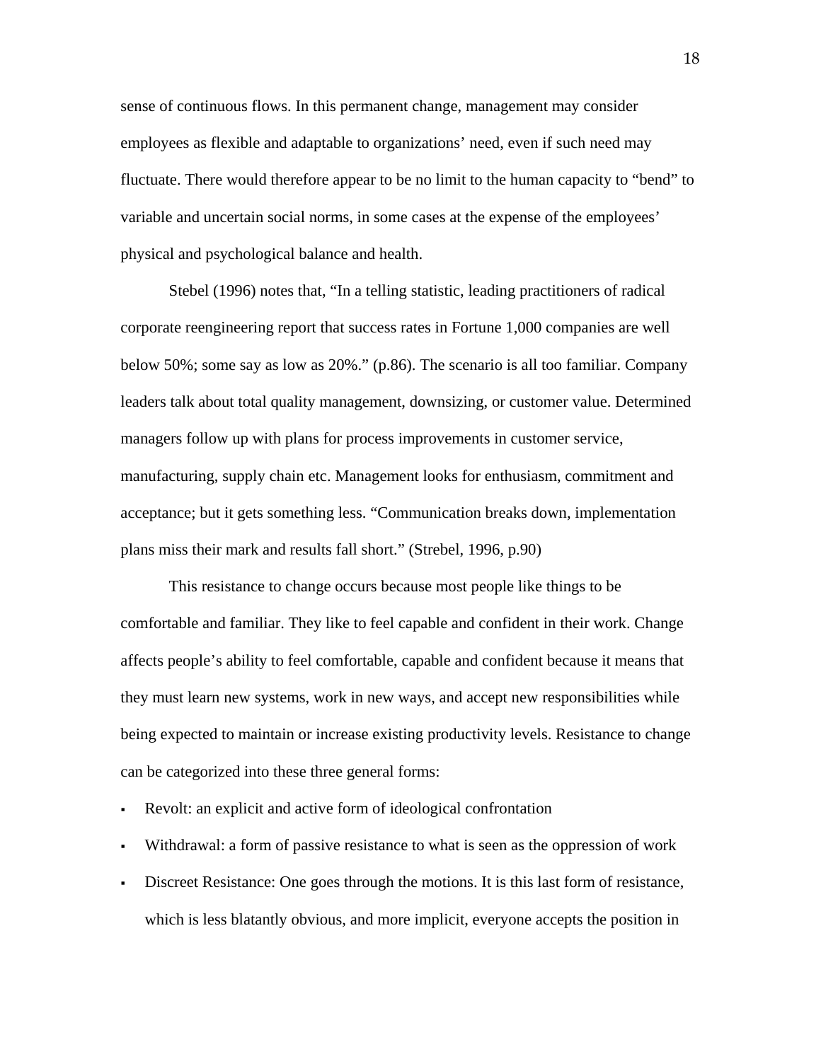sense of continuous flows. In this permanent change, management may consider employees as flexible and adaptable to organizations' need, even if such need may fluctuate. There would therefore appear to be no limit to the human capacity to "bend" to variable and uncertain social norms, in some cases at the expense of the employees' physical and psychological balance and health.

Stebel (1996) notes that, "In a telling statistic, leading practitioners of radical corporate reengineering report that success rates in Fortune 1,000 companies are well below 50%; some say as low as 20%." (p.86). The scenario is all too familiar. Company leaders talk about total quality management, downsizing, or customer value. Determined managers follow up with plans for process improvements in customer service, manufacturing, supply chain etc. Management looks for enthusiasm, commitment and acceptance; but it gets something less. "Communication breaks down, implementation plans miss their mark and results fall short." (Strebel, 1996, p.90)

This resistance to change occurs because most people like things to be comfortable and familiar. They like to feel capable and confident in their work. Change affects people's ability to feel comfortable, capable and confident because it means that they must learn new systems, work in new ways, and accept new responsibilities while being expected to maintain or increase existing productivity levels. Resistance to change can be categorized into these three general forms:

- Revolt: an explicit and active form of ideological confrontation
- Withdrawal: a form of passive resistance to what is seen as the oppression of work
- Discreet Resistance: One goes through the motions. It is this last form of resistance, which is less blatantly obvious, and more implicit, everyone accepts the position in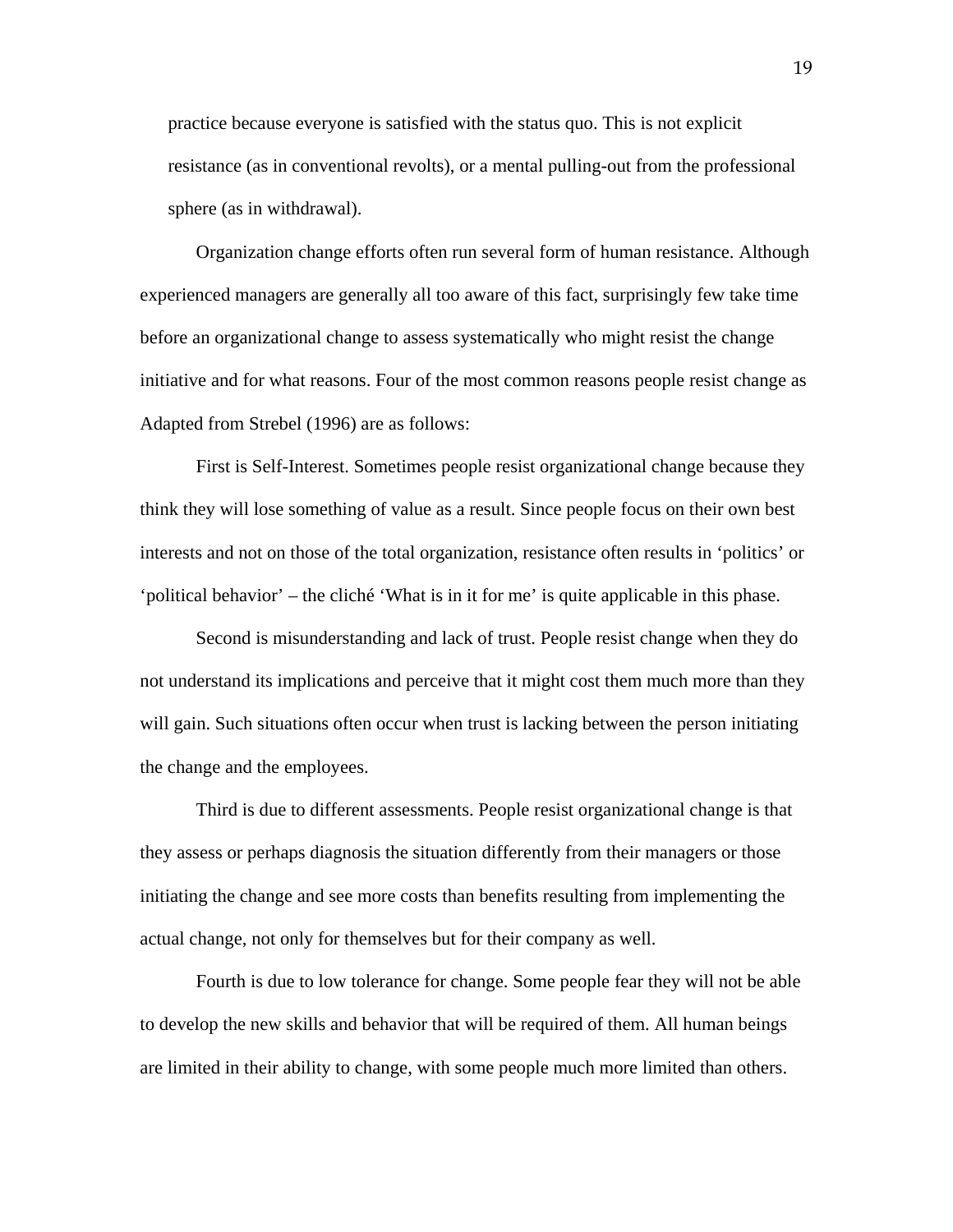practice because everyone is satisfied with the status quo. This is not explicit resistance (as in conventional revolts), or a mental pulling-out from the professional sphere (as in withdrawal).

Organization change efforts often run several form of human resistance. Although experienced managers are generally all too aware of this fact, surprisingly few take time before an organizational change to assess systematically who might resist the change initiative and for what reasons. Four of the most common reasons people resist change as Adapted from Strebel (1996) are as follows:

First is Self-Interest. Sometimes people resist organizational change because they think they will lose something of value as a result. Since people focus on their own best interests and not on those of the total organization, resistance often results in 'politics' or 'political behavior' – the cliché 'What is in it for me' is quite applicable in this phase.

Second is misunderstanding and lack of trust. People resist change when they do not understand its implications and perceive that it might cost them much more than they will gain. Such situations often occur when trust is lacking between the person initiating the change and the employees.

Third is due to different assessments. People resist organizational change is that they assess or perhaps diagnosis the situation differently from their managers or those initiating the change and see more costs than benefits resulting from implementing the actual change, not only for themselves but for their company as well.

Fourth is due to low tolerance for change. Some people fear they will not be able to develop the new skills and behavior that will be required of them. All human beings are limited in their ability to change, with some people much more limited than others.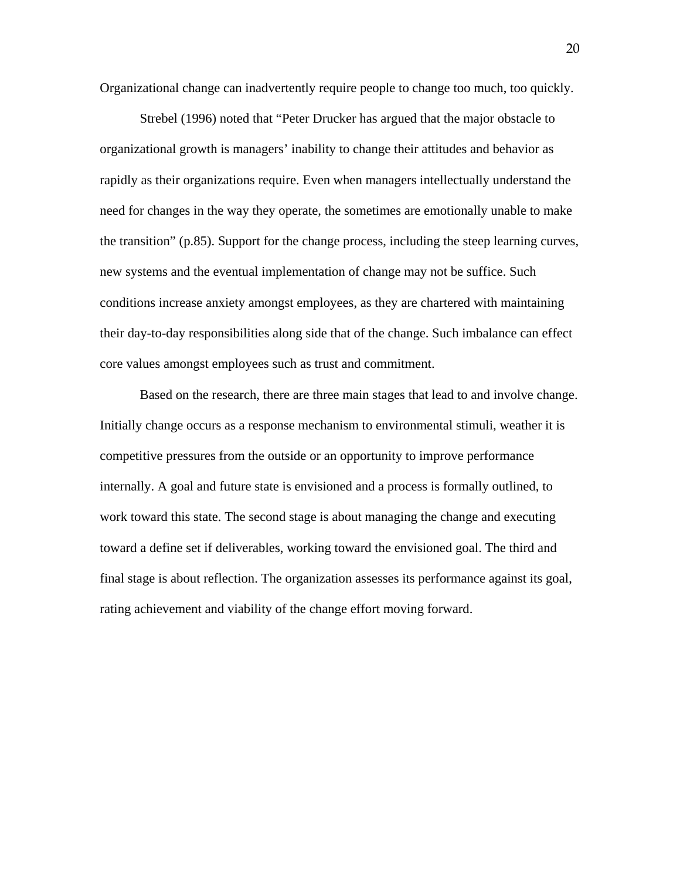Organizational change can inadvertently require people to change too much, too quickly.

Strebel (1996) noted that "Peter Drucker has argued that the major obstacle to organizational growth is managers' inability to change their attitudes and behavior as rapidly as their organizations require. Even when managers intellectually understand the need for changes in the way they operate, the sometimes are emotionally unable to make the transition" (p.85). Support for the change process, including the steep learning curves, new systems and the eventual implementation of change may not be suffice. Such conditions increase anxiety amongst employees, as they are chartered with maintaining their day-to-day responsibilities along side that of the change. Such imbalance can effect core values amongst employees such as trust and commitment.

Based on the research, there are three main stages that lead to and involve change. Initially change occurs as a response mechanism to environmental stimuli, weather it is competitive pressures from the outside or an opportunity to improve performance internally. A goal and future state is envisioned and a process is formally outlined, to work toward this state. The second stage is about managing the change and executing toward a define set if deliverables, working toward the envisioned goal. The third and final stage is about reflection. The organization assesses its performance against its goal, rating achievement and viability of the change effort moving forward.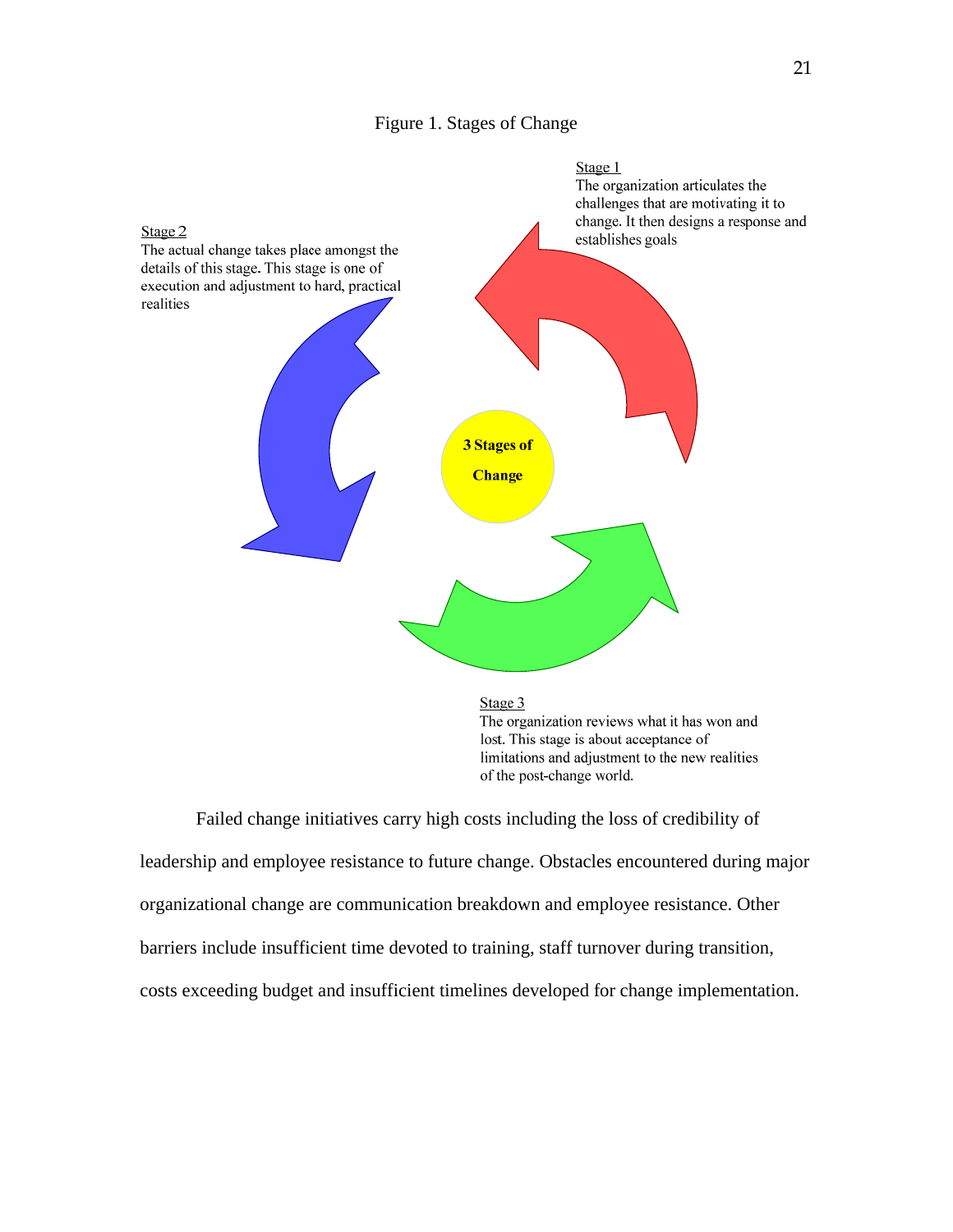Figure 1. Stages of Change

Stage 1
The organization articulates the challenges that are motivating it to change. It then designs a response and establishes goals

Stage 2
The actual change takes place amongst the details of this stage. This stage is one of execution and adjustment to hard, practical realities

**3 Stages of Change**

Stage 3
The organization reviews what it has won and lost. This stage is about acceptance of limitations and adjustment to the new realities of the post-change world.

Failed change initiatives carry high costs including the loss of credibility of leadership and employee resistance to future change. Obstacles encountered during major organizational change are communication breakdown and employee resistance. Other barriers include insufficient time devoted to training, staff turnover during transition, costs exceeding budget and insufficient timelines developed for change implementation.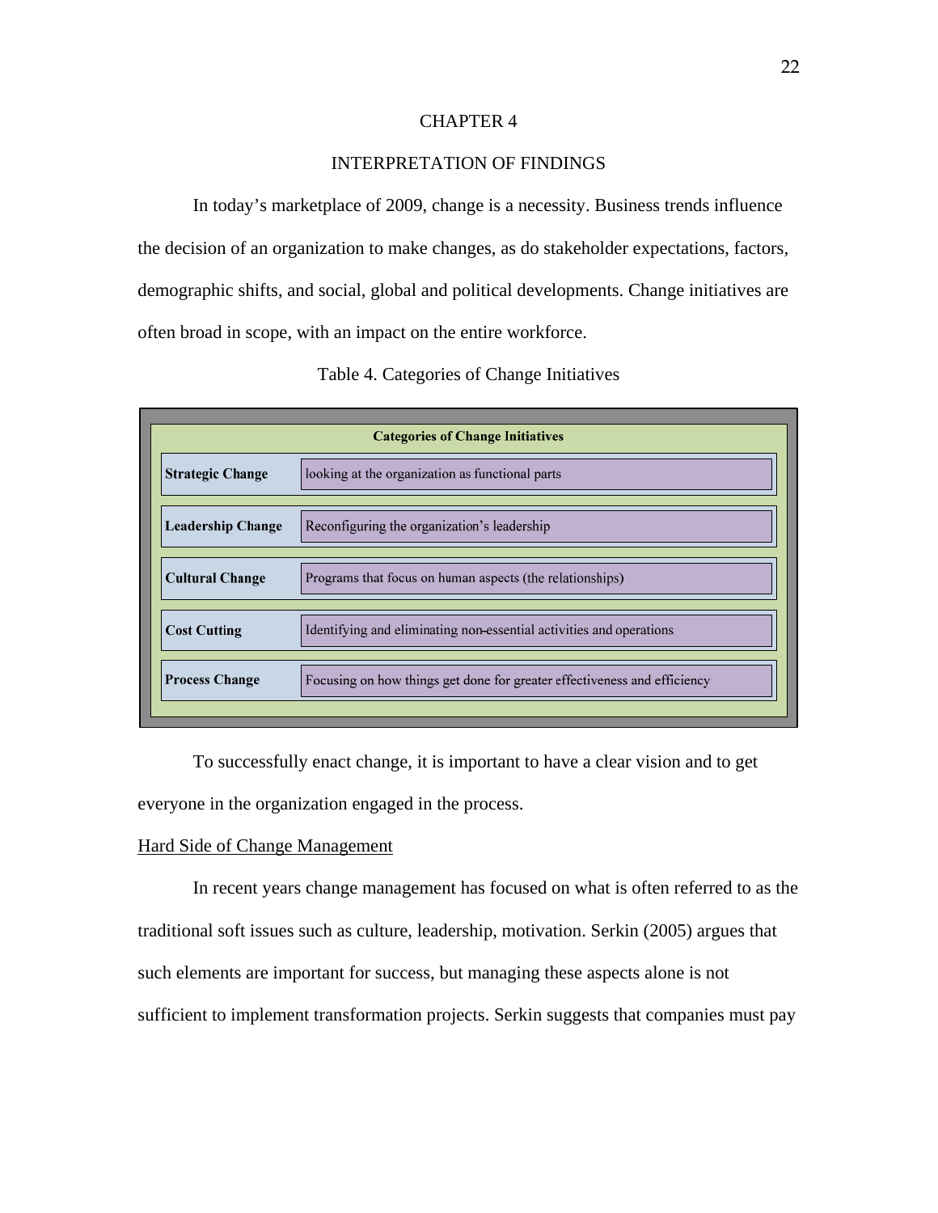# CHAPTER 4

## INTERPRETATION OF FINDINGS

In today's marketplace of 2009, change is a necessity. Business trends influence the decision of an organization to make changes, as do stakeholder expectations, factors, demographic shifts, and social, global and political developments. Change initiatives are often broad in scope, with an impact on the entire workforce.

Table 4. Categories of Change Initiatives

| Categories of Change Initiatives | |
|---|---|
| **Strategic Change** | looking at the organization as functional parts |
| **Leadership Change** | Reconfiguring the organization's leadership |
| **Cultural Change** | Programs that focus on human aspects (the relationships) |
| **Cost Cutting** | Identifying and eliminating non-essential activities and operations |
| **Process Change** | Focusing on how things get done for greater effectiveness and efficiency |

To successfully enact change, it is important to have a clear vision and to get everyone in the organization engaged in the process.

### Hard Side of Change Management

In recent years change management has focused on what is often referred to as the traditional soft issues such as culture, leadership, motivation. Serkin (2005) argues that such elements are important for success, but managing these aspects alone is not sufficient to implement transformation projects. Serkin suggests that companies must pay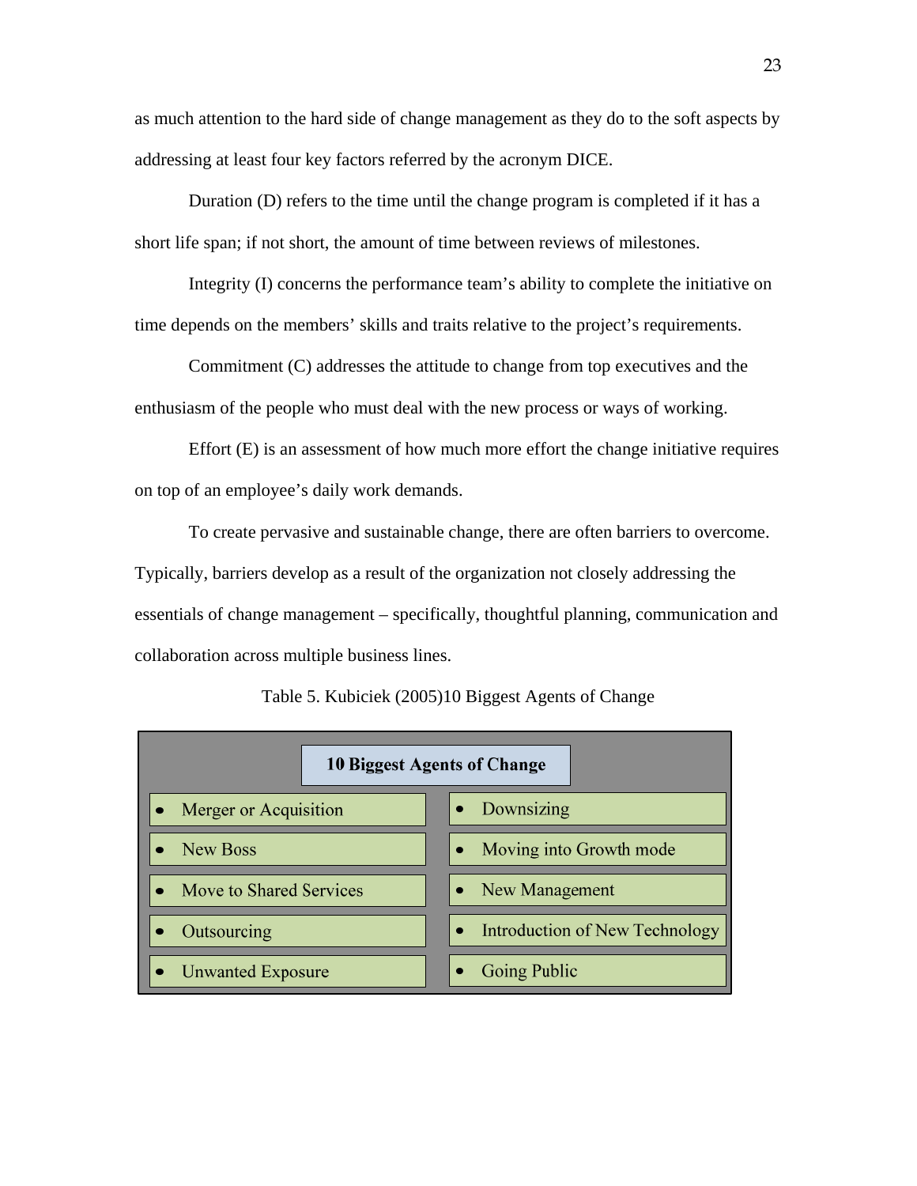as much attention to the hard side of change management as they do to the soft aspects by addressing at least four key factors referred by the acronym DICE.

Duration (D) refers to the time until the change program is completed if it has a short life span; if not short, the amount of time between reviews of milestones.

Integrity (I) concerns the performance team's ability to complete the initiative on time depends on the members' skills and traits relative to the project's requirements.

Commitment (C) addresses the attitude to change from top executives and the enthusiasm of the people who must deal with the new process or ways of working.

Effort (E) is an assessment of how much more effort the change initiative requires on top of an employee's daily work demands.

To create pervasive and sustainable change, there are often barriers to overcome. Typically, barriers develop as a result of the organization not closely addressing the essentials of change management – specifically, thoughtful planning, communication and collaboration across multiple business lines.

Table 5. Kubiciek (2005)10 Biggest Agents of Change

| 10 Biggest Agents of Change | |
|---|---|
| • Merger or Acquisition | • Downsizing |
| • New Boss | • Moving into Growth mode |
| • Move to Shared Services | • New Management |
| • Outsourcing | • Introduction of New Technology |
| • Unwanted Exposure | • Going Public |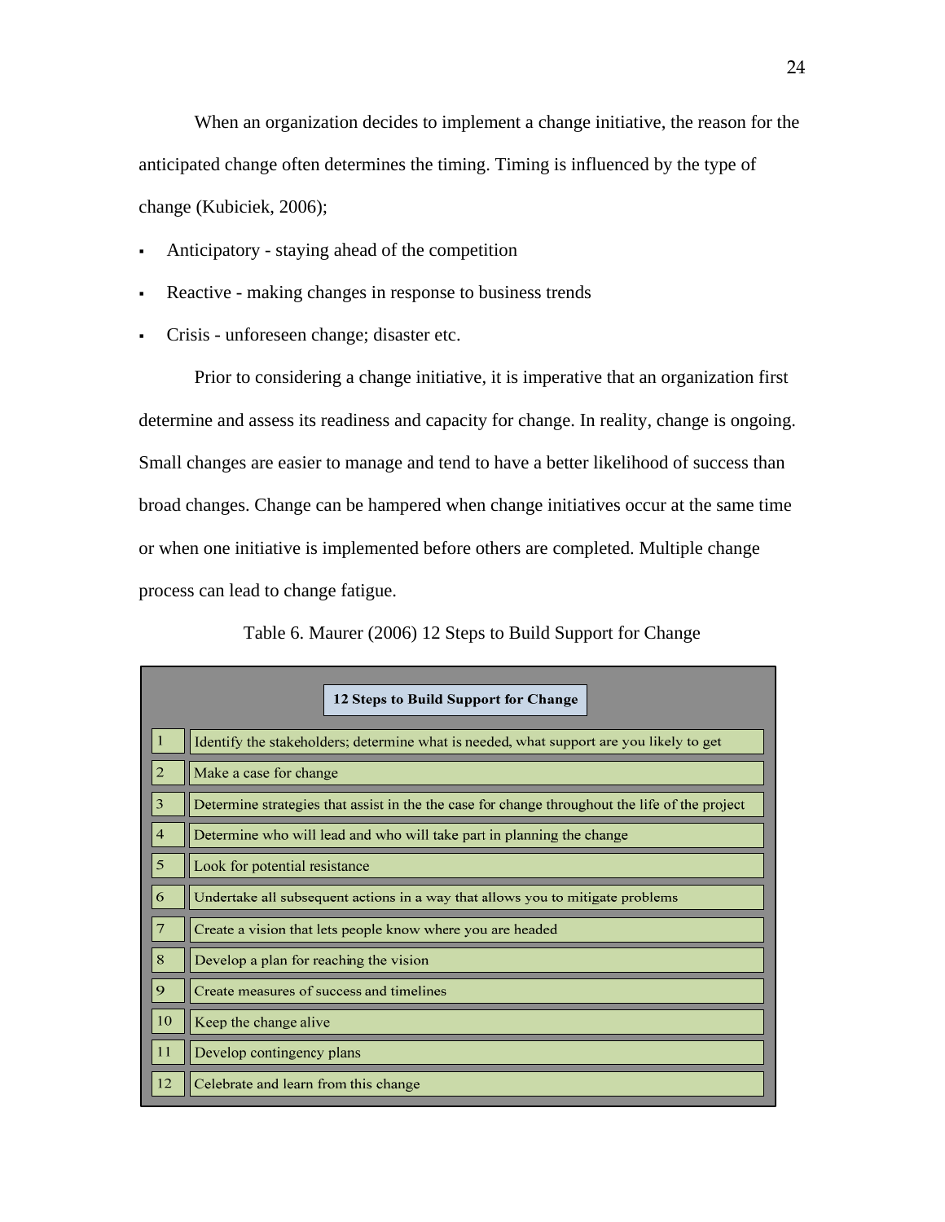When an organization decides to implement a change initiative, the reason for the anticipated change often determines the timing. Timing is influenced by the type of change (Kubiciek, 2006);

- Anticipatory - staying ahead of the competition
- Reactive - making changes in response to business trends
- Crisis - unforeseen change; disaster etc.

Prior to considering a change initiative, it is imperative that an organization first determine and assess its readiness and capacity for change. In reality, change is ongoing. Small changes are easier to manage and tend to have a better likelihood of success than broad changes. Change can be hampered when change initiatives occur at the same time or when one initiative is implemented before others are completed. Multiple change process can lead to change fatigue.

Table 6. Maurer (2006) 12 Steps to Build Support for Change

| | **12 Steps to Build Support for Change** |
|---|---|
| 1 | Identify the stakeholders; determine what is needed, what support are you likely to get |
| 2 | Make a case for change |
| 3 | Determine strategies that assist in the the case for change throughout the life of the project |
| 4 | Determine who will lead and who will take part in planning the change |
| 5 | Look for potential resistance |
| 6 | Undertake all subsequent actions in a way that allows you to mitigate problems |
| 7 | Create a vision that lets people know where you are headed |
| 8 | Develop a plan for reaching the vision |
| 9 | Create measures of success and timelines |
| 10 | Keep the change alive |
| 11 | Develop contingency plans |
| 12 | Celebrate and learn from this change |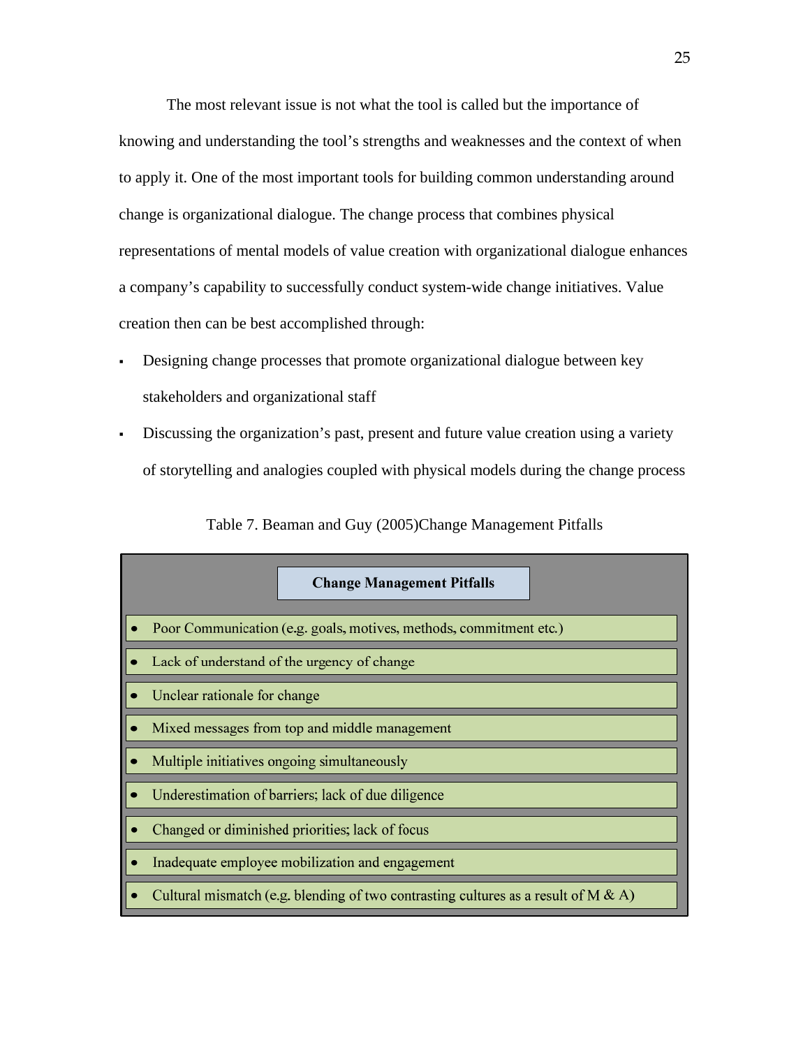The most relevant issue is not what the tool is called but the importance of knowing and understanding the tool's strengths and weaknesses and the context of when to apply it. One of the most important tools for building common understanding around change is organizational dialogue. The change process that combines physical representations of mental models of value creation with organizational dialogue enhances a company's capability to successfully conduct system-wide change initiatives. Value creation then can be best accomplished through:

- Designing change processes that promote organizational dialogue between key stakeholders and organizational staff
- Discussing the organization's past, present and future value creation using a variety of storytelling and analogies coupled with physical models during the change process

Table 7. Beaman and Guy (2005)Change Management Pitfalls

| **Change Management Pitfalls** |
| --- |
| Poor Communication (e.g. goals, motives, methods, commitment etc.) |
| Lack of understand of the urgency of change |
| Unclear rationale for change |
| Mixed messages from top and middle management |
| Multiple initiatives ongoing simultaneously |
| Underestimation of barriers; lack of due diligence |
| Changed or diminished priorities; lack of focus |
| Inadequate employee mobilization and engagement |
| Cultural mismatch (e.g. blending of two contrasting cultures as a result of M & A) |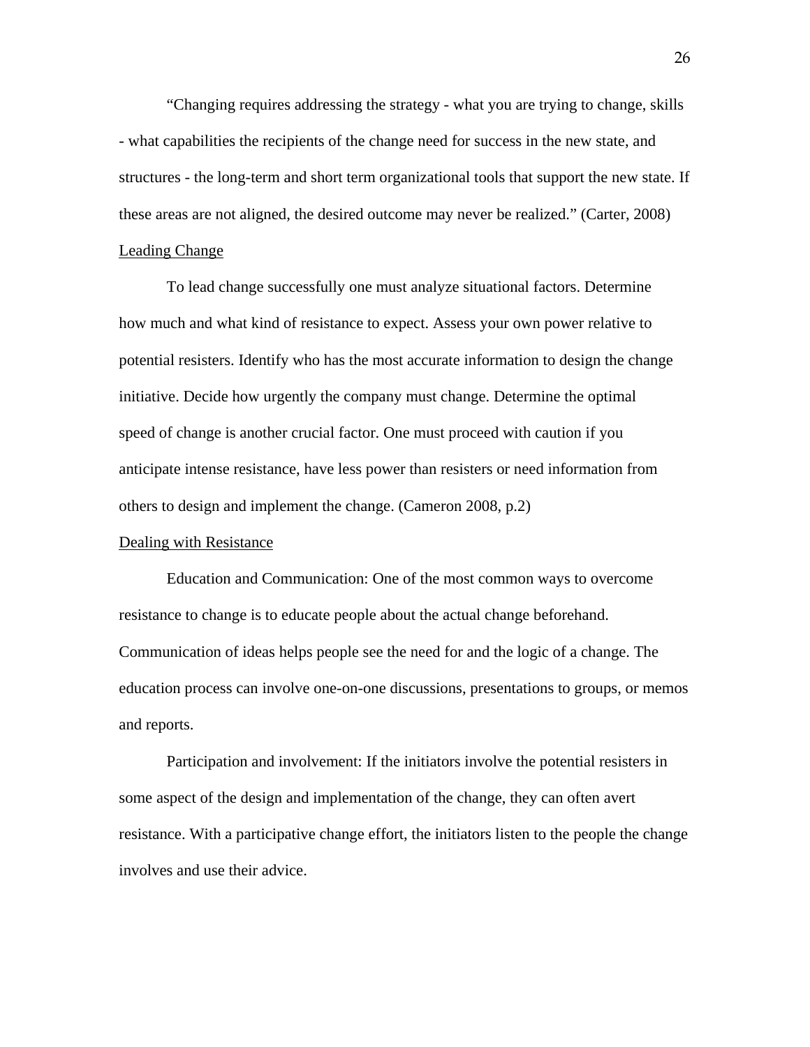"Changing requires addressing the strategy - what you are trying to change, skills - what capabilities the recipients of the change need for success in the new state, and structures - the long-term and short term organizational tools that support the new state. If these areas are not aligned, the desired outcome may never be realized." (Carter, 2008)

<u>Leading Change</u>

To lead change successfully one must analyze situational factors. Determine how much and what kind of resistance to expect. Assess your own power relative to potential resisters. Identify who has the most accurate information to design the change initiative. Decide how urgently the company must change. Determine the optimal speed of change is another crucial factor. One must proceed with caution if you anticipate intense resistance, have less power than resisters or need information from others to design and implement the change. (Cameron 2008, p.2)

<u>Dealing with Resistance</u>

Education and Communication: One of the most common ways to overcome resistance to change is to educate people about the actual change beforehand. Communication of ideas helps people see the need for and the logic of a change. The education process can involve one-on-one discussions, presentations to groups, or memos and reports.

Participation and involvement: If the initiators involve the potential resisters in some aspect of the design and implementation of the change, they can often avert resistance. With a participative change effort, the initiators listen to the people the change involves and use their advice.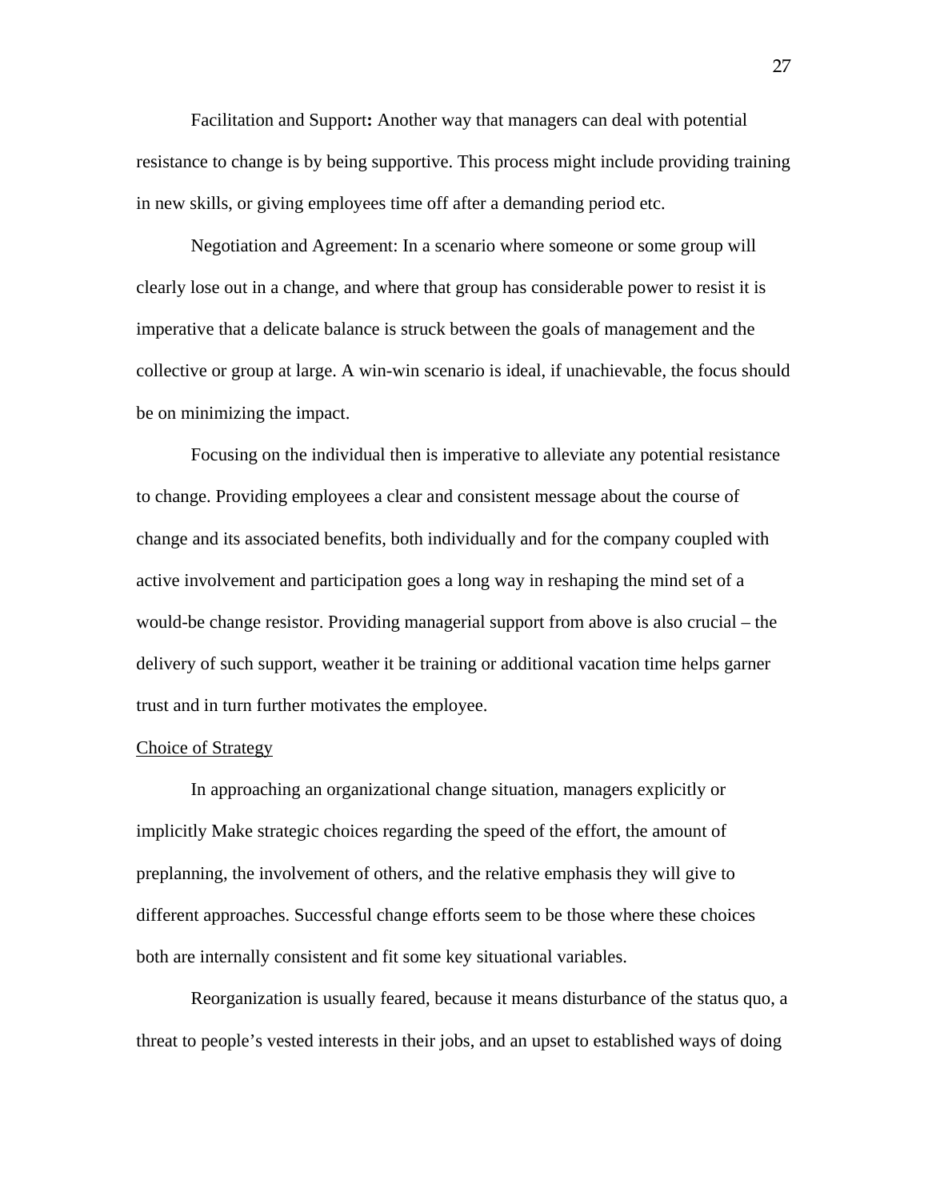Facilitation and Support**:** Another way that managers can deal with potential resistance to change is by being supportive. This process might include providing training in new skills, or giving employees time off after a demanding period etc.

Negotiation and Agreement: In a scenario where someone or some group will clearly lose out in a change, and where that group has considerable power to resist it is imperative that a delicate balance is struck between the goals of management and the collective or group at large. A win-win scenario is ideal, if unachievable, the focus should be on minimizing the impact.

Focusing on the individual then is imperative to alleviate any potential resistance to change. Providing employees a clear and consistent message about the course of change and its associated benefits, both individually and for the company coupled with active involvement and participation goes a long way in reshaping the mind set of a would-be change resistor. Providing managerial support from above is also crucial – the delivery of such support, weather it be training or additional vacation time helps garner trust and in turn further motivates the employee.

<u>Choice of Strategy</u>

In approaching an organizational change situation, managers explicitly or implicitly Make strategic choices regarding the speed of the effort, the amount of preplanning, the involvement of others, and the relative emphasis they will give to different approaches. Successful change efforts seem to be those where these choices both are internally consistent and fit some key situational variables.

Reorganization is usually feared, because it means disturbance of the status quo, a threat to people's vested interests in their jobs, and an upset to established ways of doing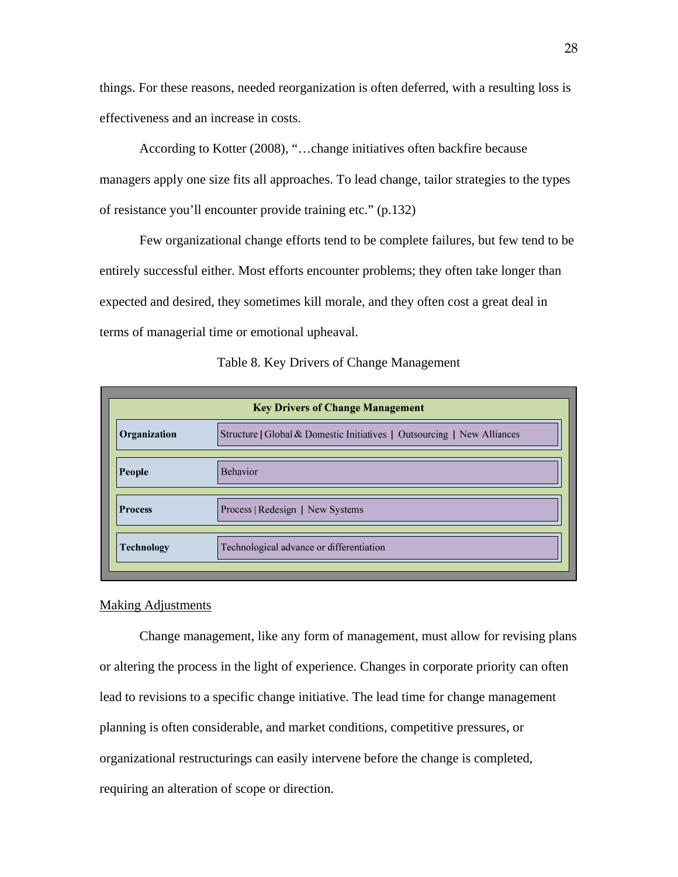things. For these reasons, needed reorganization is often deferred, with a resulting loss is effectiveness and an increase in costs.

According to Kotter (2008), "…change initiatives often backfire because managers apply one size fits all approaches. To lead change, tailor strategies to the types of resistance you'll encounter provide training etc." (p.132)

Few organizational change efforts tend to be complete failures, but few tend to be entirely successful either. Most efforts encounter problems; they often take longer than expected and desired, they sometimes kill morale, and they often cost a great deal in terms of managerial time or emotional upheaval.

Table 8. Key Drivers of Change Management

| Key Drivers of Change Management | |
|---|---|
| **Organization** | Structure \| Global & Domestic Initiatives \| Outsourcing \| New Alliances |
| **People** | Behavior |
| **Process** | Process \| Redesign \| New Systems |
| **Technology** | Technological advance or differentiation |

Making Adjustments

Change management, like any form of management, must allow for revising plans or altering the process in the light of experience. Changes in corporate priority can often lead to revisions to a specific change initiative. The lead time for change management planning is often considerable, and market conditions, competitive pressures, or organizational restructurings can easily intervene before the change is completed, requiring an alteration of scope or direction.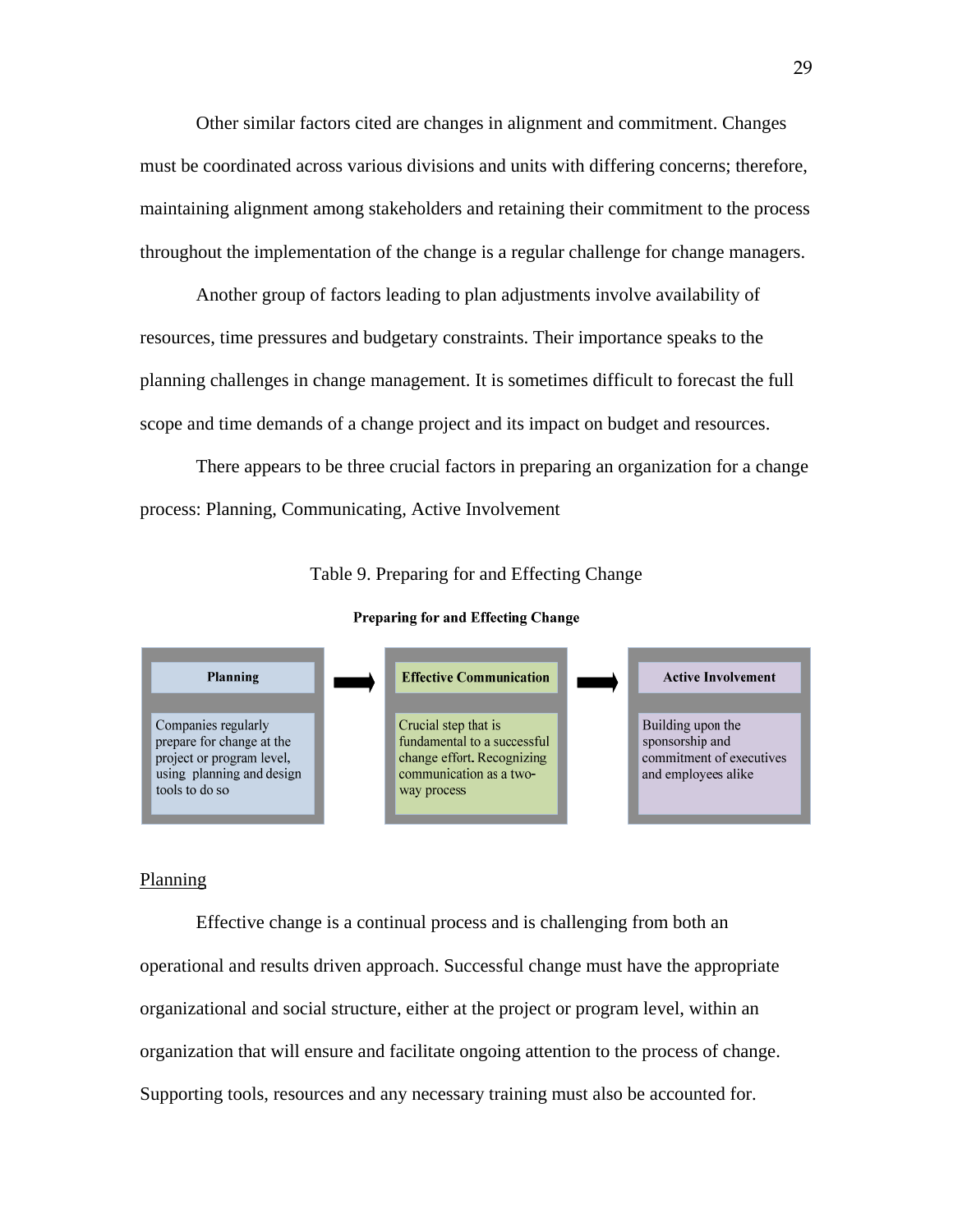Other similar factors cited are changes in alignment and commitment. Changes must be coordinated across various divisions and units with differing concerns; therefore, maintaining alignment among stakeholders and retaining their commitment to the process throughout the implementation of the change is a regular challenge for change managers.

Another group of factors leading to plan adjustments involve availability of resources, time pressures and budgetary constraints. Their importance speaks to the planning challenges in change management. It is sometimes difficult to forecast the full scope and time demands of a change project and its impact on budget and resources.

There appears to be three crucial factors in preparing an organization for a change process: Planning, Communicating, Active Involvement

Table 9. Preparing for and Effecting Change

**Preparing for and Effecting Change**

| Planning | → | Effective Communication | → | Active Involvement |
|---|---|---|---|---|
| Companies regularly prepare for change at the project or program level, using planning and design tools to do so | | Crucial step that is fundamental to a successful change effort. Recognizing communication as a two-way process | | Building upon the sponsorship and commitment of executives and employees alike |

<u>Planning</u>

Effective change is a continual process and is challenging from both an operational and results driven approach. Successful change must have the appropriate organizational and social structure, either at the project or program level, within an organization that will ensure and facilitate ongoing attention to the process of change. Supporting tools, resources and any necessary training must also be accounted for.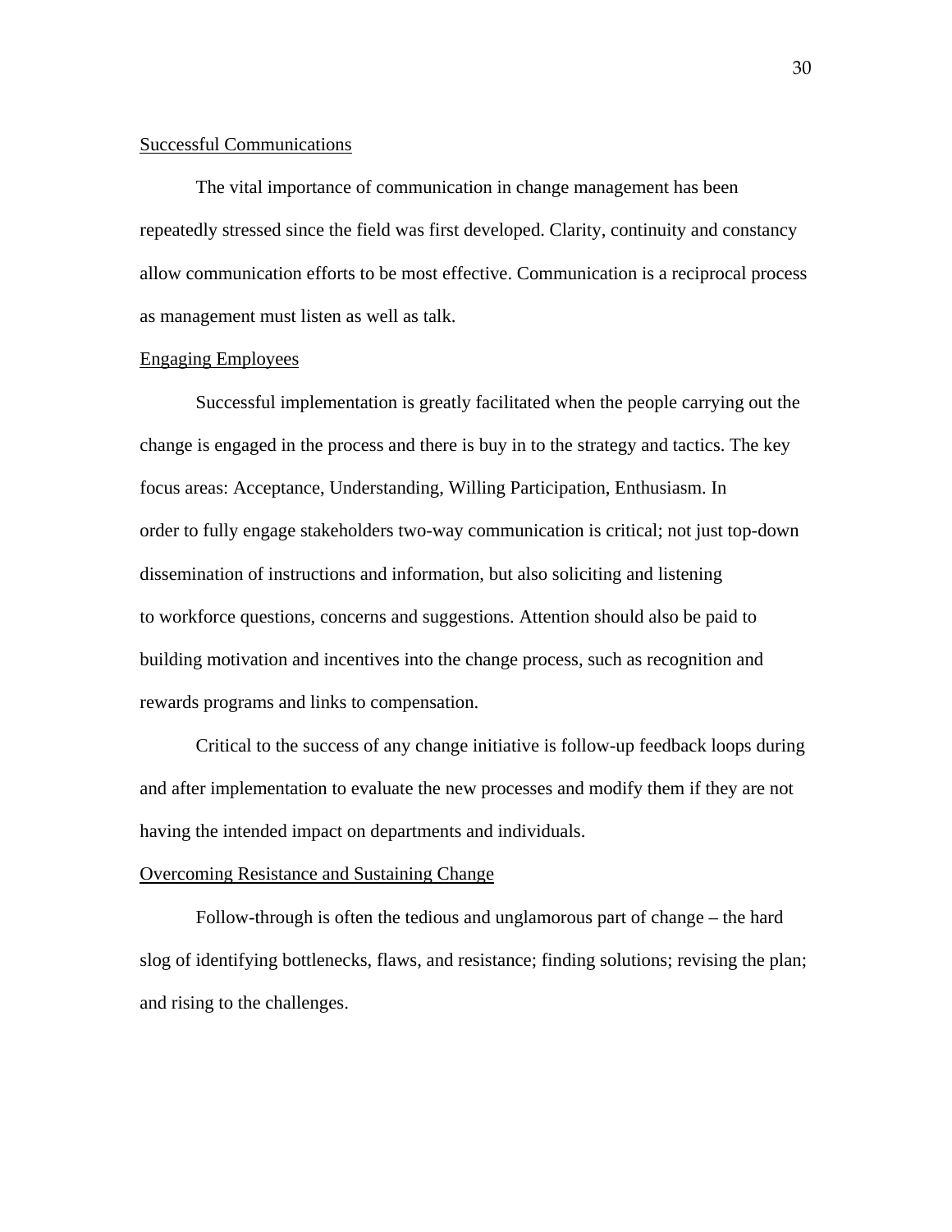### Successful Communications

The vital importance of communication in change management has been repeatedly stressed since the field was first developed. Clarity, continuity and constancy allow communication efforts to be most effective. Communication is a reciprocal process as management must listen as well as talk.

### Engaging Employees

Successful implementation is greatly facilitated when the people carrying out the change is engaged in the process and there is buy in to the strategy and tactics. The key focus areas: Acceptance, Understanding, Willing Participation, Enthusiasm. In order to fully engage stakeholders two-way communication is critical; not just top-down dissemination of instructions and information, but also soliciting and listening to workforce questions, concerns and suggestions. Attention should also be paid to building motivation and incentives into the change process, such as recognition and rewards programs and links to compensation.

Critical to the success of any change initiative is follow-up feedback loops during and after implementation to evaluate the new processes and modify them if they are not having the intended impact on departments and individuals.

### Overcoming Resistance and Sustaining Change

Follow-through is often the tedious and unglamorous part of change – the hard slog of identifying bottlenecks, flaws, and resistance; finding solutions; revising the plan; and rising to the challenges.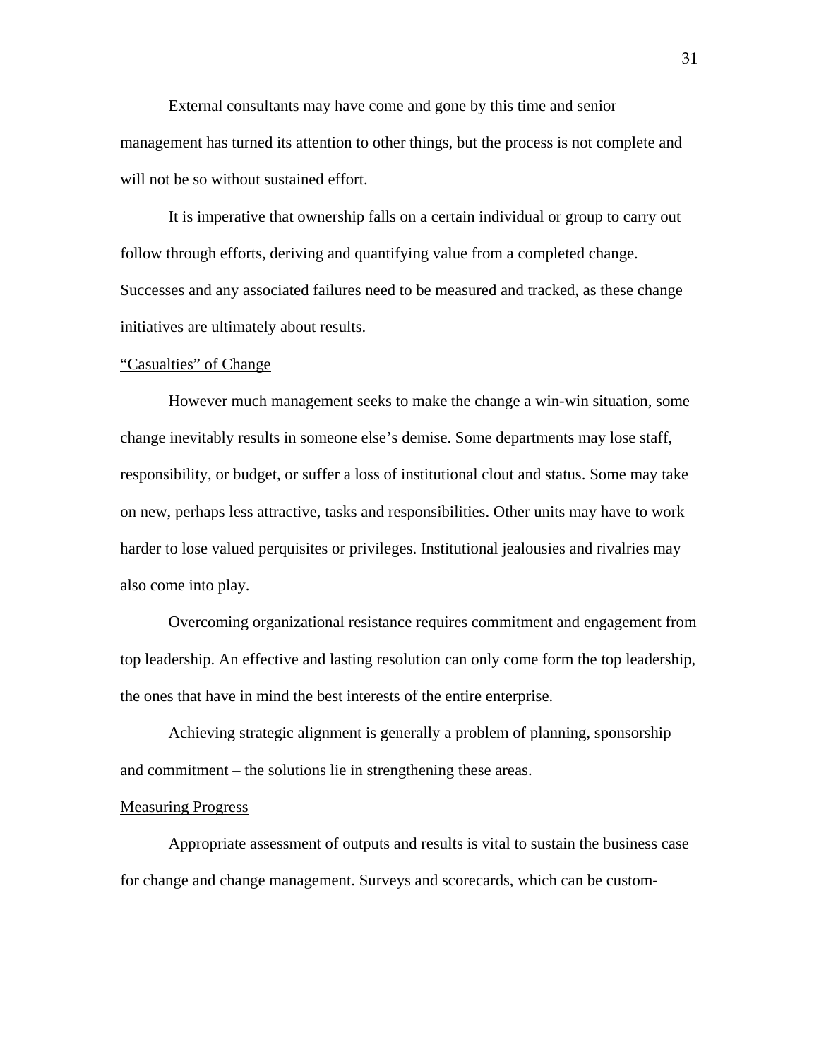External consultants may have come and gone by this time and senior management has turned its attention to other things, but the process is not complete and will not be so without sustained effort.

It is imperative that ownership falls on a certain individual or group to carry out follow through efforts, deriving and quantifying value from a completed change. Successes and any associated failures need to be measured and tracked, as these change initiatives are ultimately about results.

<u>“Casualties” of Change</u>

However much management seeks to make the change a win-win situation, some change inevitably results in someone else’s demise. Some departments may lose staff, responsibility, or budget, or suffer a loss of institutional clout and status. Some may take on new, perhaps less attractive, tasks and responsibilities. Other units may have to work harder to lose valued perquisites or privileges. Institutional jealousies and rivalries may also come into play.

Overcoming organizational resistance requires commitment and engagement from top leadership. An effective and lasting resolution can only come form the top leadership, the ones that have in mind the best interests of the entire enterprise.

Achieving strategic alignment is generally a problem of planning, sponsorship and commitment – the solutions lie in strengthening these areas.

<u>Measuring Progress</u>

Appropriate assessment of outputs and results is vital to sustain the business case for change and change management. Surveys and scorecards, which can be custom-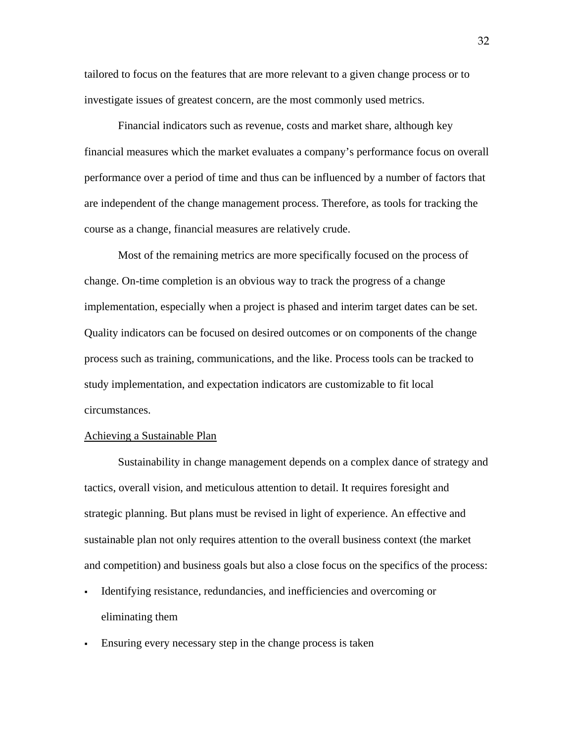tailored to focus on the features that are more relevant to a given change process or to investigate issues of greatest concern, are the most commonly used metrics.

Financial indicators such as revenue, costs and market share, although key financial measures which the market evaluates a company's performance focus on overall performance over a period of time and thus can be influenced by a number of factors that are independent of the change management process. Therefore, as tools for tracking the course as a change, financial measures are relatively crude.

Most of the remaining metrics are more specifically focused on the process of change. On-time completion is an obvious way to track the progress of a change implementation, especially when a project is phased and interim target dates can be set. Quality indicators can be focused on desired outcomes or on components of the change process such as training, communications, and the like. Process tools can be tracked to study implementation, and expectation indicators are customizable to fit local circumstances.

### Achieving a Sustainable Plan

Sustainability in change management depends on a complex dance of strategy and tactics, overall vision, and meticulous attention to detail. It requires foresight and strategic planning. But plans must be revised in light of experience. An effective and sustainable plan not only requires attention to the overall business context (the market and competition) and business goals but also a close focus on the specifics of the process:

- Identifying resistance, redundancies, and inefficiencies and overcoming or eliminating them
- Ensuring every necessary step in the change process is taken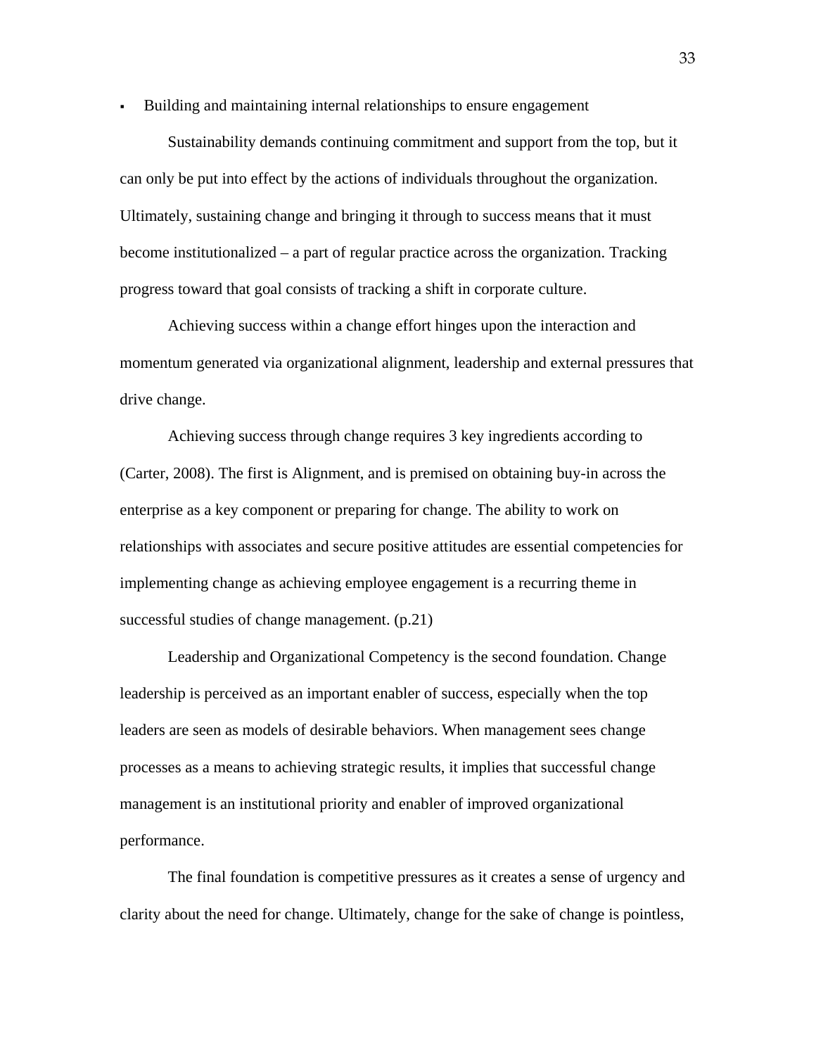- Building and maintaining internal relationships to ensure engagement

Sustainability demands continuing commitment and support from the top, but it can only be put into effect by the actions of individuals throughout the organization. Ultimately, sustaining change and bringing it through to success means that it must become institutionalized – a part of regular practice across the organization. Tracking progress toward that goal consists of tracking a shift in corporate culture.

Achieving success within a change effort hinges upon the interaction and momentum generated via organizational alignment, leadership and external pressures that drive change.

Achieving success through change requires 3 key ingredients according to (Carter, 2008). The first is Alignment, and is premised on obtaining buy-in across the enterprise as a key component or preparing for change. The ability to work on relationships with associates and secure positive attitudes are essential competencies for implementing change as achieving employee engagement is a recurring theme in successful studies of change management. (p.21)

Leadership and Organizational Competency is the second foundation. Change leadership is perceived as an important enabler of success, especially when the top leaders are seen as models of desirable behaviors. When management sees change processes as a means to achieving strategic results, it implies that successful change management is an institutional priority and enabler of improved organizational performance.

The final foundation is competitive pressures as it creates a sense of urgency and clarity about the need for change. Ultimately, change for the sake of change is pointless,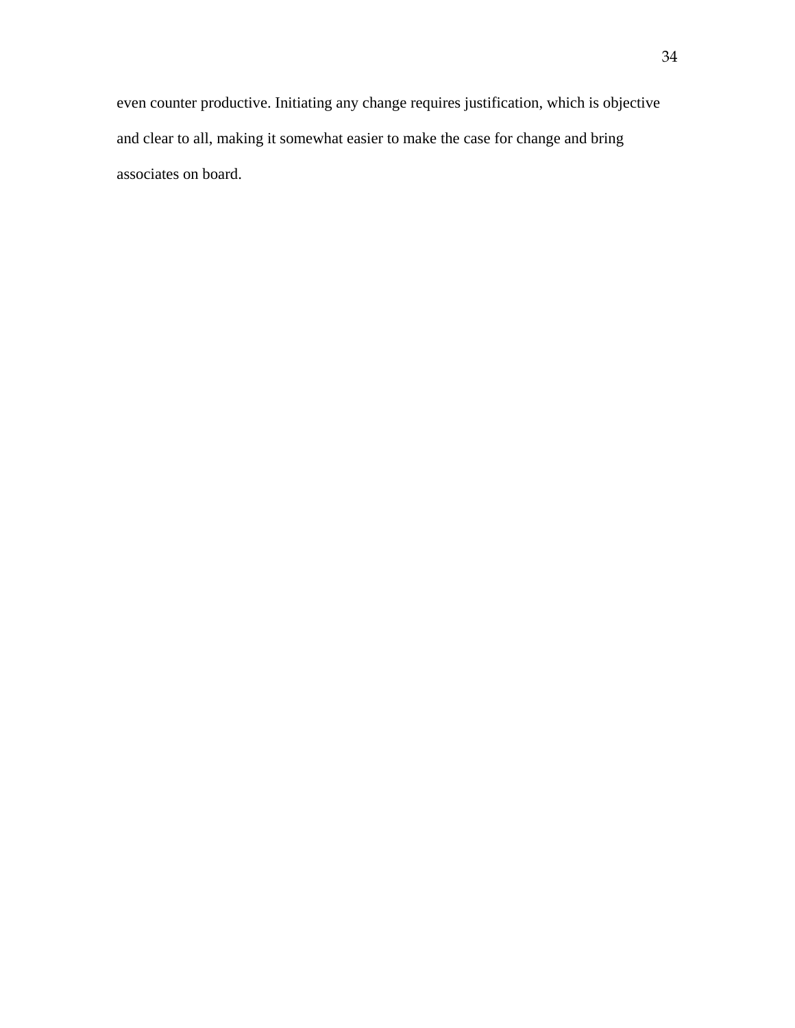even counter productive. Initiating any change requires justification, which is objective and clear to all, making it somewhat easier to make the case for change and bring associates on board.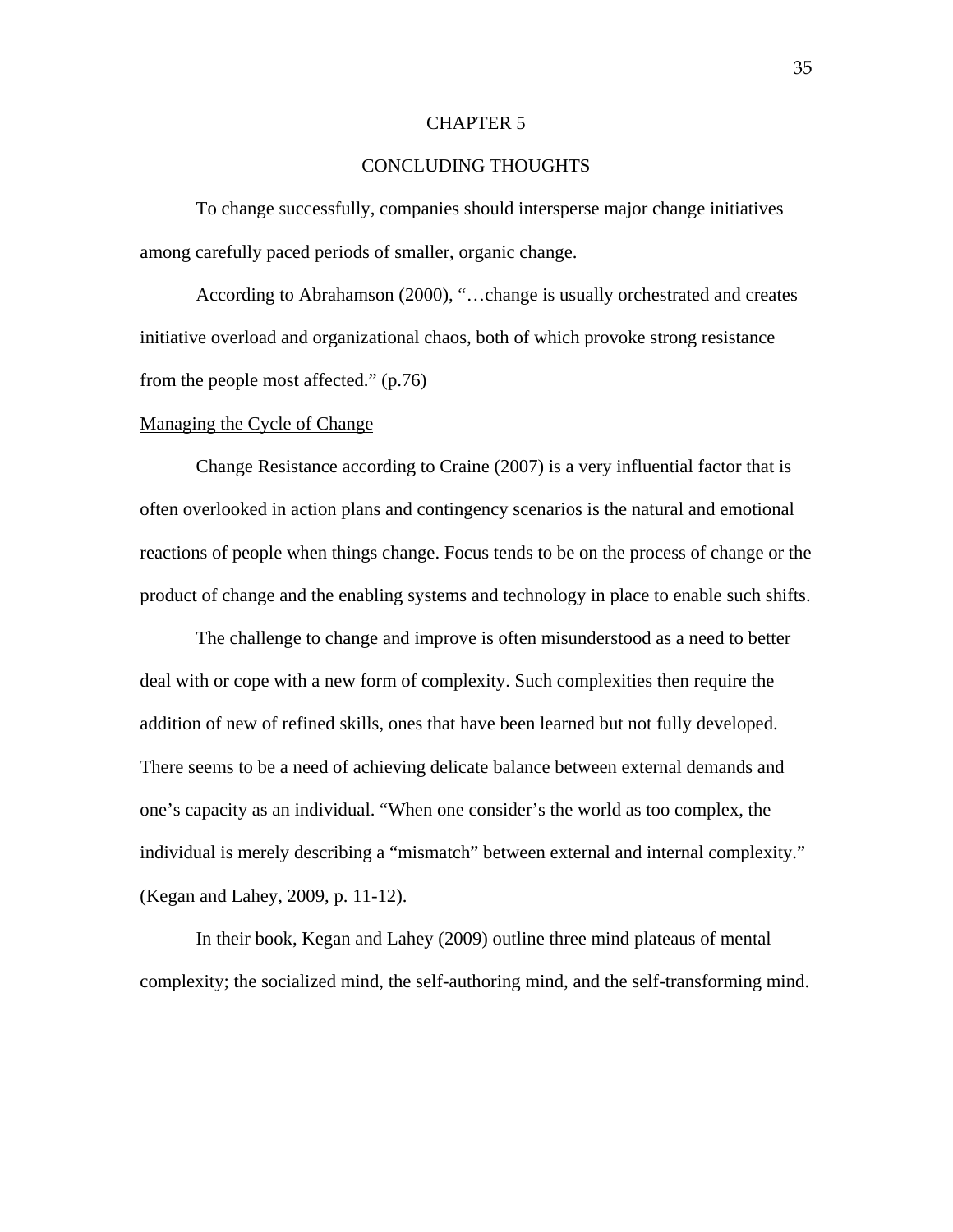# CHAPTER 5

# CONCLUDING THOUGHTS

To change successfully, companies should intersperse major change initiatives among carefully paced periods of smaller, organic change.

According to Abrahamson (2000), "…change is usually orchestrated and creates initiative overload and organizational chaos, both of which provoke strong resistance from the people most affected." (p.76)

## Managing the Cycle of Change

Change Resistance according to Craine (2007) is a very influential factor that is often overlooked in action plans and contingency scenarios is the natural and emotional reactions of people when things change. Focus tends to be on the process of change or the product of change and the enabling systems and technology in place to enable such shifts.

The challenge to change and improve is often misunderstood as a need to better deal with or cope with a new form of complexity. Such complexities then require the addition of new of refined skills, ones that have been learned but not fully developed. There seems to be a need of achieving delicate balance between external demands and one's capacity as an individual. "When one consider's the world as too complex, the individual is merely describing a "mismatch" between external and internal complexity." (Kegan and Lahey, 2009, p. 11-12).

In their book, Kegan and Lahey (2009) outline three mind plateaus of mental complexity; the socialized mind, the self-authoring mind, and the self-transforming mind.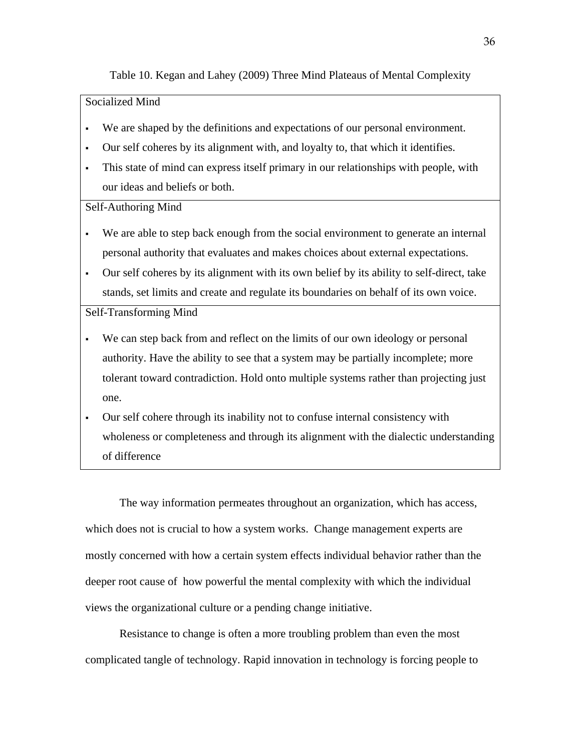Table 10. Kegan and Lahey (2009) Three Mind Plateaus of Mental Complexity

| Socialized Mind |
| --- |
| ▪ We are shaped by the definitions and expectations of our personal environment.<br>▪ Our self coheres by its alignment with, and loyalty to, that which it identifies.<br>▪ This state of mind can express itself primary in our relationships with people, with our ideas and beliefs or both. |
| Self-Authoring Mind |
| ▪ We are able to step back enough from the social environment to generate an internal personal authority that evaluates and makes choices about external expectations.<br>▪ Our self coheres by its alignment with its own belief by its ability to self-direct, take stands, set limits and create and regulate its boundaries on behalf of its own voice. |
| Self-Transforming Mind |
| ▪ We can step back from and reflect on the limits of our own ideology or personal authority. Have the ability to see that a system may be partially incomplete; more tolerant toward contradiction. Hold onto multiple systems rather than projecting just one.<br>▪ Our self cohere through its inability not to confuse internal consistency with wholeness or completeness and through its alignment with the dialectic understanding of difference |

The way information permeates throughout an organization, which has access, which does not is crucial to how a system works. Change management experts are mostly concerned with how a certain system effects individual behavior rather than the deeper root cause of how powerful the mental complexity with which the individual views the organizational culture or a pending change initiative.

Resistance to change is often a more troubling problem than even the most complicated tangle of technology. Rapid innovation in technology is forcing people to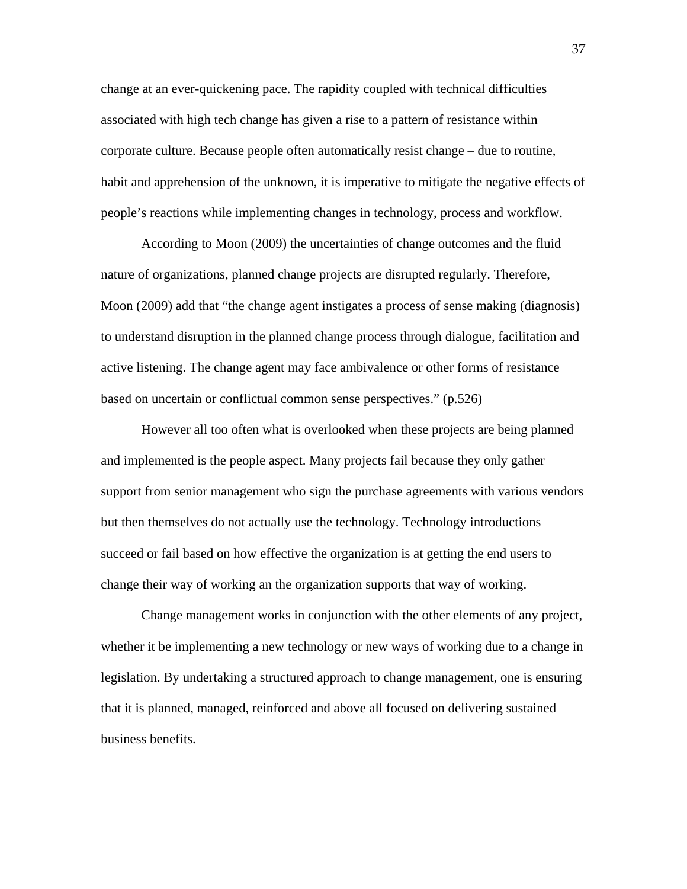change at an ever-quickening pace. The rapidity coupled with technical difficulties associated with high tech change has given a rise to a pattern of resistance within corporate culture. Because people often automatically resist change – due to routine, habit and apprehension of the unknown, it is imperative to mitigate the negative effects of people's reactions while implementing changes in technology, process and workflow.

According to Moon (2009) the uncertainties of change outcomes and the fluid nature of organizations, planned change projects are disrupted regularly. Therefore, Moon (2009) add that "the change agent instigates a process of sense making (diagnosis) to understand disruption in the planned change process through dialogue, facilitation and active listening. The change agent may face ambivalence or other forms of resistance based on uncertain or conflictual common sense perspectives." (p.526)

However all too often what is overlooked when these projects are being planned and implemented is the people aspect. Many projects fail because they only gather support from senior management who sign the purchase agreements with various vendors but then themselves do not actually use the technology. Technology introductions succeed or fail based on how effective the organization is at getting the end users to change their way of working an the organization supports that way of working.

Change management works in conjunction with the other elements of any project, whether it be implementing a new technology or new ways of working due to a change in legislation. By undertaking a structured approach to change management, one is ensuring that it is planned, managed, reinforced and above all focused on delivering sustained business benefits.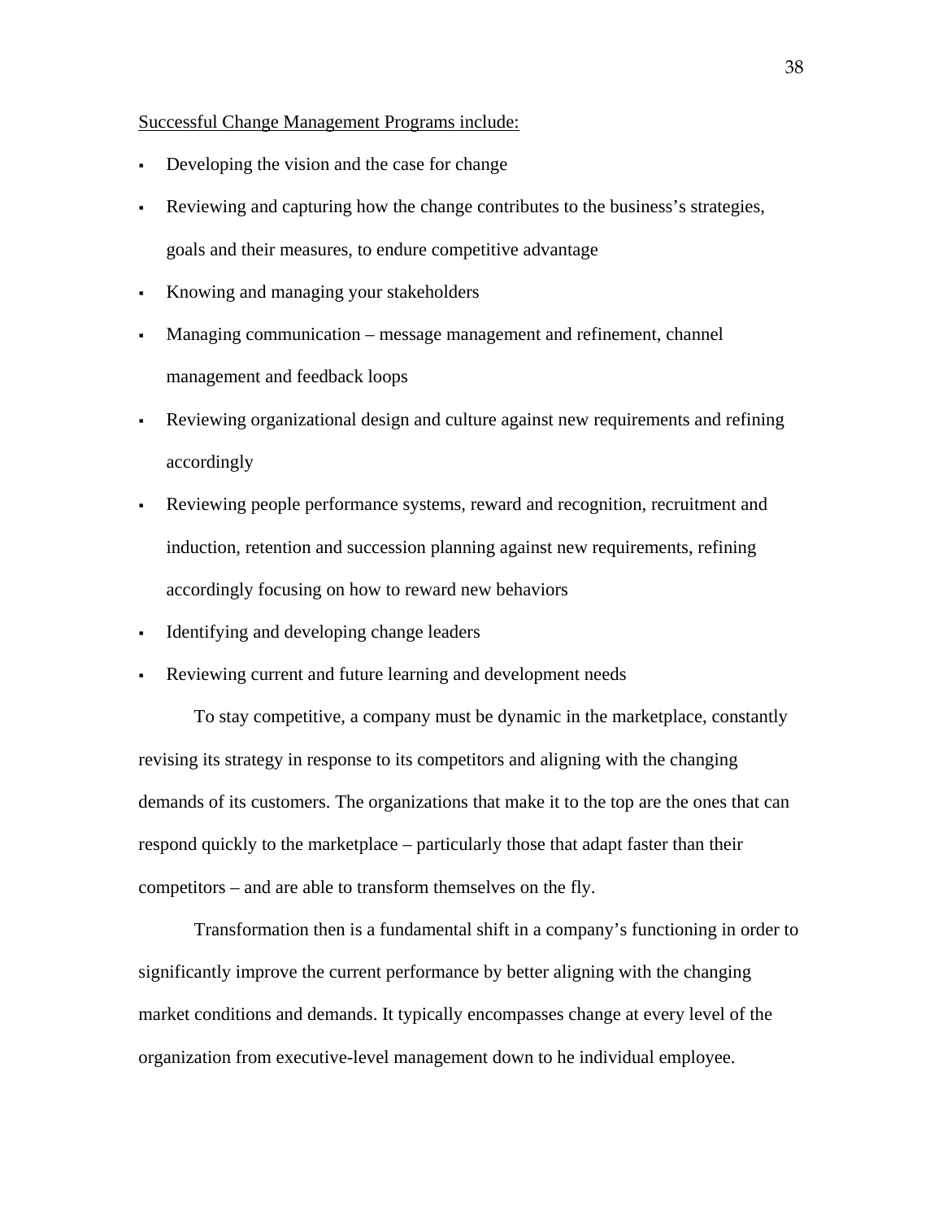<u>Successful Change Management Programs include:</u>

- Developing the vision and the case for change
- Reviewing and capturing how the change contributes to the business's strategies, goals and their measures, to endure competitive advantage
- Knowing and managing your stakeholders
- Managing communication – message management and refinement, channel management and feedback loops
- Reviewing organizational design and culture against new requirements and refining accordingly
- Reviewing people performance systems, reward and recognition, recruitment and induction, retention and succession planning against new requirements, refining accordingly focusing on how to reward new behaviors
- Identifying and developing change leaders
- Reviewing current and future learning and development needs

To stay competitive, a company must be dynamic in the marketplace, constantly revising its strategy in response to its competitors and aligning with the changing demands of its customers. The organizations that make it to the top are the ones that can respond quickly to the marketplace – particularly those that adapt faster than their competitors – and are able to transform themselves on the fly.

Transformation then is a fundamental shift in a company's functioning in order to significantly improve the current performance by better aligning with the changing market conditions and demands. It typically encompasses change at every level of the organization from executive-level management down to he individual employee.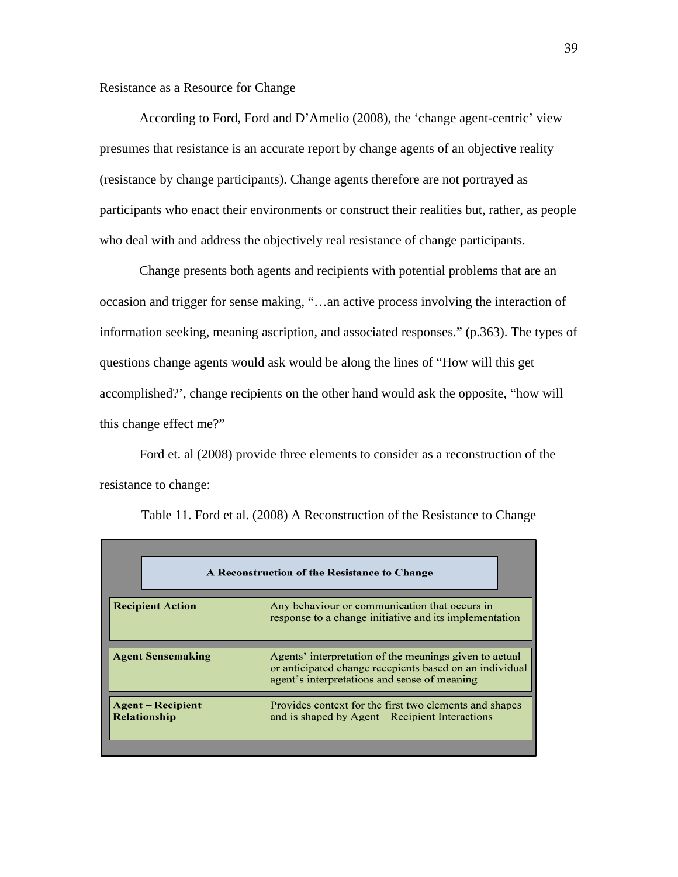<u>Resistance as a Resource for Change</u>

According to Ford, Ford and D'Amelio (2008), the 'change agent-centric' view presumes that resistance is an accurate report by change agents of an objective reality (resistance by change participants). Change agents therefore are not portrayed as participants who enact their environments or construct their realities but, rather, as people who deal with and address the objectively real resistance of change participants.

Change presents both agents and recipients with potential problems that are an occasion and trigger for sense making, "…an active process involving the interaction of information seeking, meaning ascription, and associated responses." (p.363). The types of questions change agents would ask would be along the lines of "How will this get accomplished?', change recipients on the other hand would ask the opposite, "how will this change effect me?"

Ford et. al (2008) provide three elements to consider as a reconstruction of the resistance to change:

Table 11. Ford et al. (2008) A Reconstruction of the Resistance to Change

| A Reconstruction of the Resistance to Change | |
|---|---|
| **Recipient Action** | Any behaviour or communication that occurs in response to a change initiative and its implementation |
| **Agent Sensemaking** | Agents' interpretation of the meanings given to actual or anticipated change recepients based on an individual agent's interpretations and sense of meaning |
| **Agent – Recipient Relationship** | Provides context for the first two elements and shapes and is shaped by Agent – Recipient Interactions |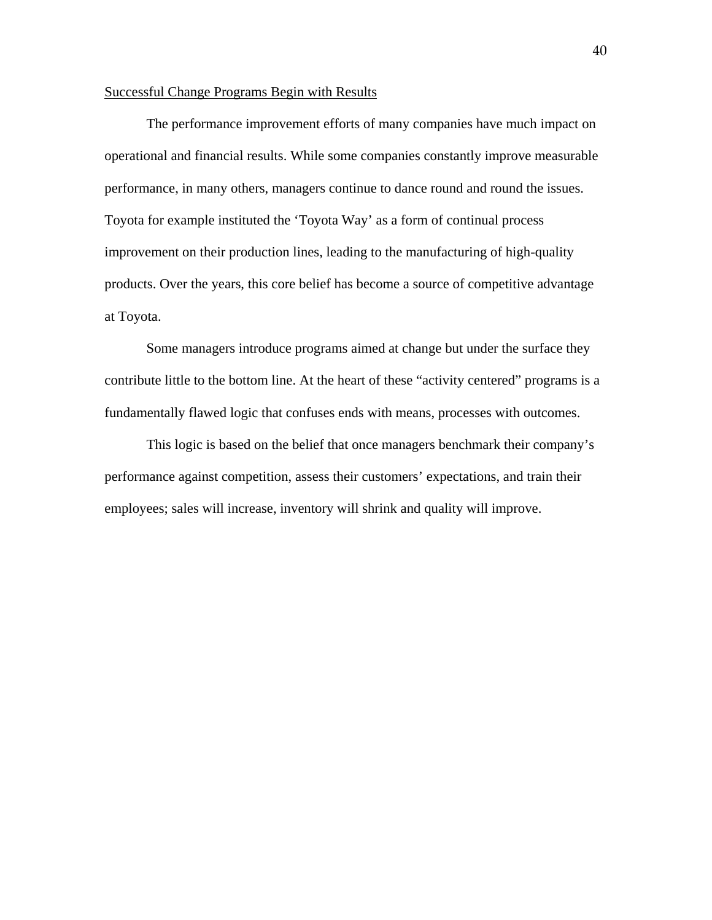## Successful Change Programs Begin with Results

The performance improvement efforts of many companies have much impact on operational and financial results. While some companies constantly improve measurable performance, in many others, managers continue to dance round and round the issues. Toyota for example instituted the 'Toyota Way' as a form of continual process improvement on their production lines, leading to the manufacturing of high-quality products. Over the years, this core belief has become a source of competitive advantage at Toyota.

Some managers introduce programs aimed at change but under the surface they contribute little to the bottom line. At the heart of these "activity centered" programs is a fundamentally flawed logic that confuses ends with means, processes with outcomes.

This logic is based on the belief that once managers benchmark their company's performance against competition, assess their customers' expectations, and train their employees; sales will increase, inventory will shrink and quality will improve.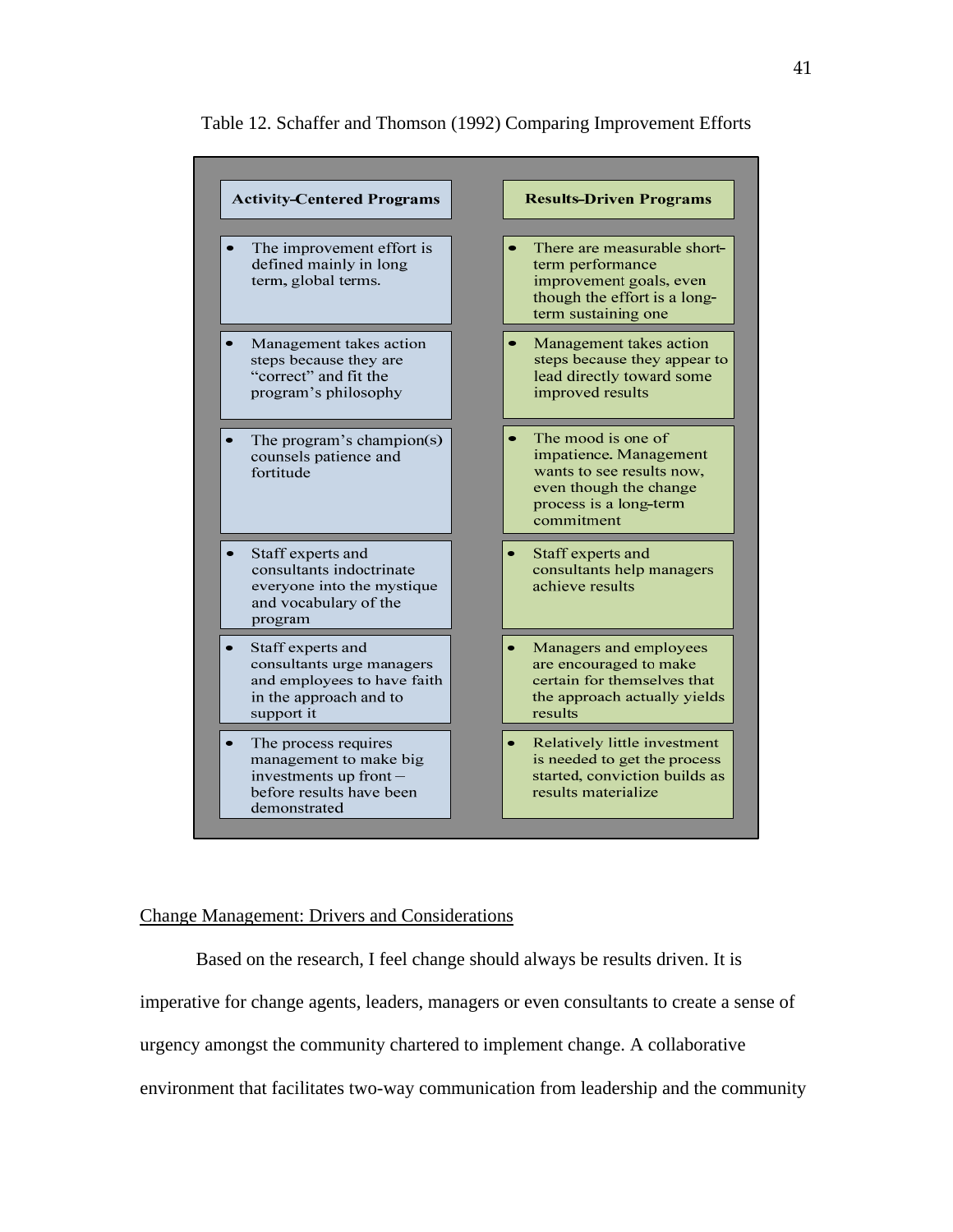Table 12. Schaffer and Thomson (1992) Comparing Improvement Efforts

| Activity-Centered Programs | Results-Driven Programs |
| --- | --- |
| • The improvement effort is defined mainly in long term, global terms. | • There are measurable short-term performance improvement goals, even though the effort is a long-term sustaining one |
| • Management takes action steps because they are "correct" and fit the program's philosophy | • Management takes action steps because they appear to lead directly toward some improved results |
| • The program's champion(s) counsels patience and fortitude | • The mood is one of impatience. Management wants to see results now, even though the change process is a long-term commitment |
| • Staff experts and consultants indoctrinate everyone into the mystique and vocabulary of the program | • Staff experts and consultants help managers achieve results |
| • Staff experts and consultants urge managers and employees to have faith in the approach and to support it | • Managers and employees are encouraged to make certain for themselves that the approach actually yields results |
| • The process requires management to make big investments up front – before results have been demonstrated | • Relatively little investment is needed to get the process started, conviction builds as results materialize |

Change Management: Drivers and Considerations

Based on the research, I feel change should always be results driven. It is imperative for change agents, leaders, managers or even consultants to create a sense of urgency amongst the community chartered to implement change. A collaborative environment that facilitates two-way communication from leadership and the community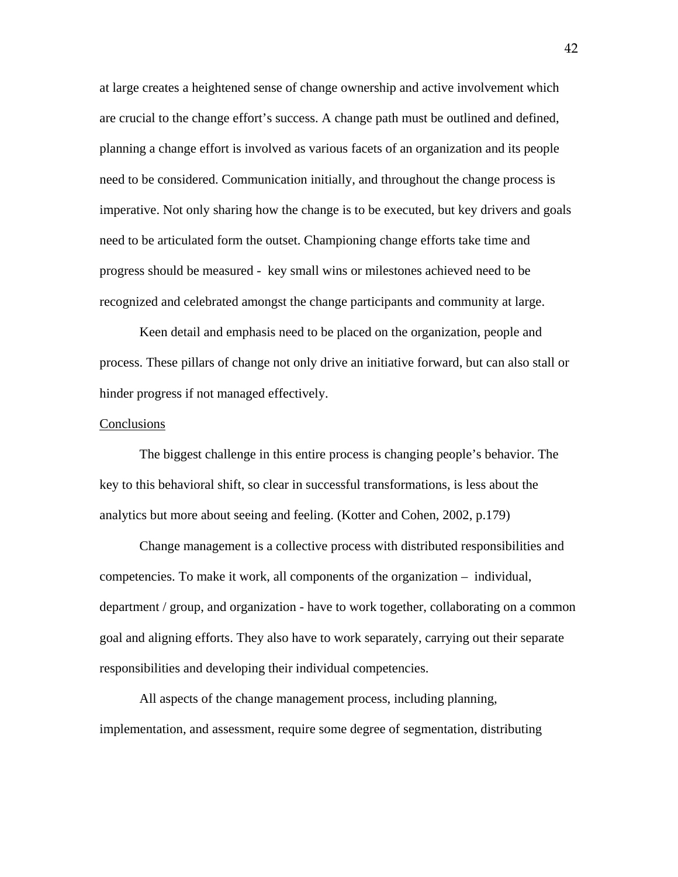at large creates a heightened sense of change ownership and active involvement which are crucial to the change effort's success. A change path must be outlined and defined, planning a change effort is involved as various facets of an organization and its people need to be considered. Communication initially, and throughout the change process is imperative. Not only sharing how the change is to be executed, but key drivers and goals need to be articulated form the outset. Championing change efforts take time and progress should be measured - key small wins or milestones achieved need to be recognized and celebrated amongst the change participants and community at large.

Keen detail and emphasis need to be placed on the organization, people and process. These pillars of change not only drive an initiative forward, but can also stall or hinder progress if not managed effectively.

## Conclusions

The biggest challenge in this entire process is changing people's behavior. The key to this behavioral shift, so clear in successful transformations, is less about the analytics but more about seeing and feeling. (Kotter and Cohen, 2002, p.179)

Change management is a collective process with distributed responsibilities and competencies. To make it work, all components of the organization – individual, department / group, and organization - have to work together, collaborating on a common goal and aligning efforts. They also have to work separately, carrying out their separate responsibilities and developing their individual competencies.

All aspects of the change management process, including planning, implementation, and assessment, require some degree of segmentation, distributing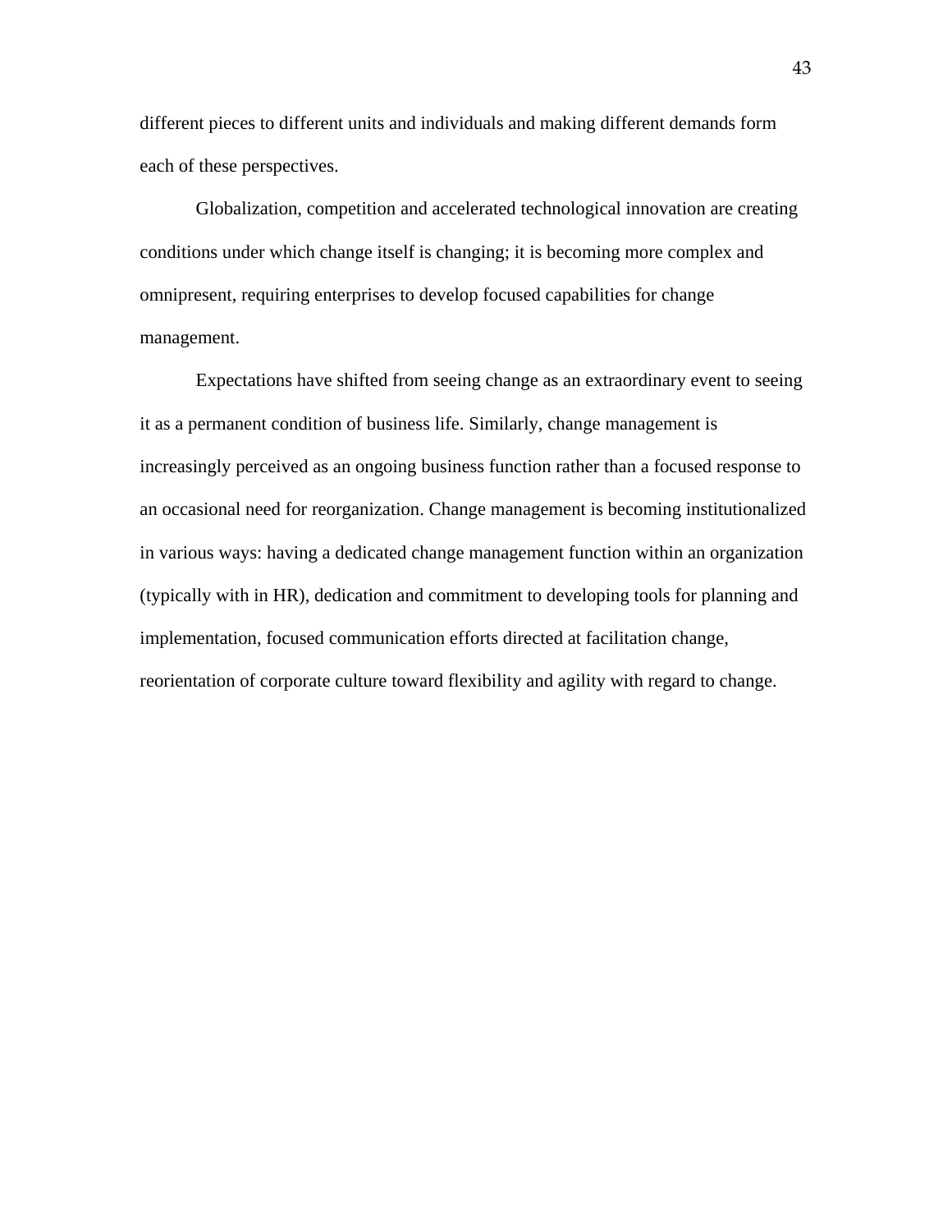different pieces to different units and individuals and making different demands form each of these perspectives.

Globalization, competition and accelerated technological innovation are creating conditions under which change itself is changing; it is becoming more complex and omnipresent, requiring enterprises to develop focused capabilities for change management.

Expectations have shifted from seeing change as an extraordinary event to seeing it as a permanent condition of business life. Similarly, change management is increasingly perceived as an ongoing business function rather than a focused response to an occasional need for reorganization. Change management is becoming institutionalized in various ways: having a dedicated change management function within an organization (typically with in HR), dedication and commitment to developing tools for planning and implementation, focused communication efforts directed at facilitation change, reorientation of corporate culture toward flexibility and agility with regard to change.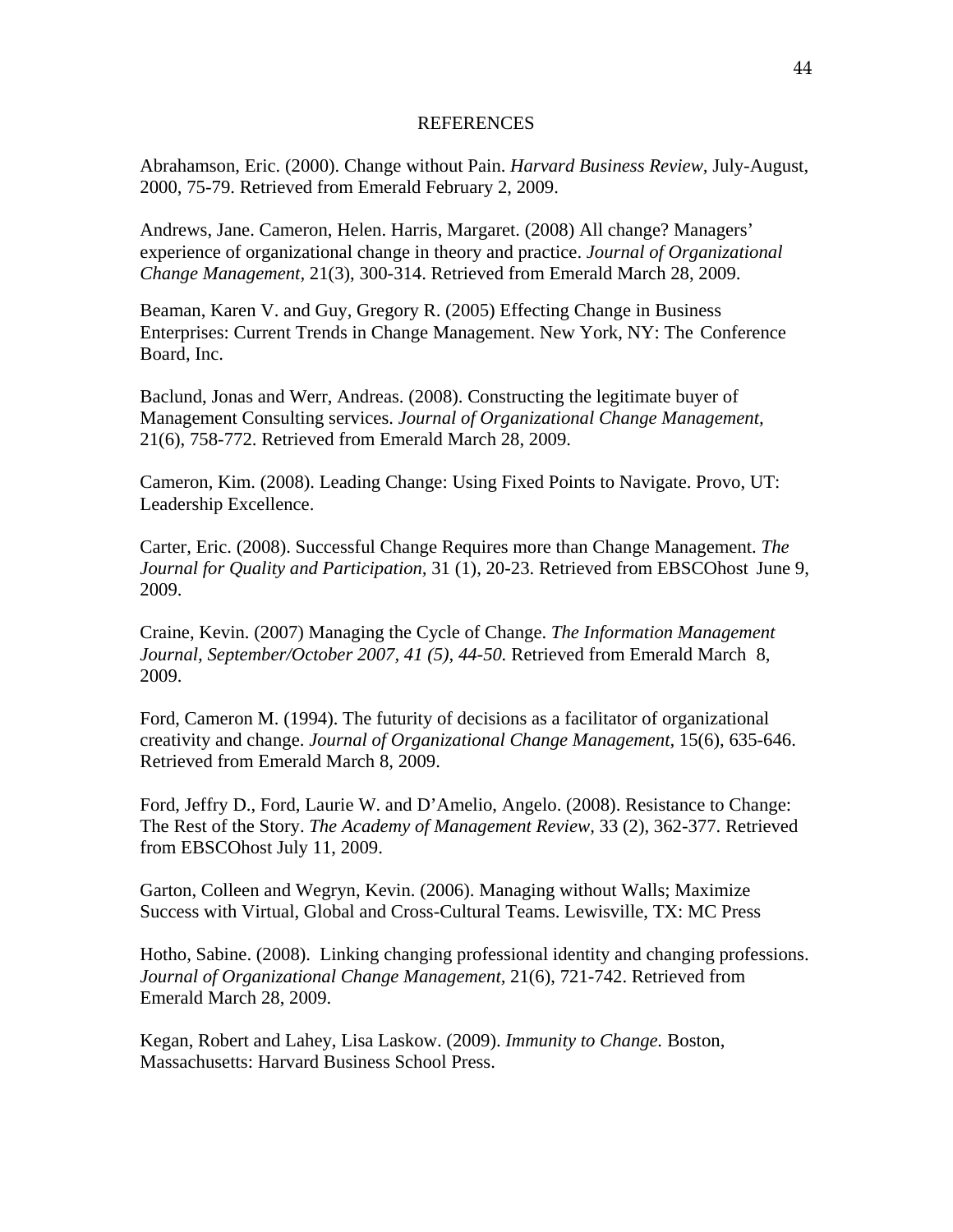# REFERENCES

Abrahamson, Eric. (2000). Change without Pain. *Harvard Business Review*, July-August, 2000, 75-79. Retrieved from Emerald February 2, 2009.

Andrews, Jane. Cameron, Helen. Harris, Margaret. (2008) All change? Managers' experience of organizational change in theory and practice. *Journal of Organizational Change Management*, 21(3), 300-314. Retrieved from Emerald March 28, 2009.

Beaman, Karen V. and Guy, Gregory R. (2005) Effecting Change in Business Enterprises: Current Trends in Change Management. New York, NY: The Conference Board, Inc.

Baclund, Jonas and Werr, Andreas. (2008). Constructing the legitimate buyer of Management Consulting services. *Journal of Organizational Change Management*, 21(6), 758-772. Retrieved from Emerald March 28, 2009.

Cameron, Kim. (2008). Leading Change: Using Fixed Points to Navigate. Provo, UT: Leadership Excellence.

Carter, Eric. (2008). Successful Change Requires more than Change Management. *The Journal for Quality and Participation*, 31 (1), 20-23. Retrieved from EBSCOhost June 9, 2009.

Craine, Kevin. (2007) Managing the Cycle of Change. *The Information Management Journal, September/October 2007, 41 (5), 44-50*. Retrieved from Emerald March 8, 2009.

Ford, Cameron M. (1994). The futurity of decisions as a facilitator of organizational creativity and change. *Journal of Organizational Change Management*, 15(6), 635-646. Retrieved from Emerald March 8, 2009.

Ford, Jeffry D., Ford, Laurie W. and D'Amelio, Angelo. (2008). Resistance to Change: The Rest of the Story. *The Academy of Management Review,* 33 (2), 362-377. Retrieved from EBSCOhost July 11, 2009.

Garton, Colleen and Wegryn, Kevin. (2006). Managing without Walls; Maximize Success with Virtual, Global and Cross-Cultural Teams. Lewisville, TX: MC Press

Hotho, Sabine. (2008). Linking changing professional identity and changing professions. *Journal of Organizational Change Management*, 21(6), 721-742. Retrieved from Emerald March 28, 2009.

Kegan, Robert and Lahey, Lisa Laskow. (2009). *Immunity to Change.* Boston, Massachusetts: Harvard Business School Press.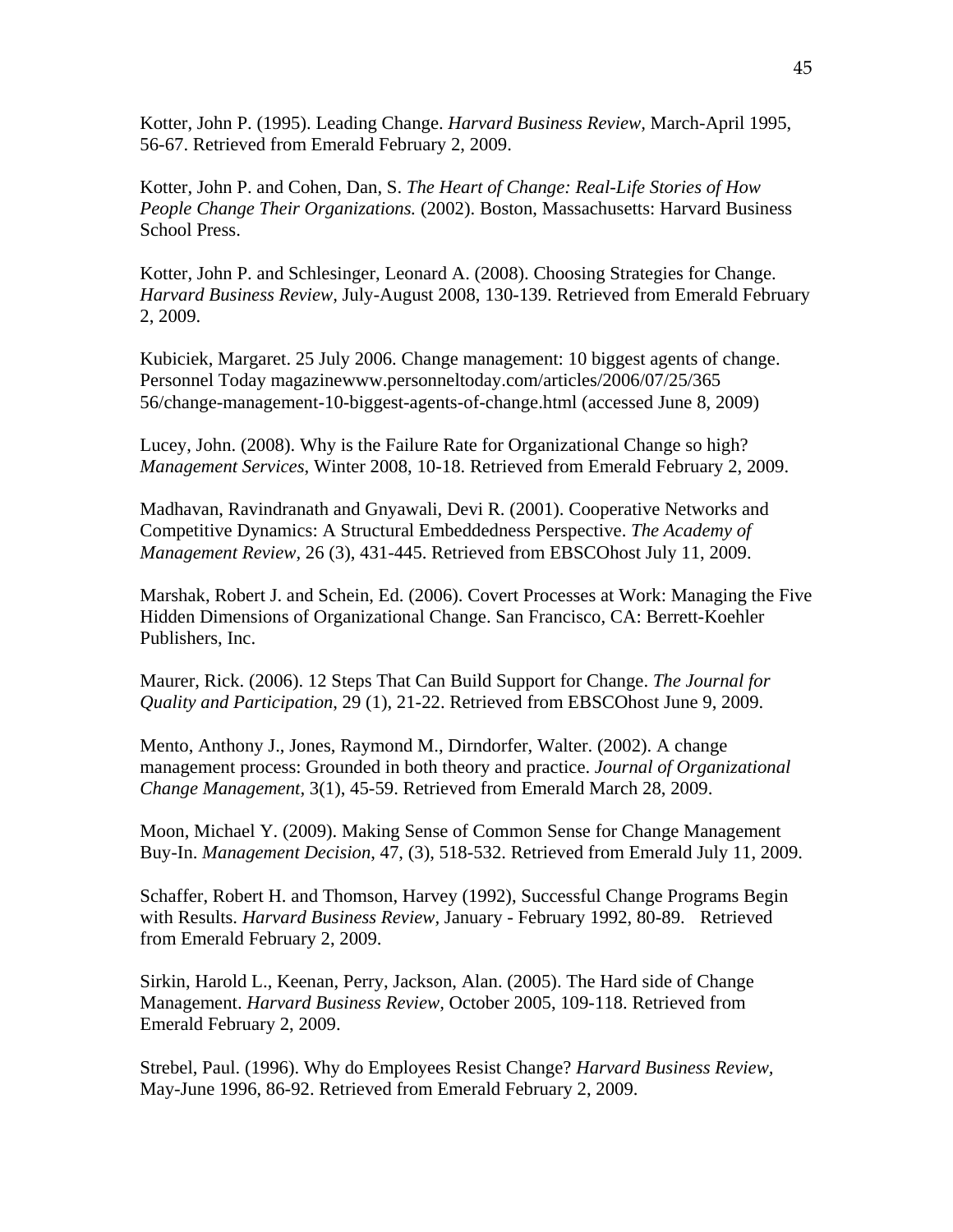Kotter, John P. (1995). Leading Change. *Harvard Business Review*, March-April 1995, 56-67. Retrieved from Emerald February 2, 2009.

Kotter, John P. and Cohen, Dan, S. *The Heart of Change: Real-Life Stories of How People Change Their Organizations.* (2002). Boston, Massachusetts: Harvard Business School Press.

Kotter, John P. and Schlesinger, Leonard A. (2008). Choosing Strategies for Change. *Harvard Business Review*, July-August 2008, 130-139. Retrieved from Emerald February 2, 2009.

Kubiciek, Margaret. 25 July 2006. Change management: 10 biggest agents of change. Personnel Today magazinewww.personneltoday.com/articles/2006/07/25/365 56/change-management-10-biggest-agents-of-change.html (accessed June 8, 2009)

Lucey, John. (2008). Why is the Failure Rate for Organizational Change so high? *Management Services*, Winter 2008, 10-18. Retrieved from Emerald February 2, 2009.

Madhavan, Ravindranath and Gnyawali, Devi R. (2001). Cooperative Networks and Competitive Dynamics: A Structural Embeddedness Perspective. *The Academy of Management Review*, 26 (3), 431-445. Retrieved from EBSCOhost July 11, 2009.

Marshak, Robert J. and Schein, Ed. (2006). Covert Processes at Work: Managing the Five Hidden Dimensions of Organizational Change. San Francisco, CA: Berrett-Koehler Publishers, Inc.

Maurer, Rick. (2006). 12 Steps That Can Build Support for Change. *The Journal for Quality and Participation*, 29 (1), 21-22. Retrieved from EBSCOhost June 9, 2009.

Mento, Anthony J., Jones, Raymond M., Dirndorfer, Walter. (2002). A change management process: Grounded in both theory and practice. *Journal of Organizational Change Management*, 3(1), 45-59. Retrieved from Emerald March 28, 2009.

Moon, Michael Y. (2009). Making Sense of Common Sense for Change Management Buy-In. *Management Decision*, 47, (3), 518-532. Retrieved from Emerald July 11, 2009.

Schaffer, Robert H. and Thomson, Harvey (1992), Successful Change Programs Begin with Results. *Harvard Business Review*, January - February 1992, 80-89. Retrieved from Emerald February 2, 2009.

Sirkin, Harold L., Keenan, Perry, Jackson, Alan. (2005). The Hard side of Change Management. *Harvard Business Review*, October 2005, 109-118. Retrieved from Emerald February 2, 2009.

Strebel, Paul. (1996). Why do Employees Resist Change? *Harvard Business Review*, May-June 1996, 86-92. Retrieved from Emerald February 2, 2009.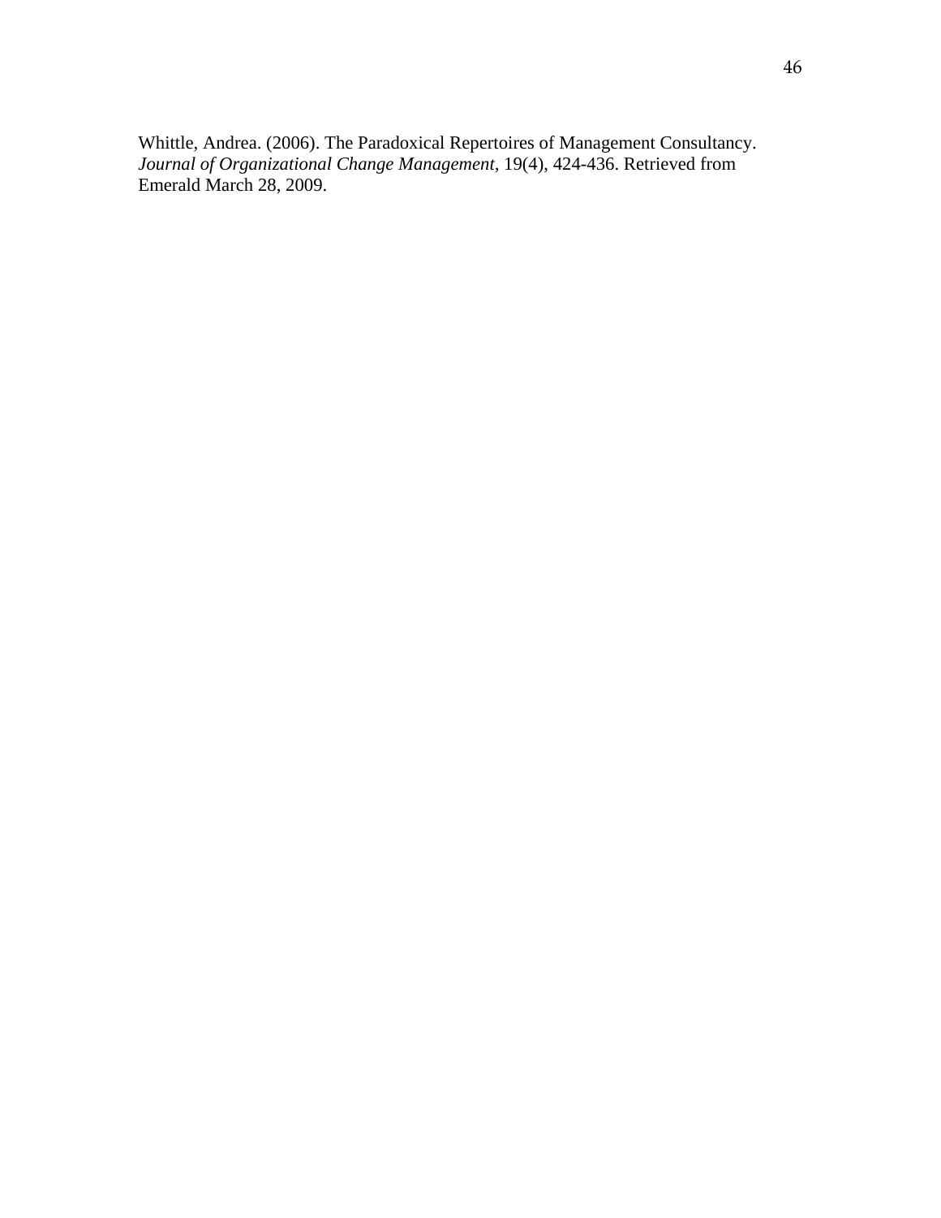Whittle, Andrea. (2006). The Paradoxical Repertoires of Management Consultancy. *Journal of Organizational Change Management*, 19(4), 424-436. Retrieved from Emerald March 28, 2009.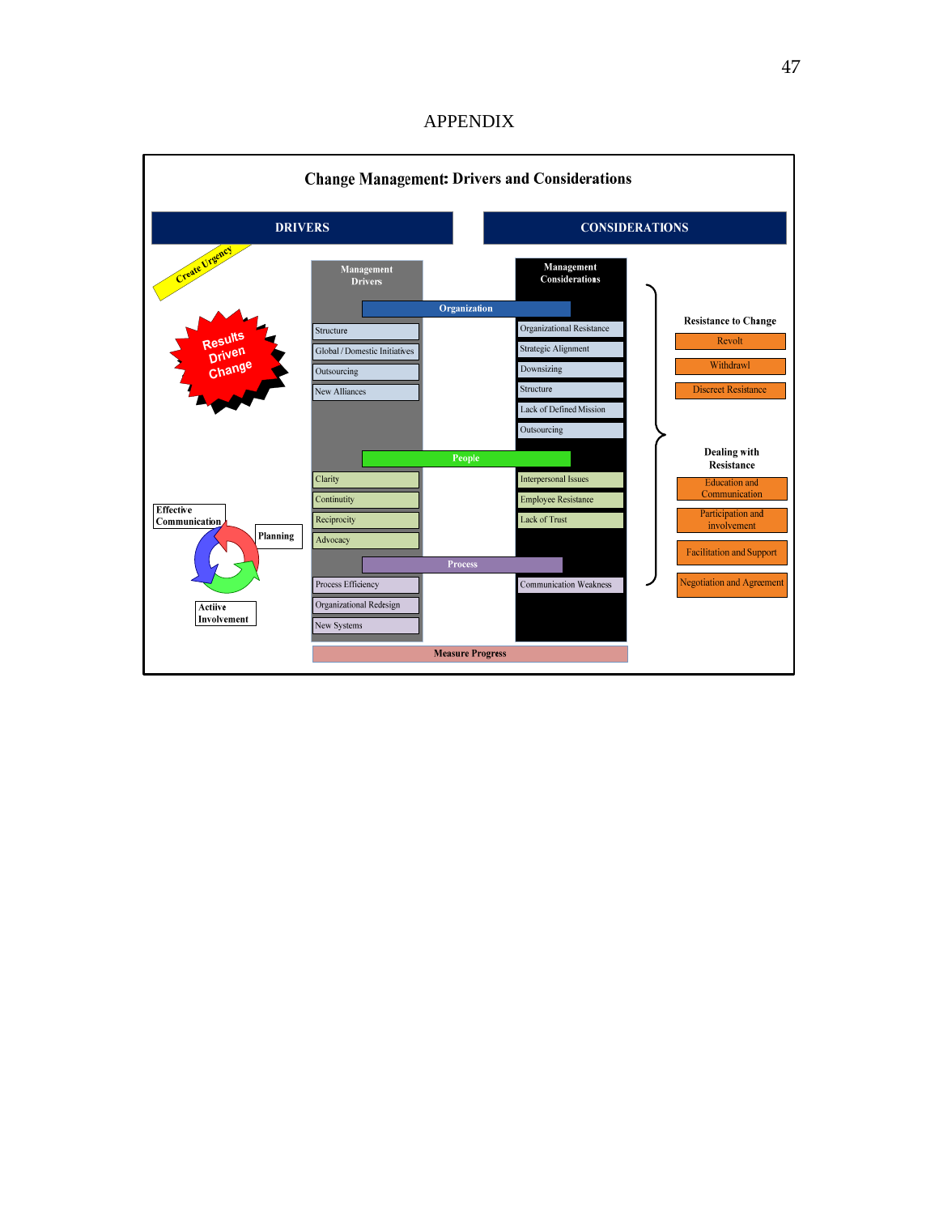# APPENDIX

**Change Management: Drivers and Considerations**

DRIVERS

CONSIDERATIONS

Create Urgency

Results Driven Change

Effective Communication

Planning

Actiive Involvement

Management Drivers

Management Considerations

Organization

Structure

Global / Domestic Initiatives

Outsourcing

New Alliances

Organizational Resistance

Strategic Alignment

Downsizing

Structure

Lack of Defined Mission

Outsourcing

People

Clarity

Continuity

Reciprocity

Advocacy

Interpersonal Issues

Employee Resistance

Lack of Trust

Process

Process Efficiency

Organizational Redesign

New Systems

Communication Weakness

Measure Progress

Resistance to Change

Revolt

Withdrawl

Discreet Resistance

Dealing with Resistance

Education and Communication

Participation and involvement

Facilitation and Support

Negotiation and Agreement